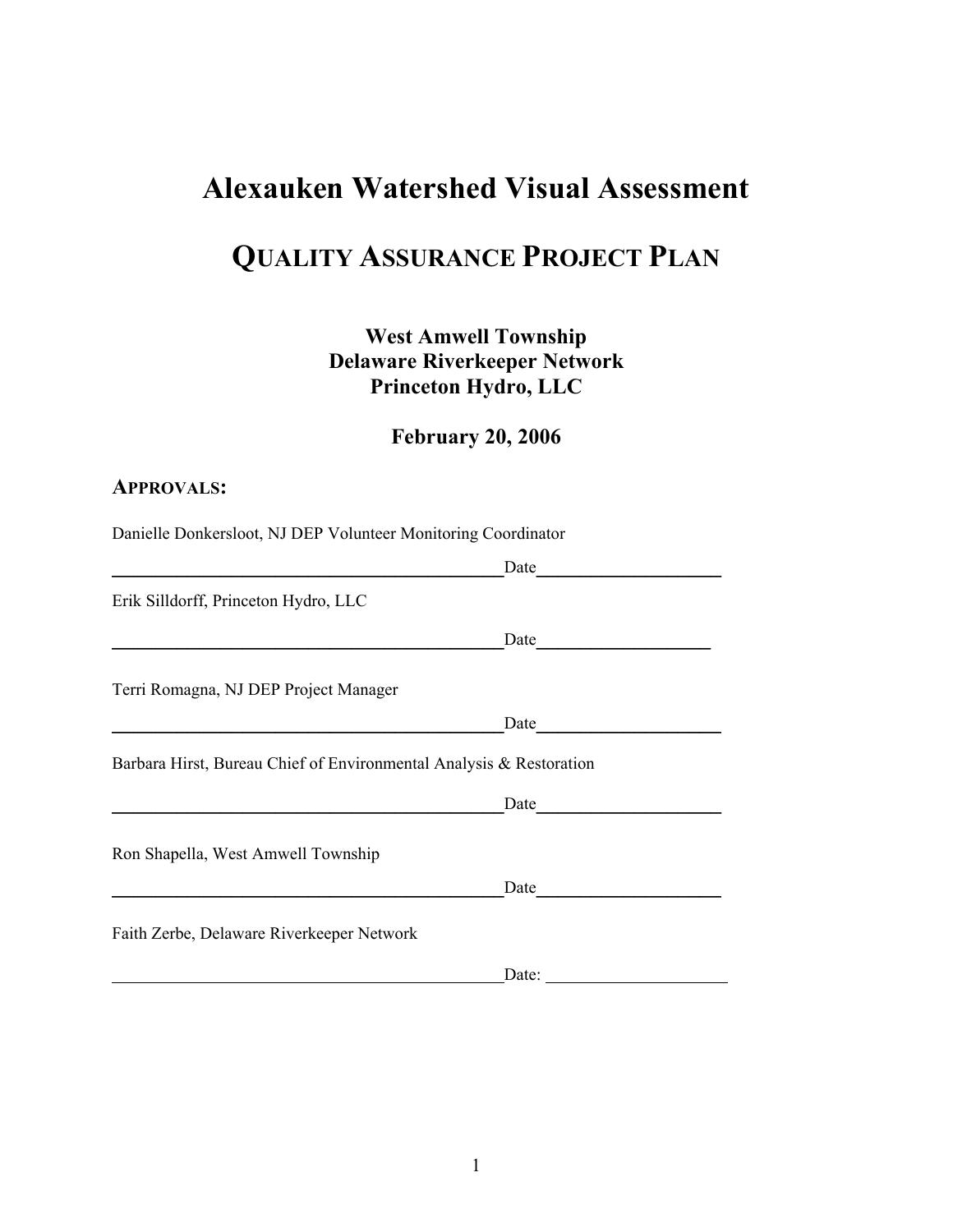# Alexauken Watershed Visual Assessment

## QUALITY ASSURANCE PROJECT PLAN

**West Amwell Township**
**Delaware Riverkeeper Network**
**Princeton Hydro, LLC**

**February 20, 2006**

### APPROVALS:

Danielle Donkersloot, NJ DEP Volunteer Monitoring Coordinator

______________________________________________ Date____________________

Erik Silldorff, Princeton Hydro, LLC

______________________________________________ Date____________________

Terri Romagna, NJ DEP Project Manager

______________________________________________ Date____________________

Barbara Hirst, Bureau Chief of Environmental Analysis & Restoration

______________________________________________ Date____________________

Ron Shapella, West Amwell Township

______________________________________________ Date____________________

Faith Zerbe, Delaware Riverkeeper Network

______________________________________________ Date: ____________________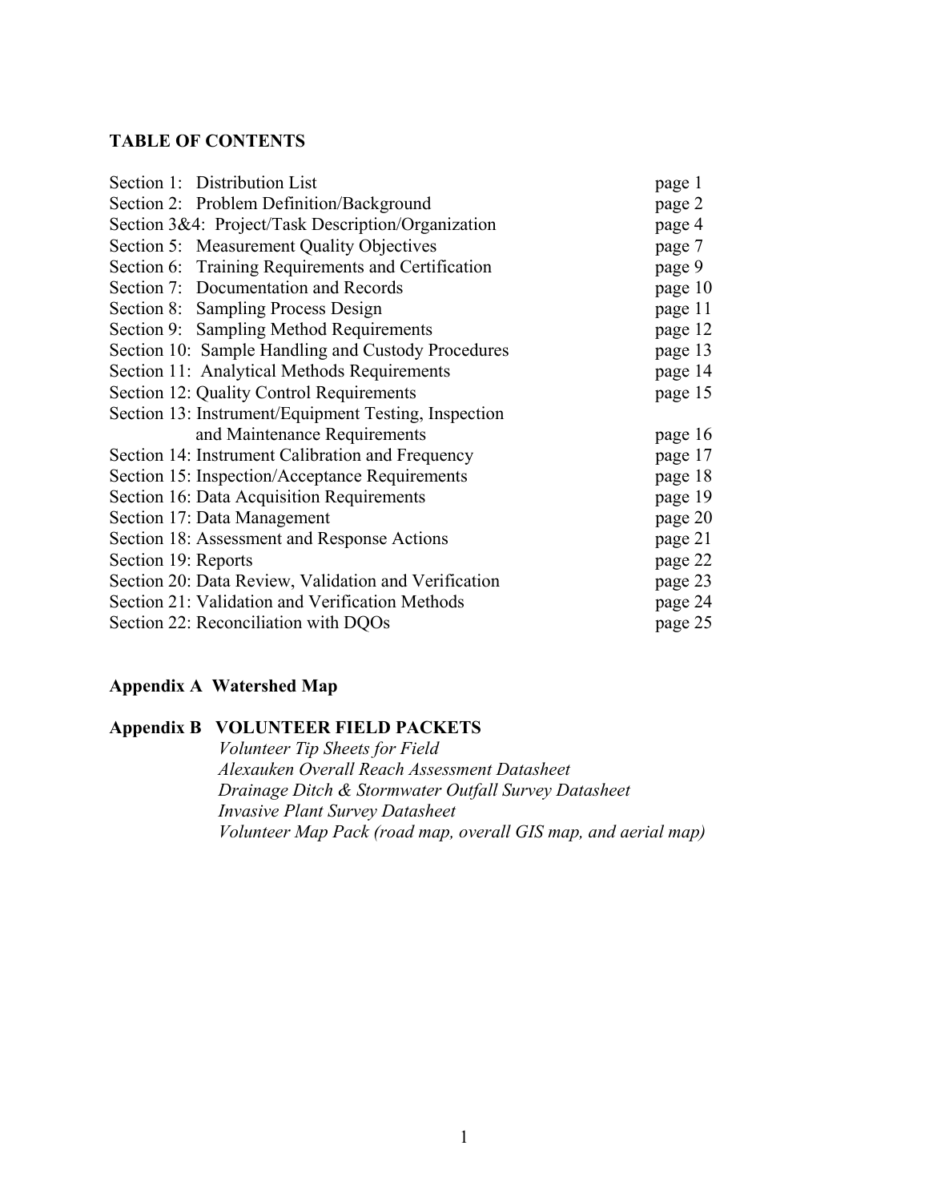# TABLE OF CONTENTS

| Section | Page |
|---|---|
| Section 1: Distribution List | page 1 |
| Section 2: Problem Definition/Background | page 2 |
| Section 3&4: Project/Task Description/Organization | page 4 |
| Section 5: Measurement Quality Objectives | page 7 |
| Section 6: Training Requirements and Certification | page 9 |
| Section 7: Documentation and Records | page 10 |
| Section 8: Sampling Process Design | page 11 |
| Section 9: Sampling Method Requirements | page 12 |
| Section 10: Sample Handling and Custody Procedures | page 13 |
| Section 11: Analytical Methods Requirements | page 14 |
| Section 12: Quality Control Requirements | page 15 |
| Section 13: Instrument/Equipment Testing, Inspection and Maintenance Requirements | page 16 |
| Section 14: Instrument Calibration and Frequency | page 17 |
| Section 15: Inspection/Acceptance Requirements | page 18 |
| Section 16: Data Acquisition Requirements | page 19 |
| Section 17: Data Management | page 20 |
| Section 18: Assessment and Response Actions | page 21 |
| Section 19: Reports | page 22 |
| Section 20: Data Review, Validation and Verification | page 23 |
| Section 21: Validation and Verification Methods | page 24 |
| Section 22: Reconciliation with DQOs | page 25 |

**Appendix A Watershed Map**

**Appendix B VOLUNTEER FIELD PACKETS**

*Volunteer Tip Sheets for Field*
*Alexauken Overall Reach Assessment Datasheet*
*Drainage Ditch & Stormwater Outfall Survey Datasheet*
*Invasive Plant Survey Datasheet*
*Volunteer Map Pack (road map, overall GIS map, and aerial map)*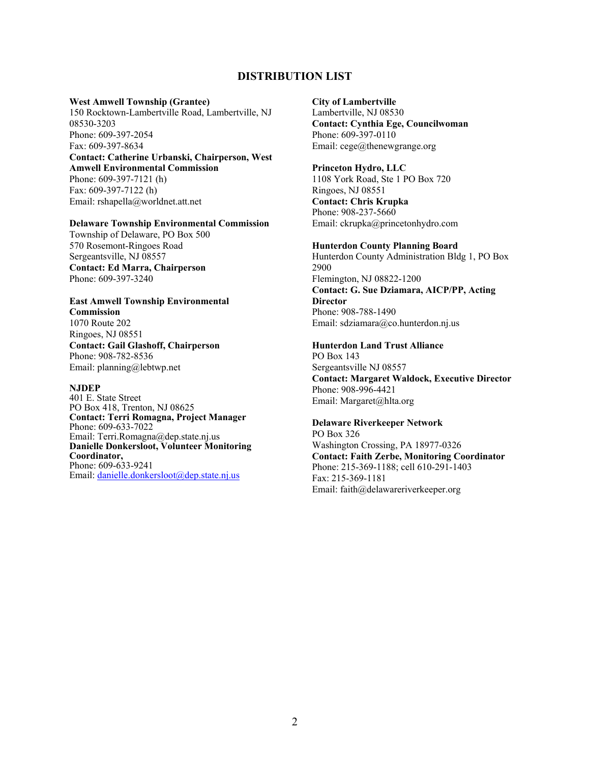# DISTRIBUTION LIST

**West Amwell Township (Grantee)**
150 Rocktown-Lambertville Road, Lambertville, NJ 08530-3203
Phone: 609-397-2054
Fax: 609-397-8634
**Contact: Catherine Urbanski, Chairperson, West Amwell Environmental Commission**
Phone: 609-397-7121 (h)
Fax: 609-397-7122 (h)
Email: rshapella@worldnet.att.net

**Delaware Township Environmental Commission**
Township of Delaware, PO Box 500
570 Rosemont-Ringoes Road
Sergeantsville, NJ 08557
**Contact: Ed Marra, Chairperson**
Phone: 609-397-3240

**East Amwell Township Environmental Commission**
1070 Route 202
Ringoes, NJ 08551
**Contact: Gail Glashoff, Chairperson**
Phone: 908-782-8536
Email: planning@lebtwp.net

**NJDEP**
401 E. State Street
PO Box 418, Trenton, NJ 08625
**Contact: Terri Romagna, Project Manager**
Phone: 609-633-7022
Email: Terri.Romagna@dep.state.nj.us
**Danielle Donkersloot, Volunteer Monitoring Coordinator,**
Phone: 609-633-9241
Email: danielle.donkersloot@dep.state.nj.us

**City of Lambertville**
Lambertville, NJ 08530
**Contact: Cynthia Ege, Councilwoman**
Phone: 609-397-0110
Email: cege@thenewgrange.org

**Princeton Hydro, LLC**
1108 York Road, Ste 1 PO Box 720
Ringoes, NJ 08551
**Contact: Chris Krupka**
Phone: 908-237-5660
Email: ckrupka@princetonhydro.com

**Hunterdon County Planning Board**
Hunterdon County Administration Bldg 1, PO Box 2900
Flemington, NJ 08822-1200
**Contact: G. Sue Dziamara, AICP/PP, Acting Director**
Phone: 908-788-1490
Email: sdziamara@co.hunterdon.nj.us

**Hunterdon Land Trust Alliance**
PO Box 143
Sergeantsville NJ 08557
**Contact: Margaret Waldock, Executive Director**
Phone: 908-996-4421
Email: Margaret@hlta.org

**Delaware Riverkeeper Network**
PO Box 326
Washington Crossing, PA 18977-0326
**Contact: Faith Zerbe, Monitoring Coordinator**
Phone: 215-369-1188; cell 610-291-1403
Fax: 215-369-1181
Email: faith@delawareriverkeeper.org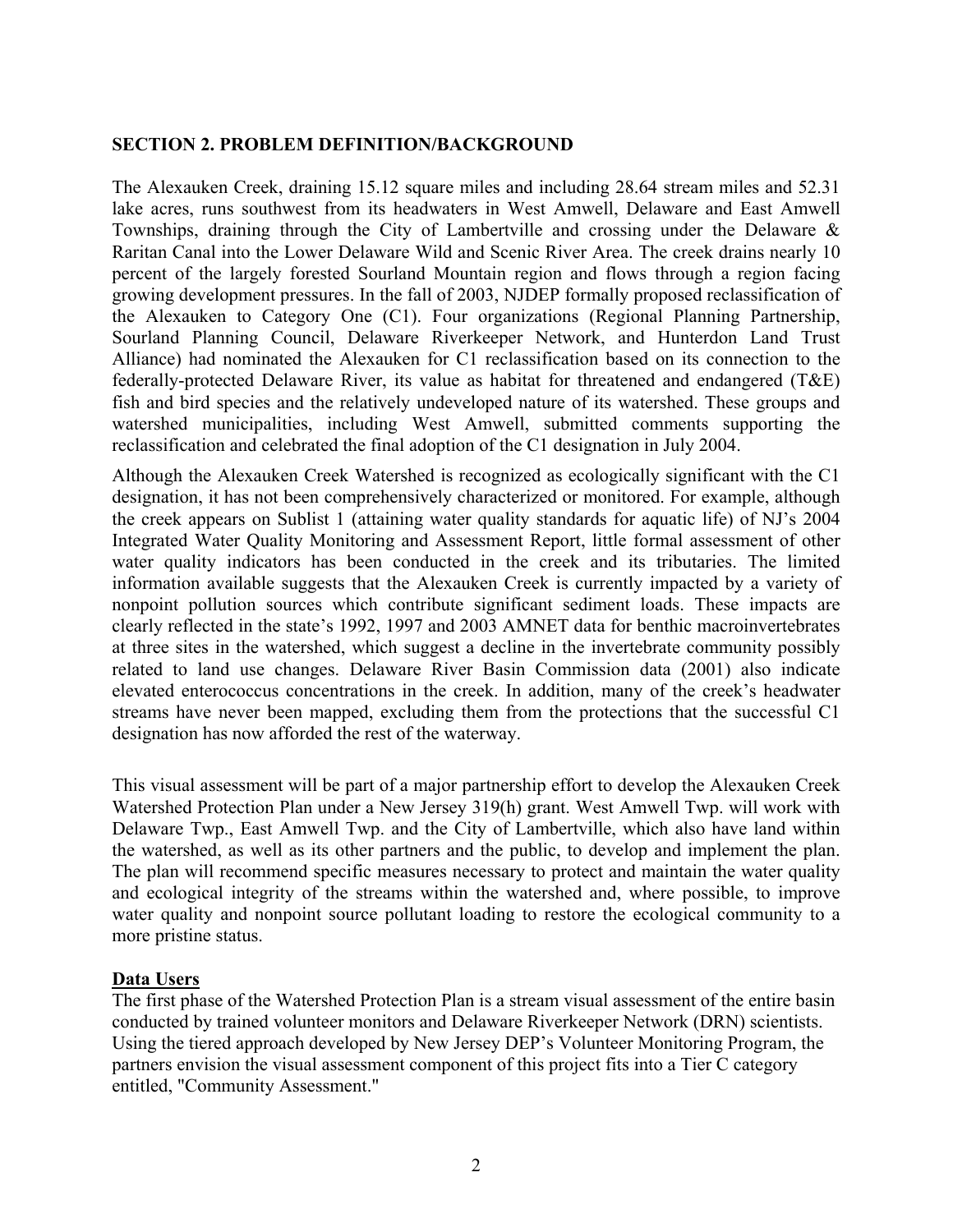## SECTION 2. PROBLEM DEFINITION/BACKGROUND

The Alexauken Creek, draining 15.12 square miles and including 28.64 stream miles and 52.31 lake acres, runs southwest from its headwaters in West Amwell, Delaware and East Amwell Townships, draining through the City of Lambertville and crossing under the Delaware & Raritan Canal into the Lower Delaware Wild and Scenic River Area. The creek drains nearly 10 percent of the largely forested Sourland Mountain region and flows through a region facing growing development pressures. In the fall of 2003, NJDEP formally proposed reclassification of the Alexauken to Category One (C1). Four organizations (Regional Planning Partnership, Sourland Planning Council, Delaware Riverkeeper Network, and Hunterdon Land Trust Alliance) had nominated the Alexauken for C1 reclassification based on its connection to the federally-protected Delaware River, its value as habitat for threatened and endangered (T&E) fish and bird species and the relatively undeveloped nature of its watershed. These groups and watershed municipalities, including West Amwell, submitted comments supporting the reclassification and celebrated the final adoption of the C1 designation in July 2004.

Although the Alexauken Creek Watershed is recognized as ecologically significant with the C1 designation, it has not been comprehensively characterized or monitored. For example, although the creek appears on Sublist 1 (attaining water quality standards for aquatic life) of NJ's 2004 Integrated Water Quality Monitoring and Assessment Report, little formal assessment of other water quality indicators has been conducted in the creek and its tributaries. The limited information available suggests that the Alexauken Creek is currently impacted by a variety of nonpoint pollution sources which contribute significant sediment loads. These impacts are clearly reflected in the state's 1992, 1997 and 2003 AMNET data for benthic macroinvertebrates at three sites in the watershed, which suggest a decline in the invertebrate community possibly related to land use changes. Delaware River Basin Commission data (2001) also indicate elevated enterococcus concentrations in the creek. In addition, many of the creek's headwater streams have never been mapped, excluding them from the protections that the successful C1 designation has now afforded the rest of the waterway.

This visual assessment will be part of a major partnership effort to develop the Alexauken Creek Watershed Protection Plan under a New Jersey 319(h) grant. West Amwell Twp. will work with Delaware Twp., East Amwell Twp. and the City of Lambertville, which also have land within the watershed, as well as its other partners and the public, to develop and implement the plan. The plan will recommend specific measures necessary to protect and maintain the water quality and ecological integrity of the streams within the watershed and, where possible, to improve water quality and nonpoint source pollutant loading to restore the ecological community to a more pristine status.

### Data Users

The first phase of the Watershed Protection Plan is a stream visual assessment of the entire basin conducted by trained volunteer monitors and Delaware Riverkeeper Network (DRN) scientists. Using the tiered approach developed by New Jersey DEP's Volunteer Monitoring Program, the partners envision the visual assessment component of this project fits into a Tier C category entitled, "Community Assessment."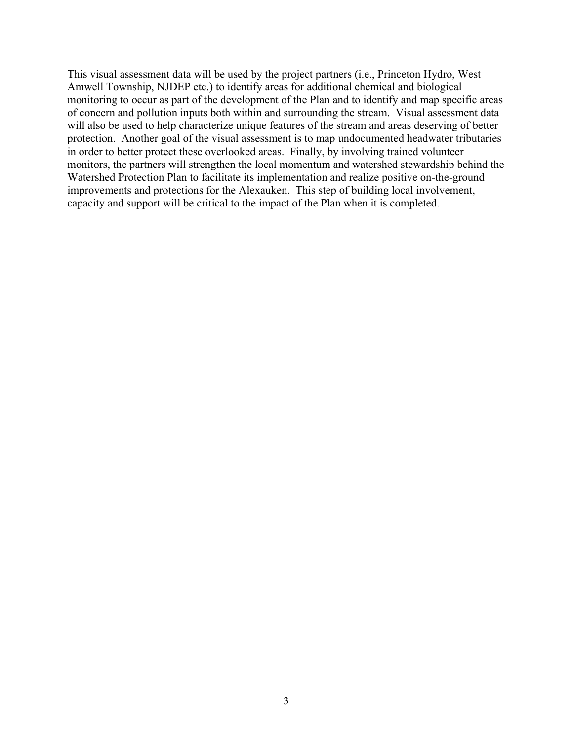This visual assessment data will be used by the project partners (i.e., Princeton Hydro, West Amwell Township, NJDEP etc.) to identify areas for additional chemical and biological monitoring to occur as part of the development of the Plan and to identify and map specific areas of concern and pollution inputs both within and surrounding the stream. Visual assessment data will also be used to help characterize unique features of the stream and areas deserving of better protection. Another goal of the visual assessment is to map undocumented headwater tributaries in order to better protect these overlooked areas. Finally, by involving trained volunteer monitors, the partners will strengthen the local momentum and watershed stewardship behind the Watershed Protection Plan to facilitate its implementation and realize positive on-the-ground improvements and protections for the Alexauken. This step of building local involvement, capacity and support will be critical to the impact of the Plan when it is completed.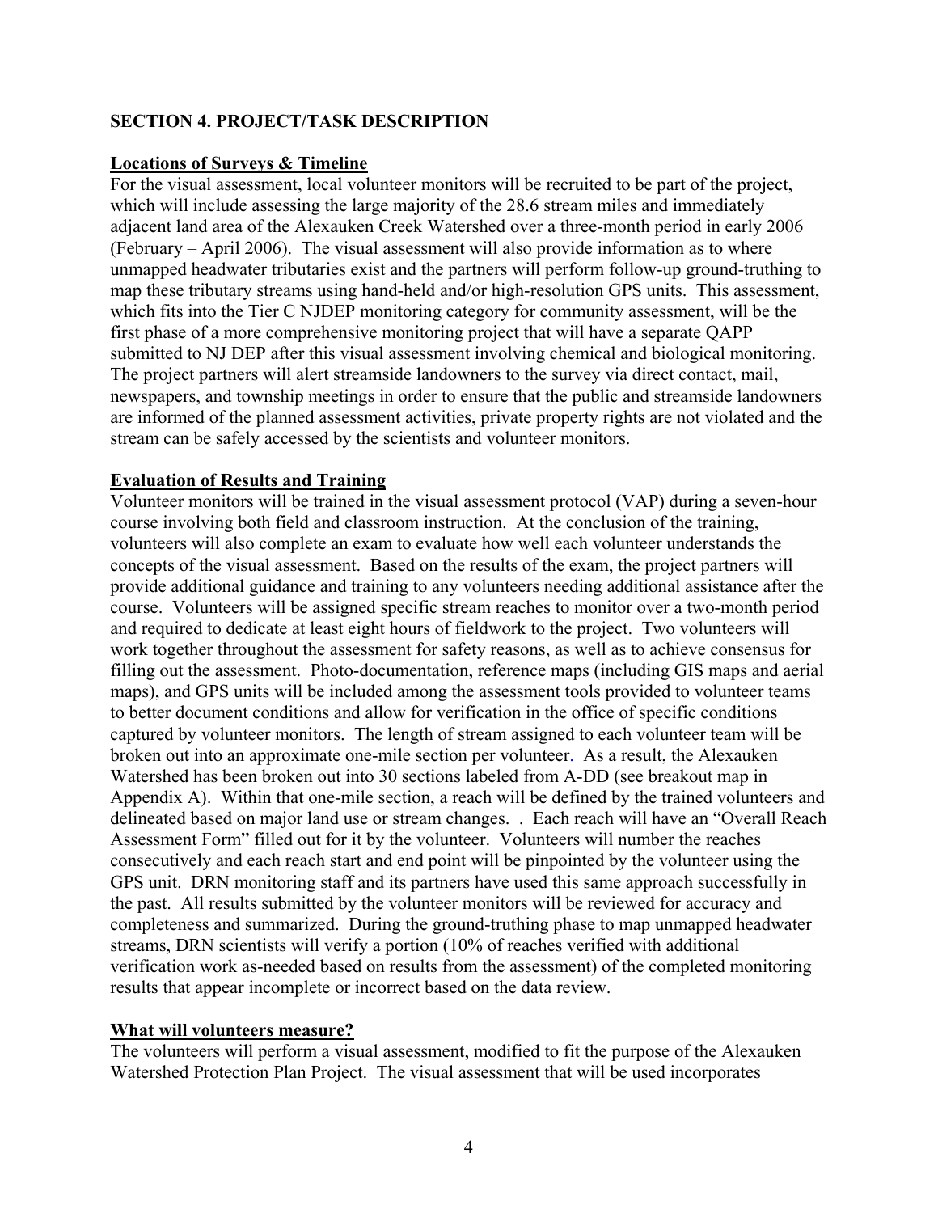## SECTION 4. PROJECT/TASK DESCRIPTION

**Locations of Surveys & Timeline**

For the visual assessment, local volunteer monitors will be recruited to be part of the project, which will include assessing the large majority of the 28.6 stream miles and immediately adjacent land area of the Alexauken Creek Watershed over a three-month period in early 2006 (February – April 2006). The visual assessment will also provide information as to where unmapped headwater tributaries exist and the partners will perform follow-up ground-truthing to map these tributary streams using hand-held and/or high-resolution GPS units. This assessment, which fits into the Tier C NJDEP monitoring category for community assessment, will be the first phase of a more comprehensive monitoring project that will have a separate QAPP submitted to NJ DEP after this visual assessment involving chemical and biological monitoring. The project partners will alert streamside landowners to the survey via direct contact, mail, newspapers, and township meetings in order to ensure that the public and streamside landowners are informed of the planned assessment activities, private property rights are not violated and the stream can be safely accessed by the scientists and volunteer monitors.

**Evaluation of Results and Training**

Volunteer monitors will be trained in the visual assessment protocol (VAP) during a seven-hour course involving both field and classroom instruction. At the conclusion of the training, volunteers will also complete an exam to evaluate how well each volunteer understands the concepts of the visual assessment. Based on the results of the exam, the project partners will provide additional guidance and training to any volunteers needing additional assistance after the course. Volunteers will be assigned specific stream reaches to monitor over a two-month period and required to dedicate at least eight hours of fieldwork to the project. Two volunteers will work together throughout the assessment for safety reasons, as well as to achieve consensus for filling out the assessment. Photo-documentation, reference maps (including GIS maps and aerial maps), and GPS units will be included among the assessment tools provided to volunteer teams to better document conditions and allow for verification in the office of specific conditions captured by volunteer monitors. The length of stream assigned to each volunteer team will be broken out into an approximate one-mile section per volunteer. As a result, the Alexauken Watershed has been broken out into 30 sections labeled from A-DD (see breakout map in Appendix A). Within that one-mile section, a reach will be defined by the trained volunteers and delineated based on major land use or stream changes. . Each reach will have an "Overall Reach Assessment Form" filled out for it by the volunteer. Volunteers will number the reaches consecutively and each reach start and end point will be pinpointed by the volunteer using the GPS unit. DRN monitoring staff and its partners have used this same approach successfully in the past. All results submitted by the volunteer monitors will be reviewed for accuracy and completeness and summarized. During the ground-truthing phase to map unmapped headwater streams, DRN scientists will verify a portion (10% of reaches verified with additional verification work as-needed based on results from the assessment) of the completed monitoring results that appear incomplete or incorrect based on the data review.

**What will volunteers measure?**

The volunteers will perform a visual assessment, modified to fit the purpose of the Alexauken Watershed Protection Plan Project. The visual assessment that will be used incorporates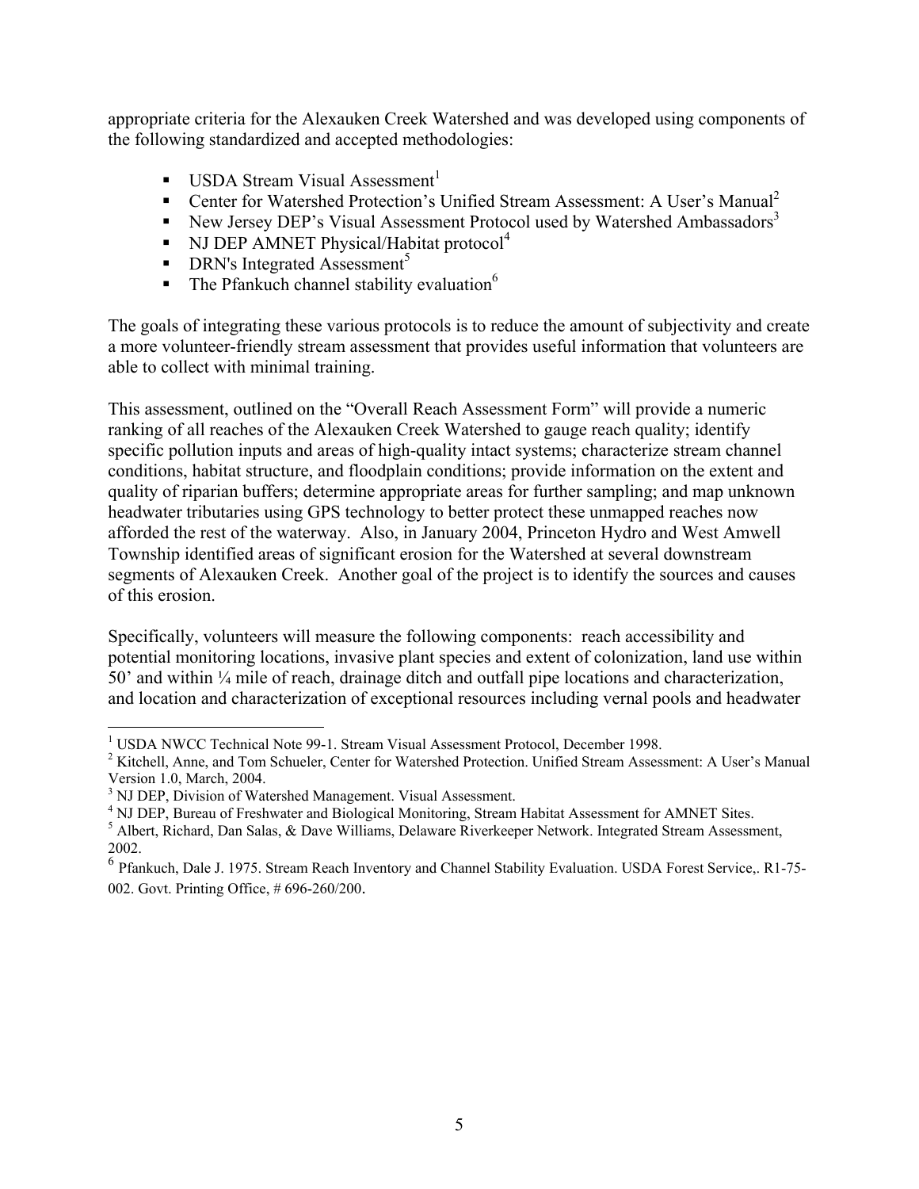appropriate criteria for the Alexauken Creek Watershed and was developed using components of the following standardized and accepted methodologies:

- USDA Stream Visual Assessment[1]
- Center for Watershed Protection's Unified Stream Assessment: A User's Manual[2]
- New Jersey DEP's Visual Assessment Protocol used by Watershed Ambassadors[3]
- NJ DEP AMNET Physical/Habitat protocol[4]
- DRN's Integrated Assessment[5]
- The Pfankuch channel stability evaluation[6]

The goals of integrating these various protocols is to reduce the amount of subjectivity and create a more volunteer-friendly stream assessment that provides useful information that volunteers are able to collect with minimal training.

This assessment, outlined on the "Overall Reach Assessment Form" will provide a numeric ranking of all reaches of the Alexauken Creek Watershed to gauge reach quality; identify specific pollution inputs and areas of high-quality intact systems; characterize stream channel conditions, habitat structure, and floodplain conditions; provide information on the extent and quality of riparian buffers; determine appropriate areas for further sampling; and map unknown headwater tributaries using GPS technology to better protect these unmapped reaches now afforded the rest of the waterway. Also, in January 2004, Princeton Hydro and West Amwell Township identified areas of significant erosion for the Watershed at several downstream segments of Alexauken Creek. Another goal of the project is to identify the sources and causes of this erosion.

Specifically, volunteers will measure the following components: reach accessibility and potential monitoring locations, invasive plant species and extent of colonization, land use within 50' and within ¼ mile of reach, drainage ditch and outfall pipe locations and characterization, and location and characterization of exceptional resources including vernal pools and headwater

---

[1] USDA NWCC Technical Note 99-1. Stream Visual Assessment Protocol, December 1998.

[2] Kitchell, Anne, and Tom Schueler, Center for Watershed Protection. Unified Stream Assessment: A User's Manual Version 1.0, March, 2004.

[3] NJ DEP, Division of Watershed Management. Visual Assessment.

[4] NJ DEP, Bureau of Freshwater and Biological Monitoring, Stream Habitat Assessment for AMNET Sites.

[5] Albert, Richard, Dan Salas, & Dave Williams, Delaware Riverkeeper Network. Integrated Stream Assessment, 2002.

[6] Pfankuch, Dale J. 1975. Stream Reach Inventory and Channel Stability Evaluation. USDA Forest Service,. R1-75-002. Govt. Printing Office, # 696-260/200.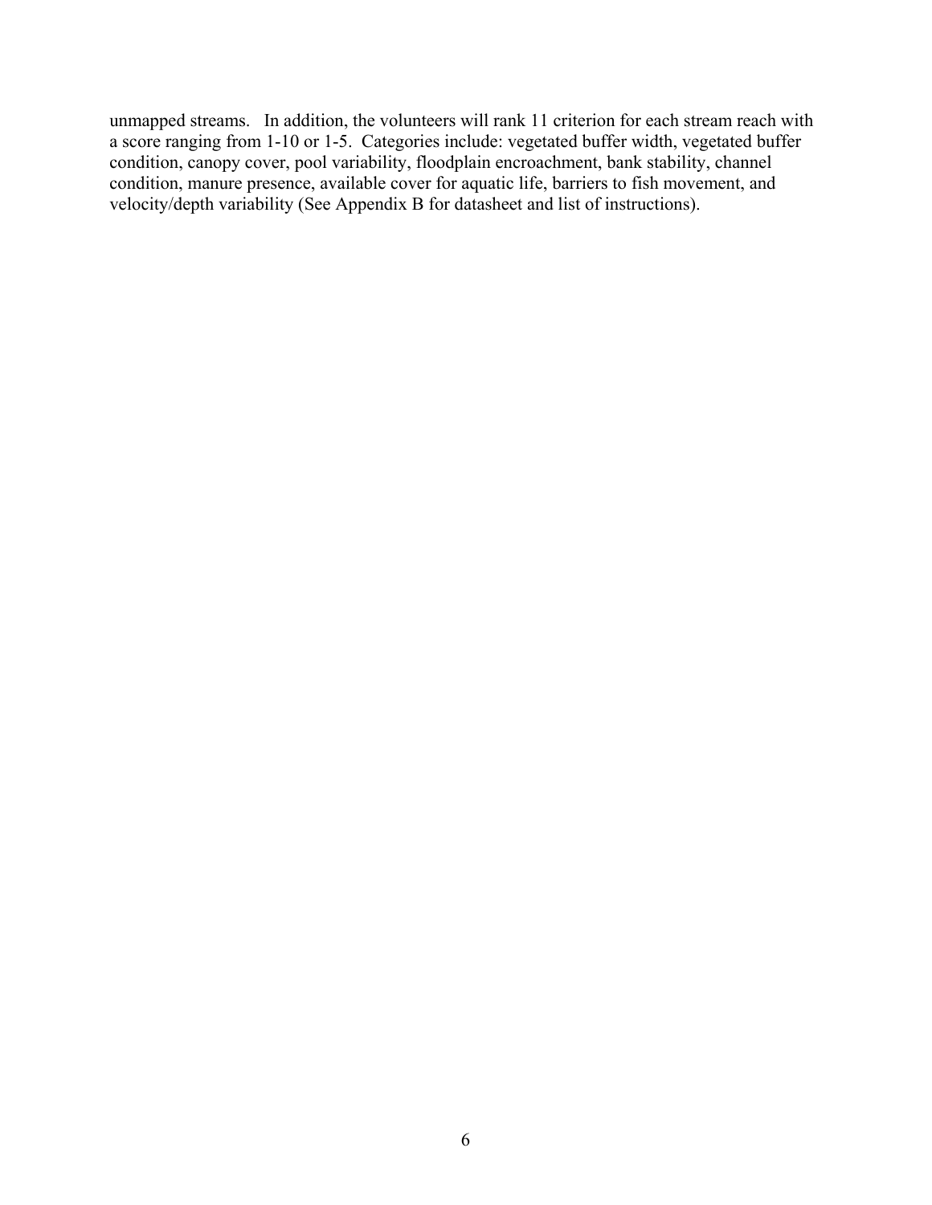unmapped streams. In addition, the volunteers will rank 11 criterion for each stream reach with a score ranging from 1-10 or 1-5. Categories include: vegetated buffer width, vegetated buffer condition, canopy cover, pool variability, floodplain encroachment, bank stability, channel condition, manure presence, available cover for aquatic life, barriers to fish movement, and velocity/depth variability (See Appendix B for datasheet and list of instructions).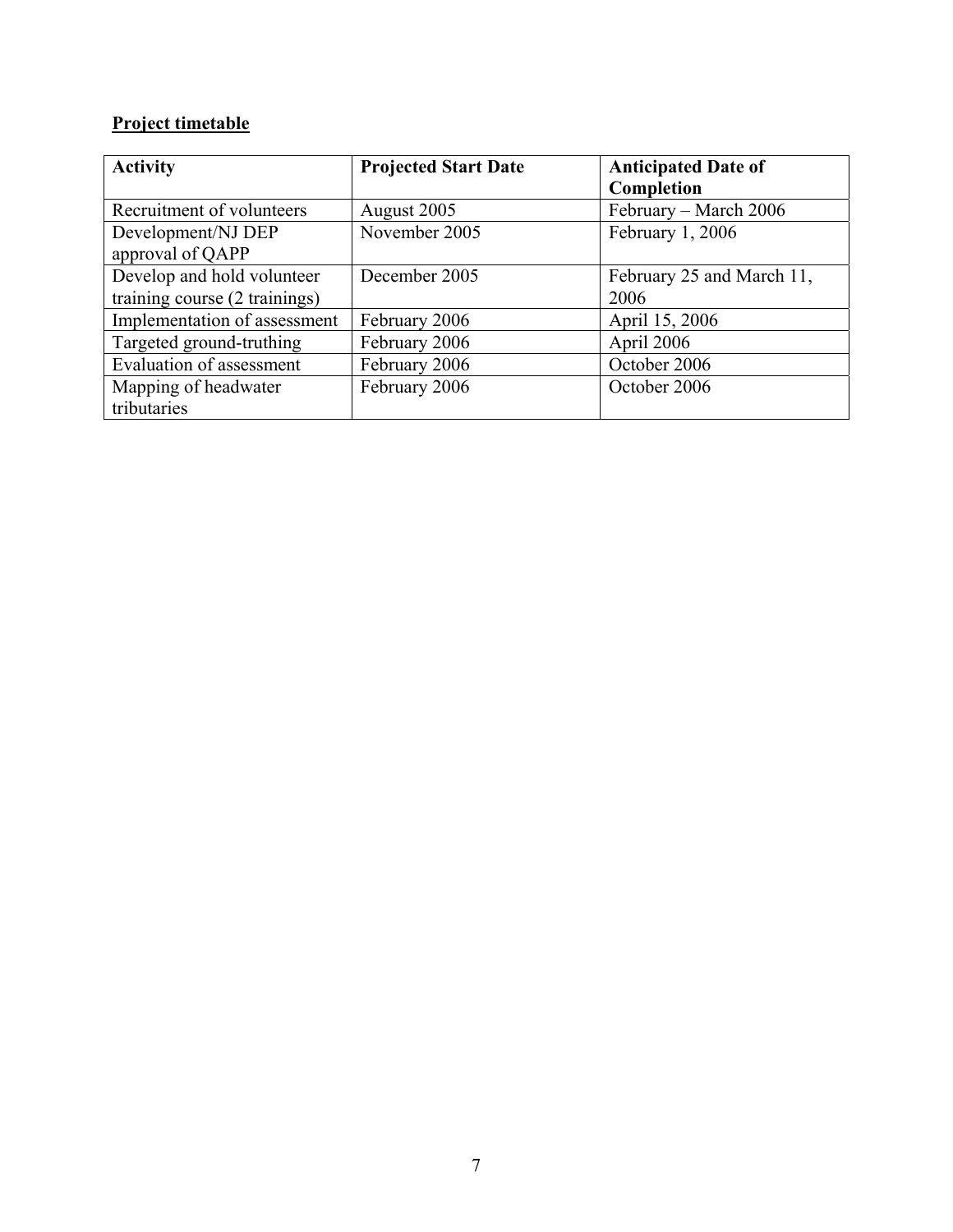**Project timetable**

| Activity | Projected Start Date | Anticipated Date of Completion |
|---|---|---|
| Recruitment of volunteers | August 2005 | February – March 2006 |
| Development/NJ DEP approval of QAPP | November 2005 | February 1, 2006 |
| Develop and hold volunteer training course (2 trainings) | December 2005 | February 25 and March 11, 2006 |
| Implementation of assessment | February 2006 | April 15, 2006 |
| Targeted ground-truthing | February 2006 | April 2006 |
| Evaluation of assessment | February 2006 | October 2006 |
| Mapping of headwater tributaries | February 2006 | October 2006 |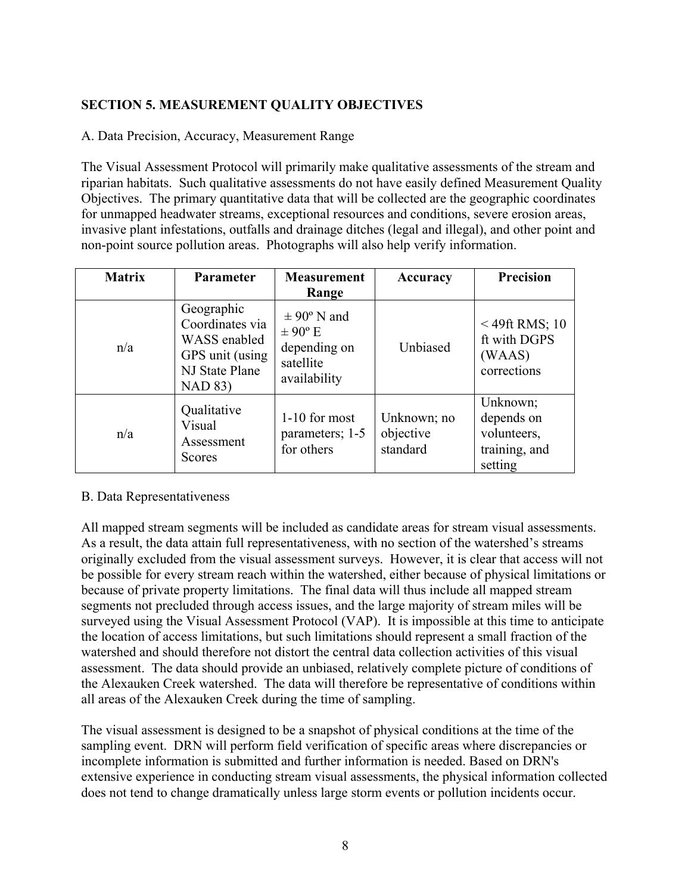## SECTION 5. MEASUREMENT QUALITY OBJECTIVES

A. Data Precision, Accuracy, Measurement Range

The Visual Assessment Protocol will primarily make qualitative assessments of the stream and riparian habitats. Such qualitative assessments do not have easily defined Measurement Quality Objectives. The primary quantitative data that will be collected are the geographic coordinates for unmapped headwater streams, exceptional resources and conditions, severe erosion areas, invasive plant infestations, outfalls and drainage ditches (legal and illegal), and other point and non-point source pollution areas. Photographs will also help verify information.

| Matrix | Parameter | Measurement Range | Accuracy | Precision |
|---|---|---|---|---|
| n/a | Geographic Coordinates via WASS enabled GPS unit (using NJ State Plane NAD 83) | ± 90º N and ± 90º E depending on satellite availability | Unbiased | < 49ft RMS; 10 ft with DGPS (WAAS) corrections |
| n/a | Qualitative Visual Assessment Scores | 1-10 for most parameters; 1-5 for others | Unknown; no objective standard | Unknown; depends on volunteers, training, and setting |

B. Data Representativeness

All mapped stream segments will be included as candidate areas for stream visual assessments. As a result, the data attain full representativeness, with no section of the watershed's streams originally excluded from the visual assessment surveys. However, it is clear that access will not be possible for every stream reach within the watershed, either because of physical limitations or because of private property limitations. The final data will thus include all mapped stream segments not precluded through access issues, and the large majority of stream miles will be surveyed using the Visual Assessment Protocol (VAP). It is impossible at this time to anticipate the location of access limitations, but such limitations should represent a small fraction of the watershed and should therefore not distort the central data collection activities of this visual assessment. The data should provide an unbiased, relatively complete picture of conditions of the Alexauken Creek watershed. The data will therefore be representative of conditions within all areas of the Alexauken Creek during the time of sampling.

The visual assessment is designed to be a snapshot of physical conditions at the time of the sampling event. DRN will perform field verification of specific areas where discrepancies or incomplete information is submitted and further information is needed. Based on DRN's extensive experience in conducting stream visual assessments, the physical information collected does not tend to change dramatically unless large storm events or pollution incidents occur.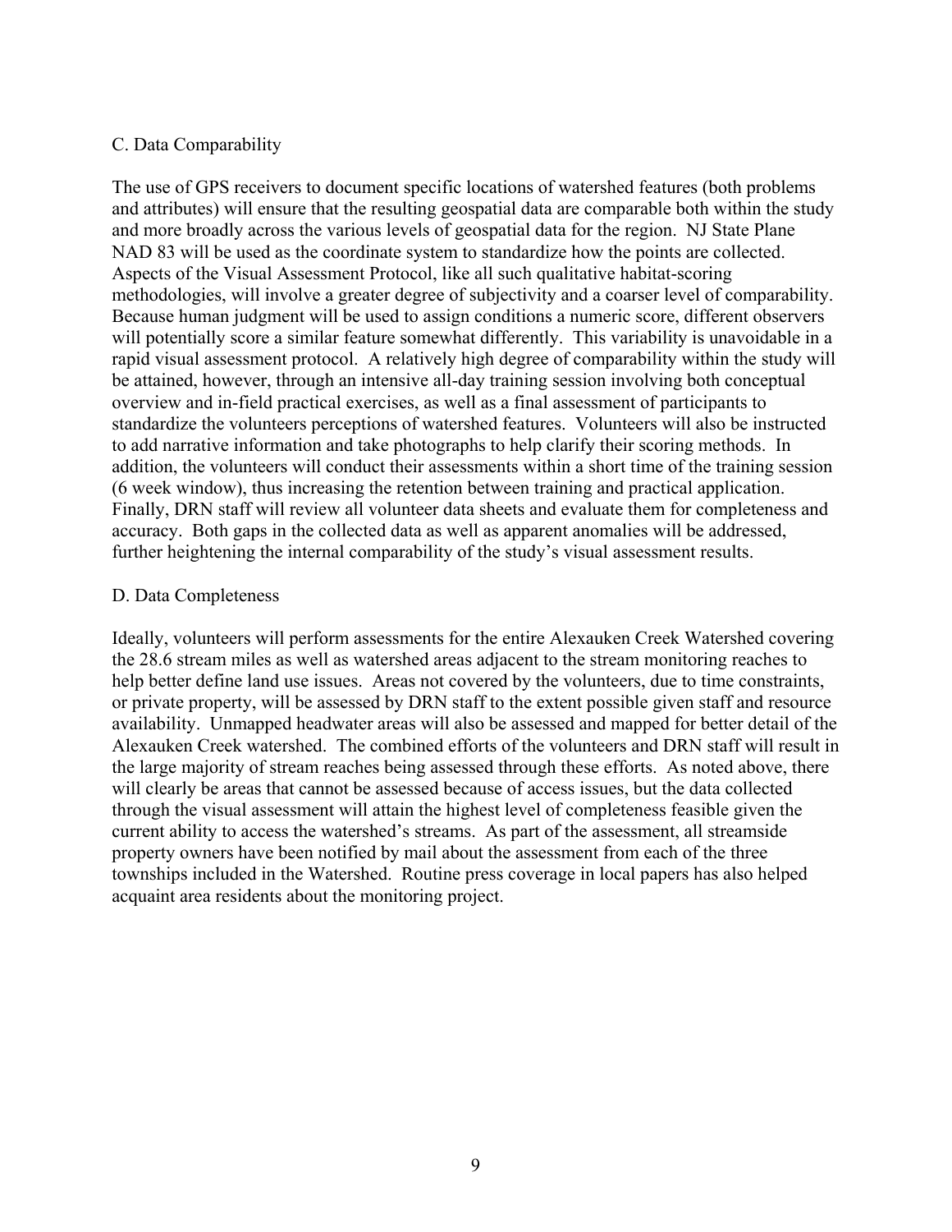### C. Data Comparability

The use of GPS receivers to document specific locations of watershed features (both problems and attributes) will ensure that the resulting geospatial data are comparable both within the study and more broadly across the various levels of geospatial data for the region. NJ State Plane NAD 83 will be used as the coordinate system to standardize how the points are collected. Aspects of the Visual Assessment Protocol, like all such qualitative habitat-scoring methodologies, will involve a greater degree of subjectivity and a coarser level of comparability. Because human judgment will be used to assign conditions a numeric score, different observers will potentially score a similar feature somewhat differently. This variability is unavoidable in a rapid visual assessment protocol. A relatively high degree of comparability within the study will be attained, however, through an intensive all-day training session involving both conceptual overview and in-field practical exercises, as well as a final assessment of participants to standardize the volunteers perceptions of watershed features. Volunteers will also be instructed to add narrative information and take photographs to help clarify their scoring methods. In addition, the volunteers will conduct their assessments within a short time of the training session (6 week window), thus increasing the retention between training and practical application. Finally, DRN staff will review all volunteer data sheets and evaluate them for completeness and accuracy. Both gaps in the collected data as well as apparent anomalies will be addressed, further heightening the internal comparability of the study's visual assessment results.

### D. Data Completeness

Ideally, volunteers will perform assessments for the entire Alexauken Creek Watershed covering the 28.6 stream miles as well as watershed areas adjacent to the stream monitoring reaches to help better define land use issues. Areas not covered by the volunteers, due to time constraints, or private property, will be assessed by DRN staff to the extent possible given staff and resource availability. Unmapped headwater areas will also be assessed and mapped for better detail of the Alexauken Creek watershed. The combined efforts of the volunteers and DRN staff will result in the large majority of stream reaches being assessed through these efforts. As noted above, there will clearly be areas that cannot be assessed because of access issues, but the data collected through the visual assessment will attain the highest level of completeness feasible given the current ability to access the watershed's streams. As part of the assessment, all streamside property owners have been notified by mail about the assessment from each of the three townships included in the Watershed. Routine press coverage in local papers has also helped acquaint area residents about the monitoring project.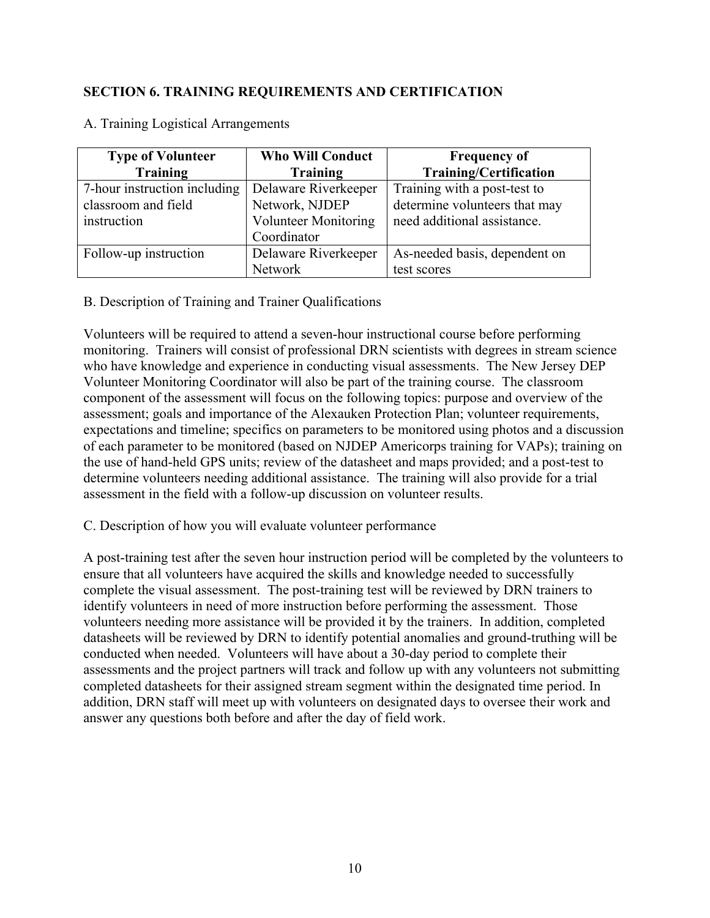## SECTION 6. TRAINING REQUIREMENTS AND CERTIFICATION

A. Training Logistical Arrangements

| Type of Volunteer Training | Who Will Conduct Training | Frequency of Training/Certification |
|---|---|---|
| 7-hour instruction including classroom and field instruction | Delaware Riverkeeper Network, NJDEP Volunteer Monitoring Coordinator | Training with a post-test to determine volunteers that may need additional assistance. |
| Follow-up instruction | Delaware Riverkeeper Network | As-needed basis, dependent on test scores |

B. Description of Training and Trainer Qualifications

Volunteers will be required to attend a seven-hour instructional course before performing monitoring. Trainers will consist of professional DRN scientists with degrees in stream science who have knowledge and experience in conducting visual assessments. The New Jersey DEP Volunteer Monitoring Coordinator will also be part of the training course. The classroom component of the assessment will focus on the following topics: purpose and overview of the assessment; goals and importance of the Alexauken Protection Plan; volunteer requirements, expectations and timeline; specifics on parameters to be monitored using photos and a discussion of each parameter to be monitored (based on NJDEP Americorps training for VAPs); training on the use of hand-held GPS units; review of the datasheet and maps provided; and a post-test to determine volunteers needing additional assistance. The training will also provide for a trial assessment in the field with a follow-up discussion on volunteer results.

C. Description of how you will evaluate volunteer performance

A post-training test after the seven hour instruction period will be completed by the volunteers to ensure that all volunteers have acquired the skills and knowledge needed to successfully complete the visual assessment. The post-training test will be reviewed by DRN trainers to identify volunteers in need of more instruction before performing the assessment. Those volunteers needing more assistance will be provided it by the trainers. In addition, completed datasheets will be reviewed by DRN to identify potential anomalies and ground-truthing will be conducted when needed. Volunteers will have about a 30-day period to complete their assessments and the project partners will track and follow up with any volunteers not submitting completed datasheets for their assigned stream segment within the designated time period. In addition, DRN staff will meet up with volunteers on designated days to oversee their work and answer any questions both before and after the day of field work.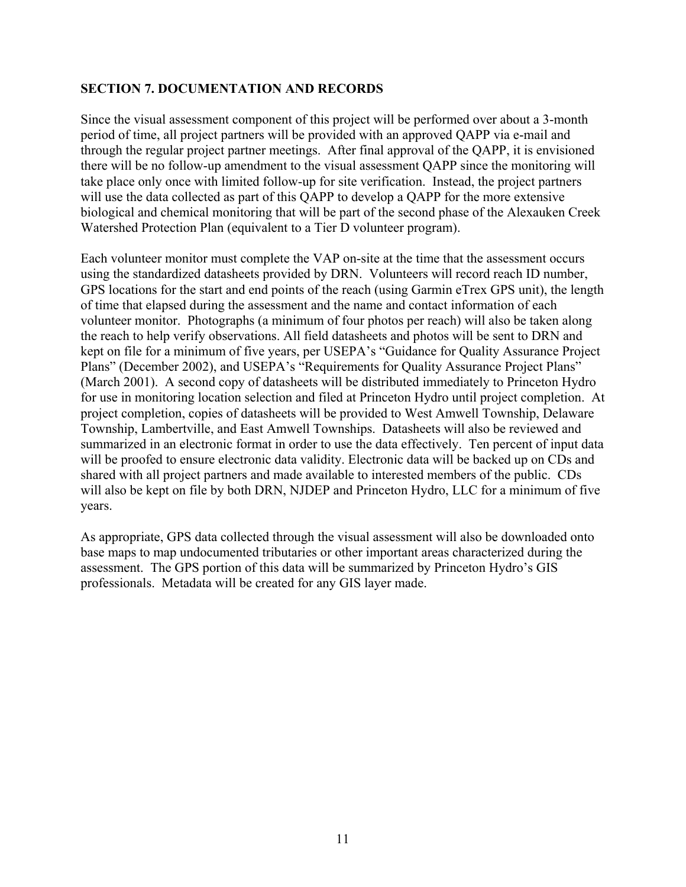## SECTION 7. DOCUMENTATION AND RECORDS

Since the visual assessment component of this project will be performed over about a 3-month period of time, all project partners will be provided with an approved QAPP via e-mail and through the regular project partner meetings. After final approval of the QAPP, it is envisioned there will be no follow-up amendment to the visual assessment QAPP since the monitoring will take place only once with limited follow-up for site verification. Instead, the project partners will use the data collected as part of this QAPP to develop a QAPP for the more extensive biological and chemical monitoring that will be part of the second phase of the Alexauken Creek Watershed Protection Plan (equivalent to a Tier D volunteer program).

Each volunteer monitor must complete the VAP on-site at the time that the assessment occurs using the standardized datasheets provided by DRN. Volunteers will record reach ID number, GPS locations for the start and end points of the reach (using Garmin eTrex GPS unit), the length of time that elapsed during the assessment and the name and contact information of each volunteer monitor. Photographs (a minimum of four photos per reach) will also be taken along the reach to help verify observations. All field datasheets and photos will be sent to DRN and kept on file for a minimum of five years, per USEPA's "Guidance for Quality Assurance Project Plans" (December 2002), and USEPA's "Requirements for Quality Assurance Project Plans" (March 2001). A second copy of datasheets will be distributed immediately to Princeton Hydro for use in monitoring location selection and filed at Princeton Hydro until project completion. At project completion, copies of datasheets will be provided to West Amwell Township, Delaware Township, Lambertville, and East Amwell Townships. Datasheets will also be reviewed and summarized in an electronic format in order to use the data effectively. Ten percent of input data will be proofed to ensure electronic data validity. Electronic data will be backed up on CDs and shared with all project partners and made available to interested members of the public. CDs will also be kept on file by both DRN, NJDEP and Princeton Hydro, LLC for a minimum of five years.

As appropriate, GPS data collected through the visual assessment will also be downloaded onto base maps to map undocumented tributaries or other important areas characterized during the assessment. The GPS portion of this data will be summarized by Princeton Hydro's GIS professionals. Metadata will be created for any GIS layer made.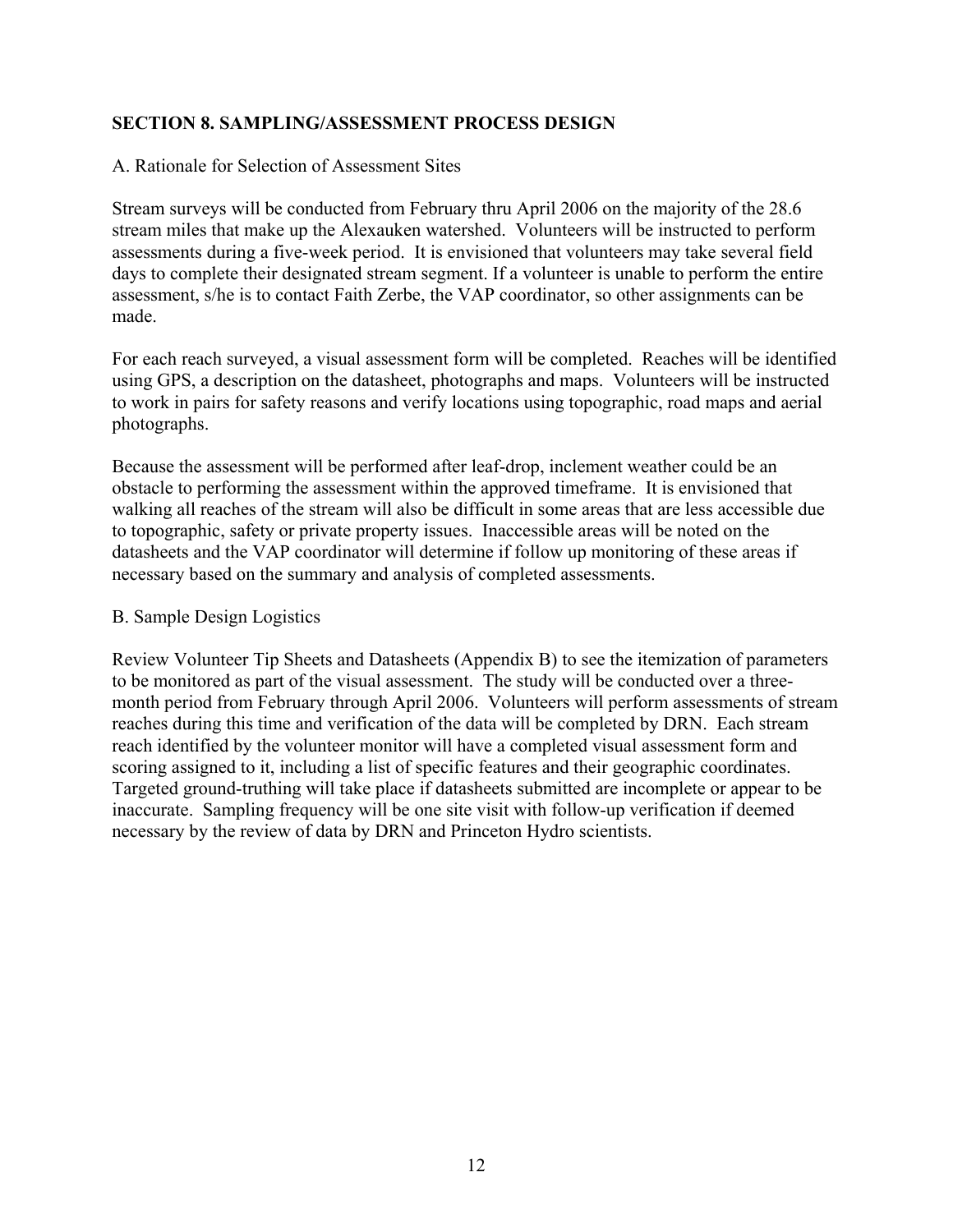## SECTION 8. SAMPLING/ASSESSMENT PROCESS DESIGN

A. Rationale for Selection of Assessment Sites

Stream surveys will be conducted from February thru April 2006 on the majority of the 28.6 stream miles that make up the Alexauken watershed. Volunteers will be instructed to perform assessments during a five-week period. It is envisioned that volunteers may take several field days to complete their designated stream segment. If a volunteer is unable to perform the entire assessment, s/he is to contact Faith Zerbe, the VAP coordinator, so other assignments can be made.

For each reach surveyed, a visual assessment form will be completed. Reaches will be identified using GPS, a description on the datasheet, photographs and maps. Volunteers will be instructed to work in pairs for safety reasons and verify locations using topographic, road maps and aerial photographs.

Because the assessment will be performed after leaf-drop, inclement weather could be an obstacle to performing the assessment within the approved timeframe. It is envisioned that walking all reaches of the stream will also be difficult in some areas that are less accessible due to topographic, safety or private property issues. Inaccessible areas will be noted on the datasheets and the VAP coordinator will determine if follow up monitoring of these areas if necessary based on the summary and analysis of completed assessments.

B. Sample Design Logistics

Review Volunteer Tip Sheets and Datasheets (Appendix B) to see the itemization of parameters to be monitored as part of the visual assessment. The study will be conducted over a three-month period from February through April 2006. Volunteers will perform assessments of stream reaches during this time and verification of the data will be completed by DRN. Each stream reach identified by the volunteer monitor will have a completed visual assessment form and scoring assigned to it, including a list of specific features and their geographic coordinates. Targeted ground-truthing will take place if datasheets submitted are incomplete or appear to be inaccurate. Sampling frequency will be one site visit with follow-up verification if deemed necessary by the review of data by DRN and Princeton Hydro scientists.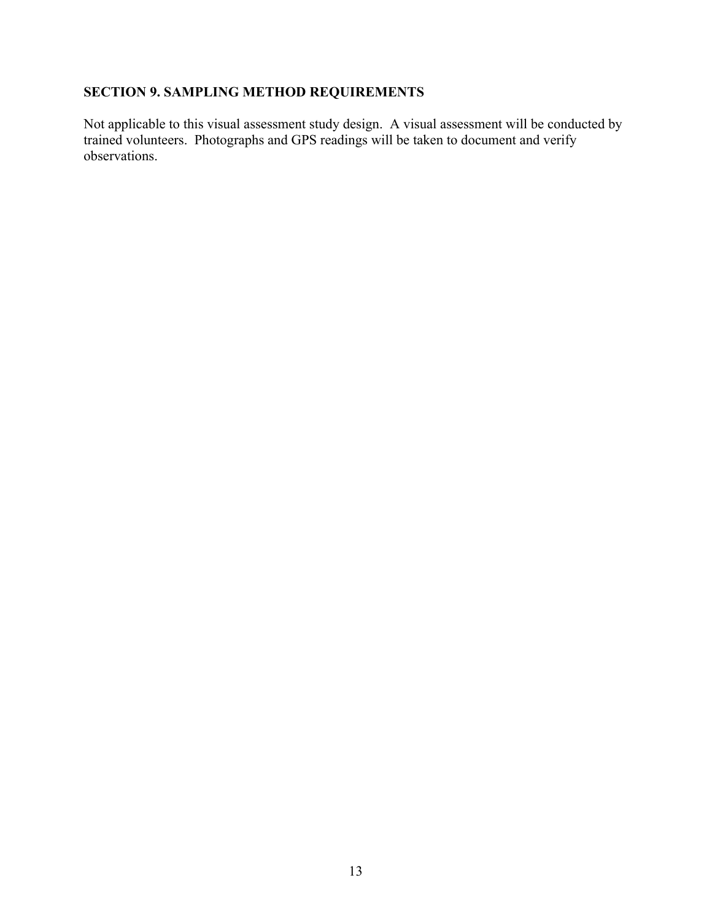## SECTION 9. SAMPLING METHOD REQUIREMENTS

Not applicable to this visual assessment study design. A visual assessment will be conducted by trained volunteers. Photographs and GPS readings will be taken to document and verify observations.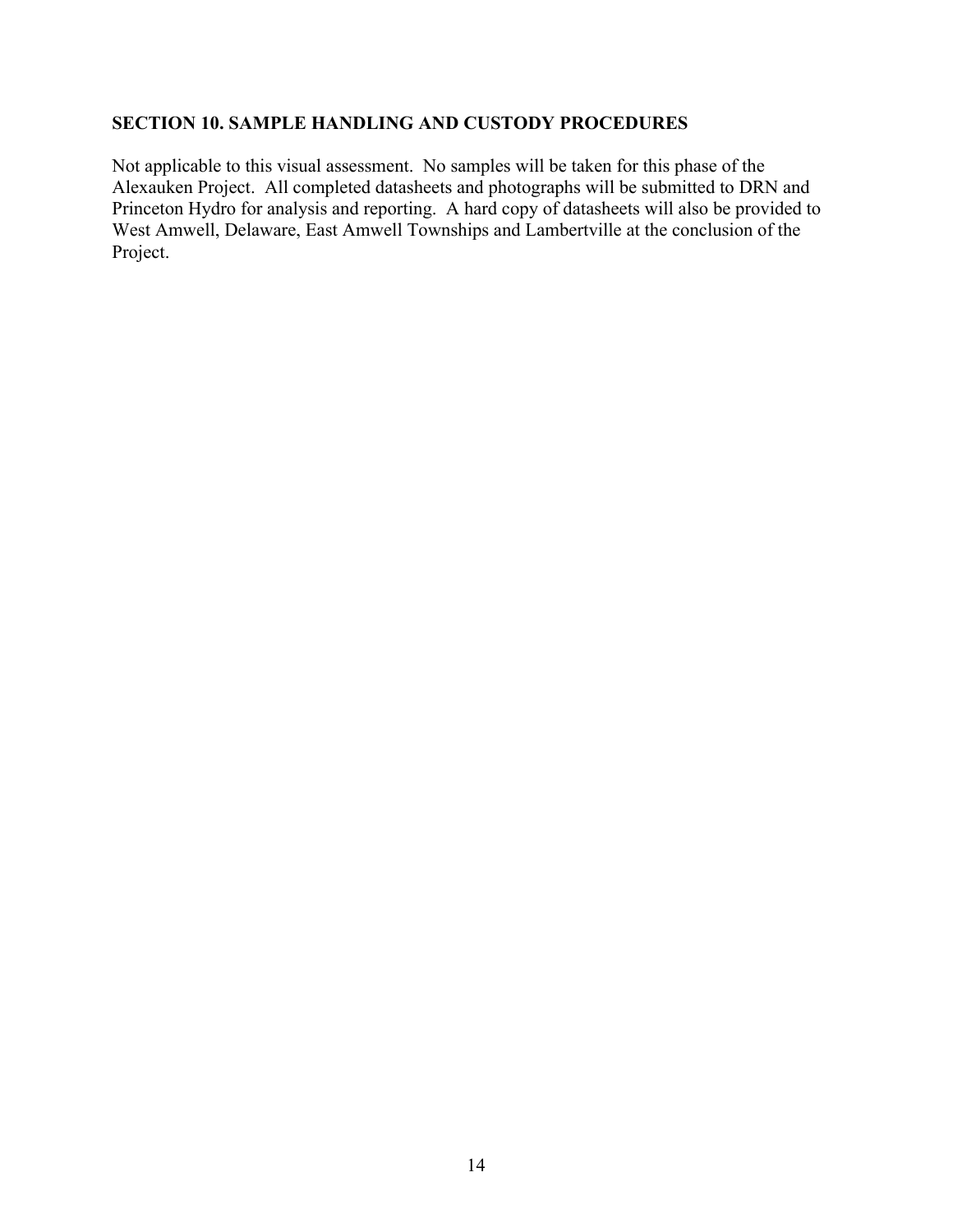## SECTION 10. SAMPLE HANDLING AND CUSTODY PROCEDURES

Not applicable to this visual assessment. No samples will be taken for this phase of the Alexauken Project. All completed datasheets and photographs will be submitted to DRN and Princeton Hydro for analysis and reporting. A hard copy of datasheets will also be provided to West Amwell, Delaware, East Amwell Townships and Lambertville at the conclusion of the Project.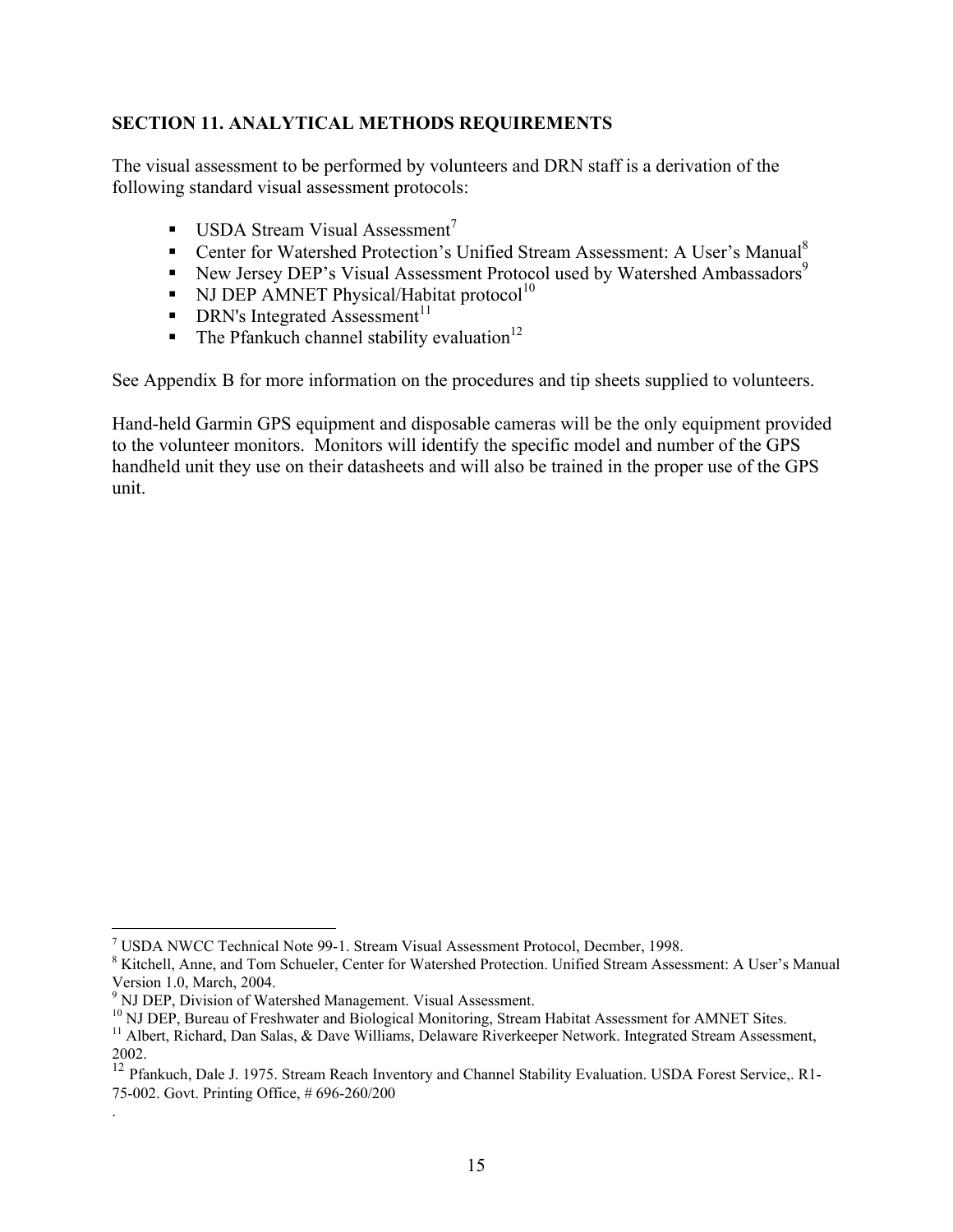## SECTION 11. ANALYTICAL METHODS REQUIREMENTS

The visual assessment to be performed by volunteers and DRN staff is a derivation of the following standard visual assessment protocols:

- USDA Stream Visual Assessment[7]
- Center for Watershed Protection's Unified Stream Assessment: A User's Manual[8]
- New Jersey DEP's Visual Assessment Protocol used by Watershed Ambassadors[9]
- NJ DEP AMNET Physical/Habitat protocol[10]
- DRN's Integrated Assessment[11]
- The Pfankuch channel stability evaluation[12]

See Appendix B for more information on the procedures and tip sheets supplied to volunteers.

Hand-held Garmin GPS equipment and disposable cameras will be the only equipment provided to the volunteer monitors. Monitors will identify the specific model and number of the GPS handheld unit they use on their datasheets and will also be trained in the proper use of the GPS unit.

---

[7] USDA NWCC Technical Note 99-1. Stream Visual Assessment Protocol, Decmber, 1998.

[8] Kitchell, Anne, and Tom Schueler, Center for Watershed Protection. Unified Stream Assessment: A User's Manual Version 1.0, March, 2004.

[9] NJ DEP, Division of Watershed Management. Visual Assessment.

[10] NJ DEP, Bureau of Freshwater and Biological Monitoring, Stream Habitat Assessment for AMNET Sites.

[11] Albert, Richard, Dan Salas, & Dave Williams, Delaware Riverkeeper Network. Integrated Stream Assessment, 2002.

[12] Pfankuch, Dale J. 1975. Stream Reach Inventory and Channel Stability Evaluation. USDA Forest Service,. R1-75-002. Govt. Printing Office, # 696-260/200

.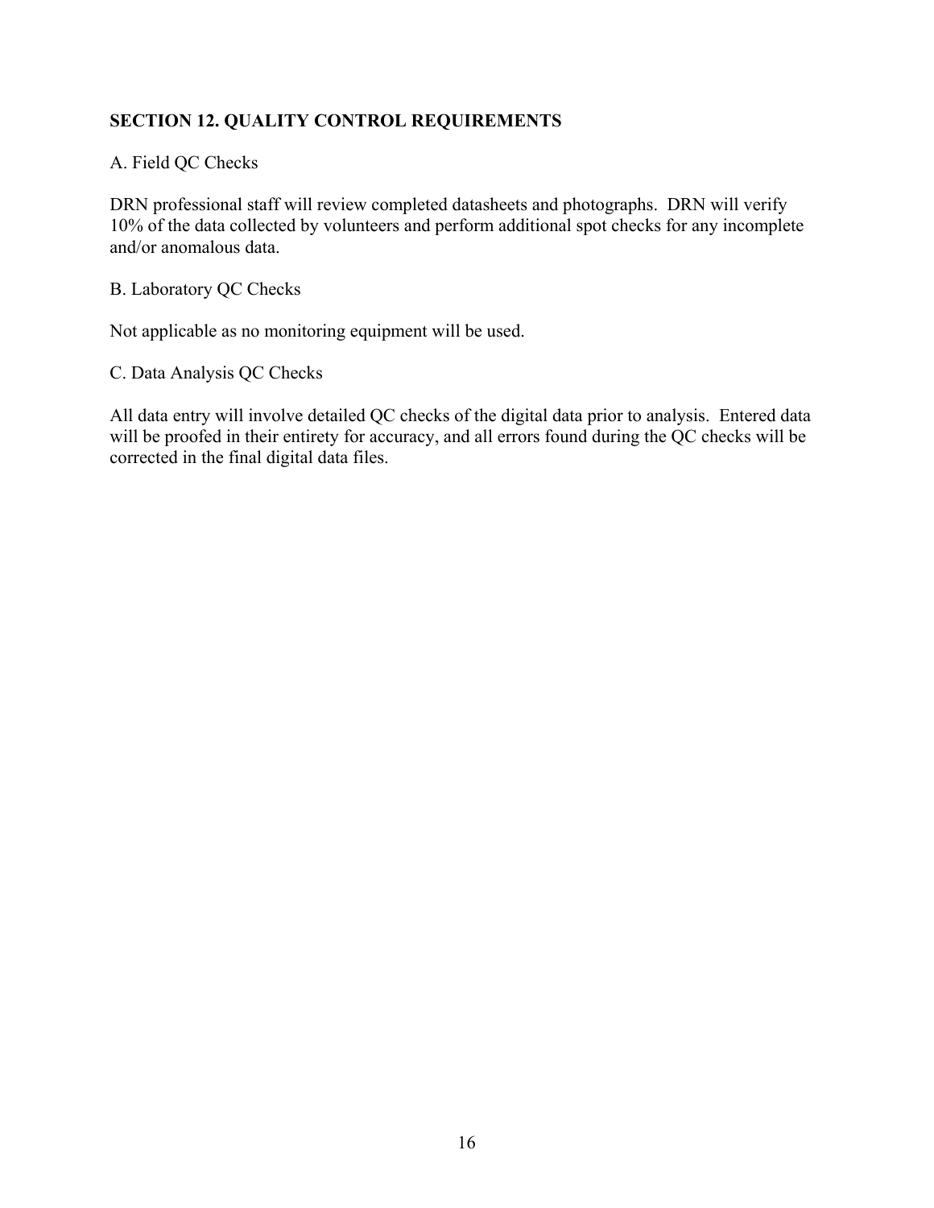## SECTION 12. QUALITY CONTROL REQUIREMENTS

A. Field QC Checks

DRN professional staff will review completed datasheets and photographs. DRN will verify 10% of the data collected by volunteers and perform additional spot checks for any incomplete and/or anomalous data.

B. Laboratory QC Checks

Not applicable as no monitoring equipment will be used.

C. Data Analysis QC Checks

All data entry will involve detailed QC checks of the digital data prior to analysis. Entered data will be proofed in their entirety for accuracy, and all errors found during the QC checks will be corrected in the final digital data files.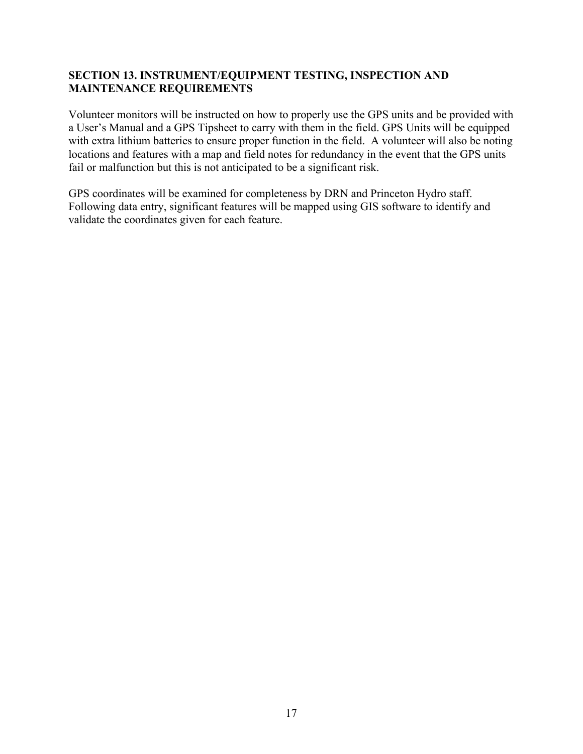## SECTION 13. INSTRUMENT/EQUIPMENT TESTING, INSPECTION AND MAINTENANCE REQUIREMENTS

Volunteer monitors will be instructed on how to properly use the GPS units and be provided with a User's Manual and a GPS Tipsheet to carry with them in the field. GPS Units will be equipped with extra lithium batteries to ensure proper function in the field. A volunteer will also be noting locations and features with a map and field notes for redundancy in the event that the GPS units fail or malfunction but this is not anticipated to be a significant risk.

GPS coordinates will be examined for completeness by DRN and Princeton Hydro staff. Following data entry, significant features will be mapped using GIS software to identify and validate the coordinates given for each feature.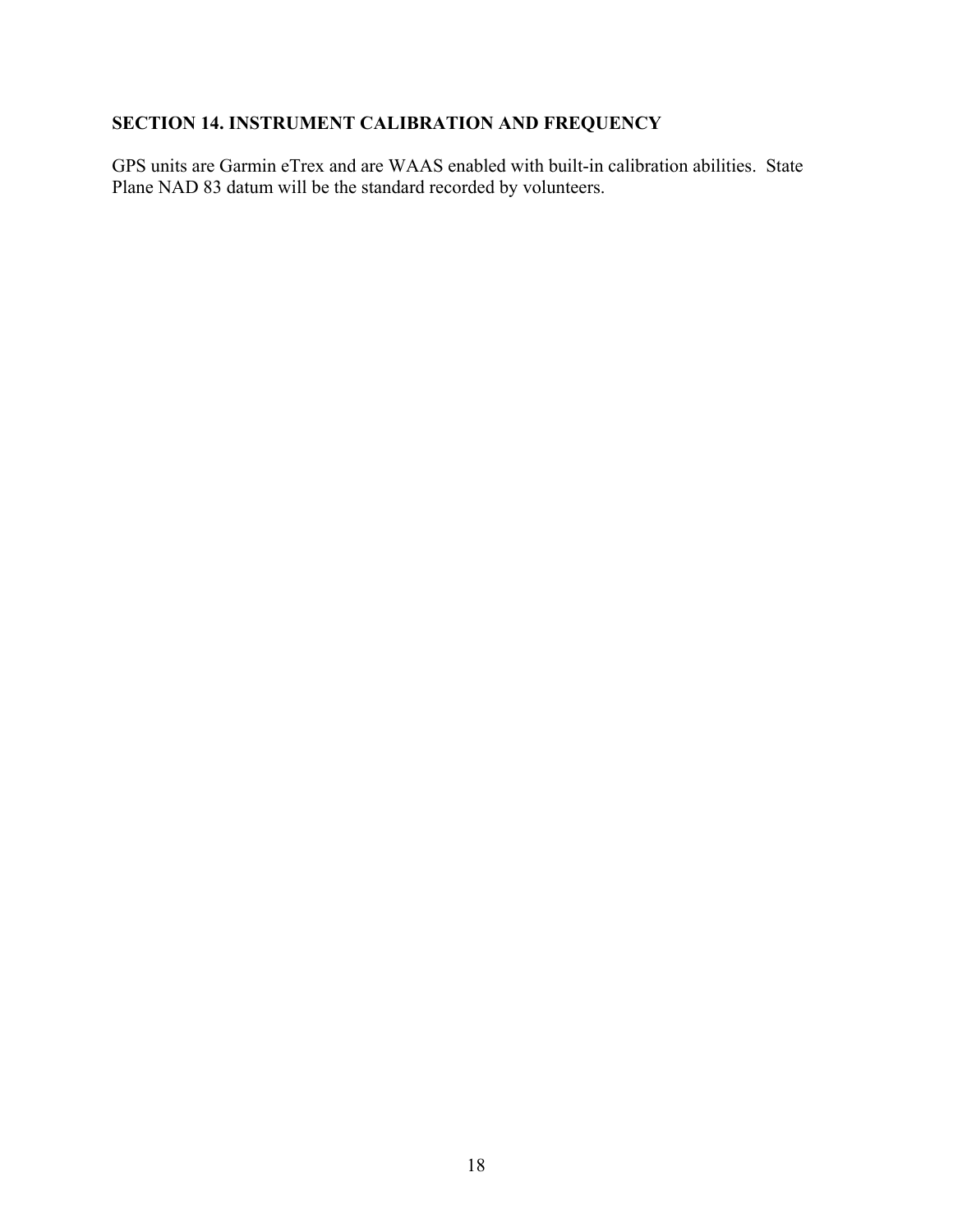## SECTION 14. INSTRUMENT CALIBRATION AND FREQUENCY

GPS units are Garmin eTrex and are WAAS enabled with built-in calibration abilities. State Plane NAD 83 datum will be the standard recorded by volunteers.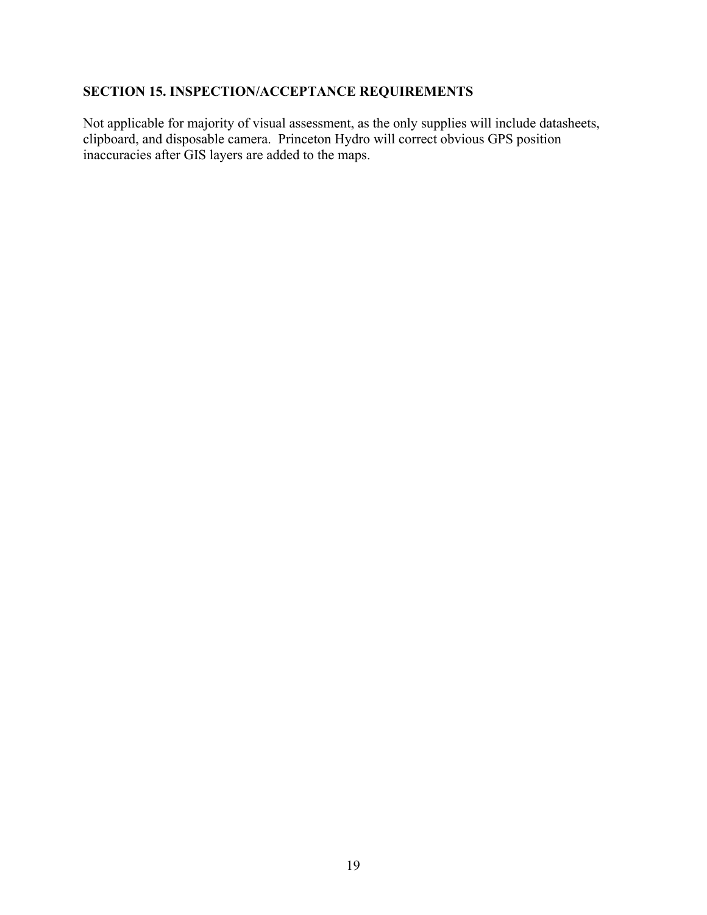## SECTION 15. INSPECTION/ACCEPTANCE REQUIREMENTS

Not applicable for majority of visual assessment, as the only supplies will include datasheets, clipboard, and disposable camera. Princeton Hydro will correct obvious GPS position inaccuracies after GIS layers are added to the maps.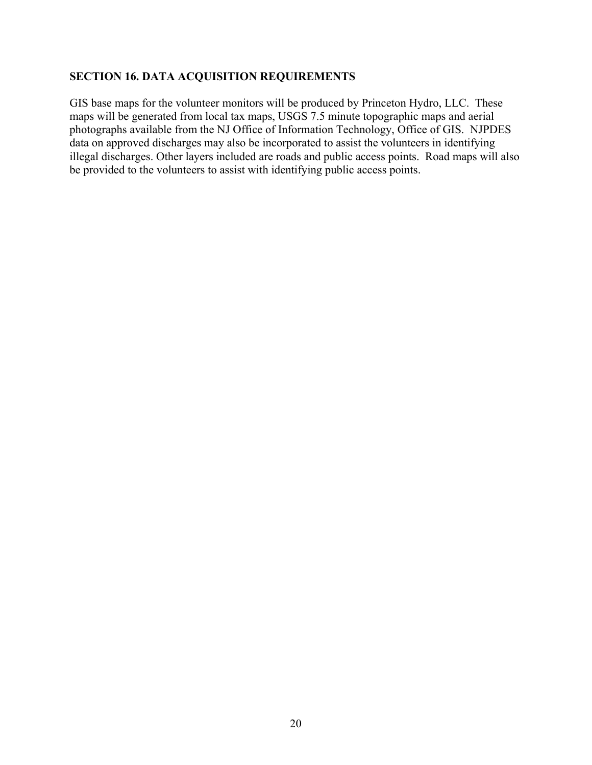## SECTION 16. DATA ACQUISITION REQUIREMENTS

GIS base maps for the volunteer monitors will be produced by Princeton Hydro, LLC. These maps will be generated from local tax maps, USGS 7.5 minute topographic maps and aerial photographs available from the NJ Office of Information Technology, Office of GIS. NJPDES data on approved discharges may also be incorporated to assist the volunteers in identifying illegal discharges. Other layers included are roads and public access points. Road maps will also be provided to the volunteers to assist with identifying public access points.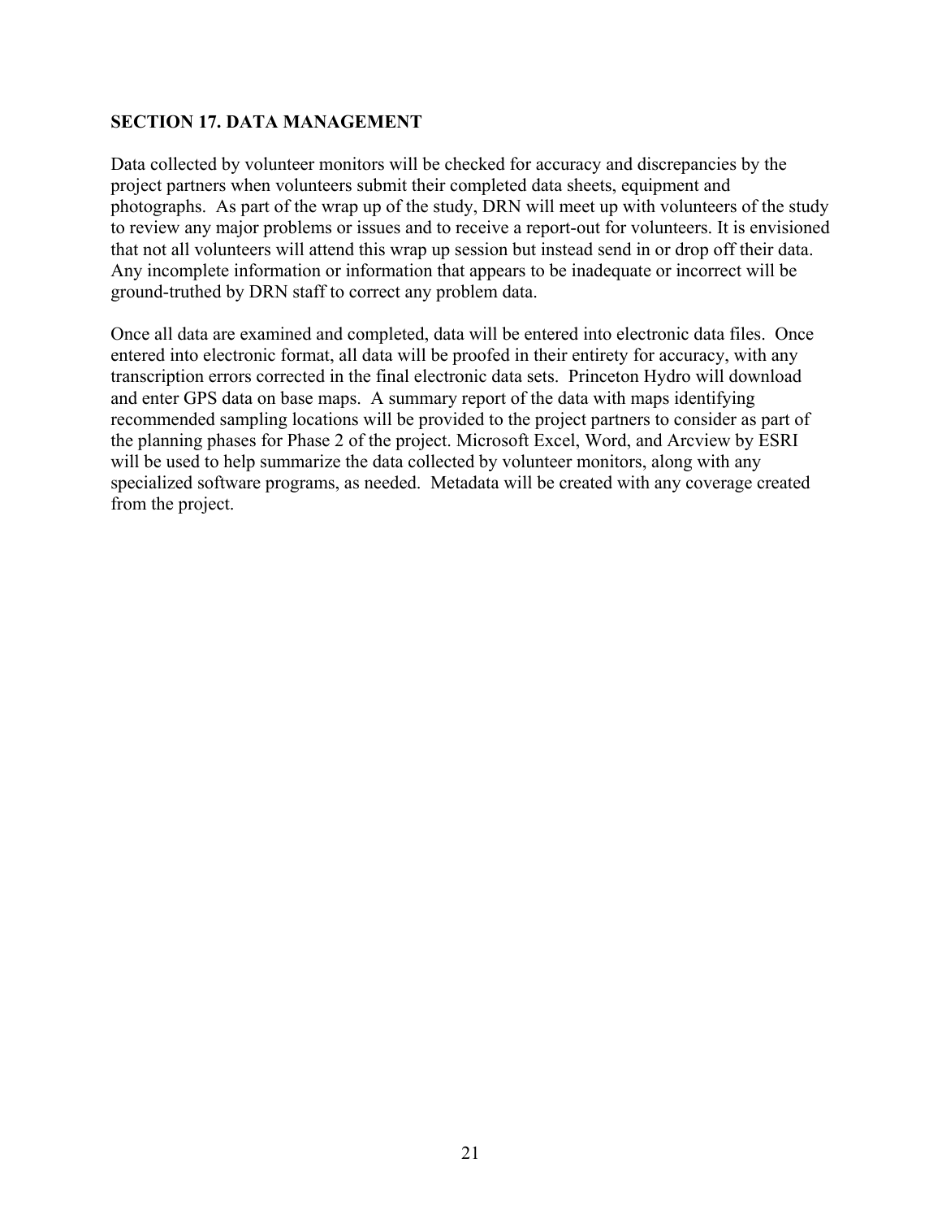## SECTION 17. DATA MANAGEMENT

Data collected by volunteer monitors will be checked for accuracy and discrepancies by the project partners when volunteers submit their completed data sheets, equipment and photographs. As part of the wrap up of the study, DRN will meet up with volunteers of the study to review any major problems or issues and to receive a report-out for volunteers. It is envisioned that not all volunteers will attend this wrap up session but instead send in or drop off their data. Any incomplete information or information that appears to be inadequate or incorrect will be ground-truthed by DRN staff to correct any problem data.

Once all data are examined and completed, data will be entered into electronic data files. Once entered into electronic format, all data will be proofed in their entirety for accuracy, with any transcription errors corrected in the final electronic data sets. Princeton Hydro will download and enter GPS data on base maps. A summary report of the data with maps identifying recommended sampling locations will be provided to the project partners to consider as part of the planning phases for Phase 2 of the project. Microsoft Excel, Word, and Arcview by ESRI will be used to help summarize the data collected by volunteer monitors, along with any specialized software programs, as needed. Metadata will be created with any coverage created from the project.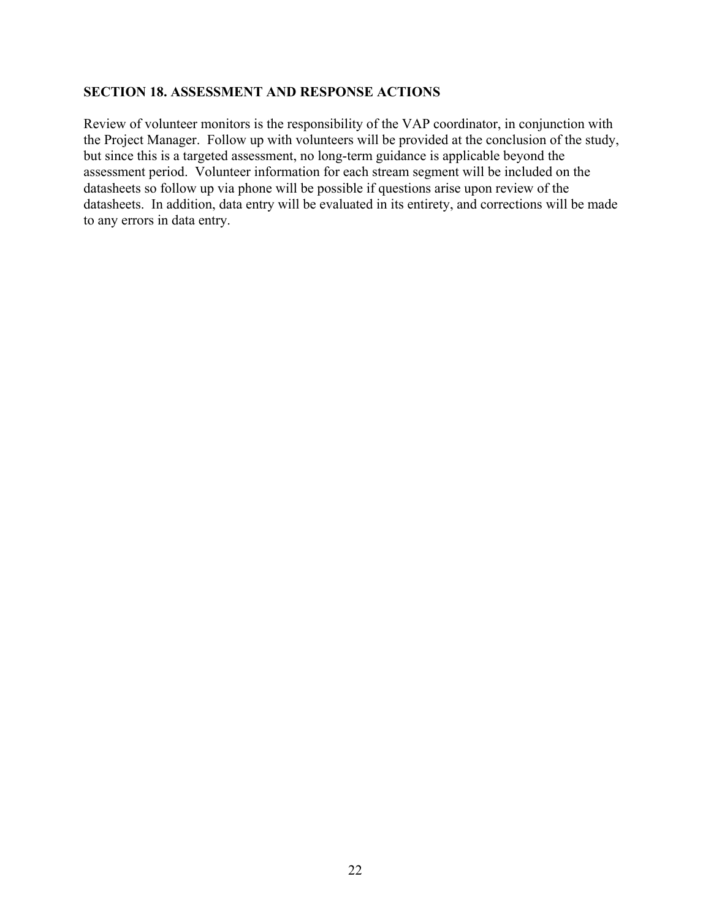## SECTION 18. ASSESSMENT AND RESPONSE ACTIONS

Review of volunteer monitors is the responsibility of the VAP coordinator, in conjunction with the Project Manager. Follow up with volunteers will be provided at the conclusion of the study, but since this is a targeted assessment, no long-term guidance is applicable beyond the assessment period. Volunteer information for each stream segment will be included on the datasheets so follow up via phone will be possible if questions arise upon review of the datasheets. In addition, data entry will be evaluated in its entirety, and corrections will be made to any errors in data entry.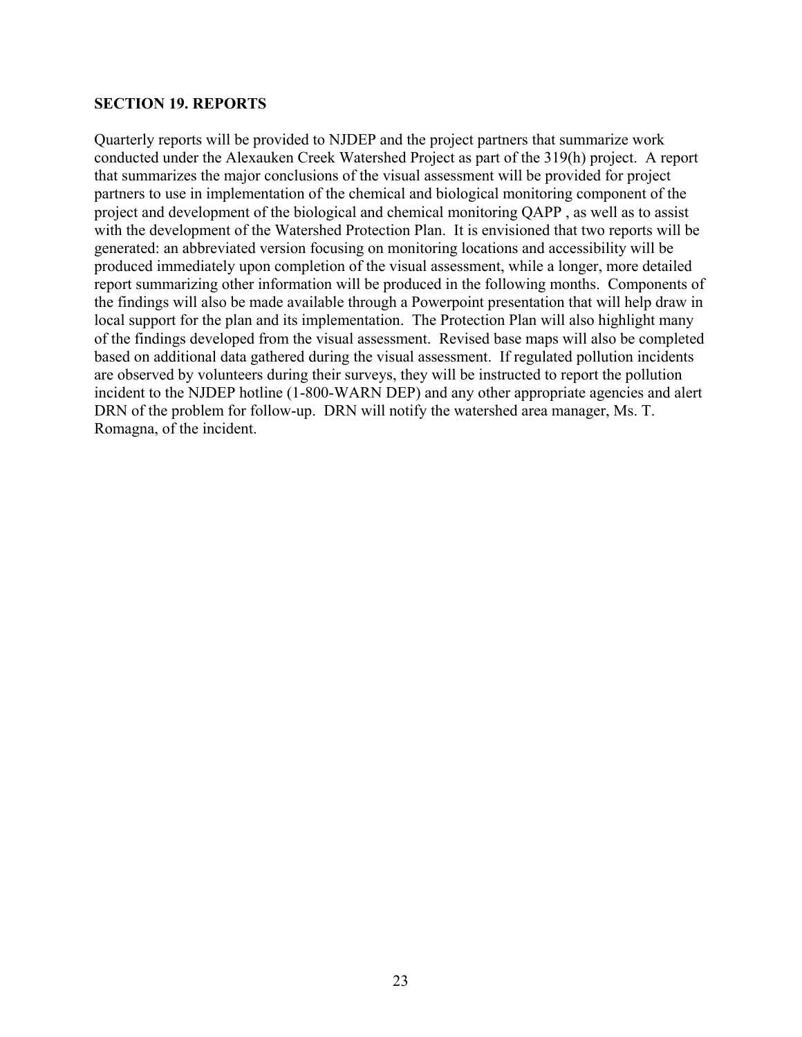## SECTION 19. REPORTS

Quarterly reports will be provided to NJDEP and the project partners that summarize work conducted under the Alexauken Creek Watershed Project as part of the 319(h) project. A report that summarizes the major conclusions of the visual assessment will be provided for project partners to use in implementation of the chemical and biological monitoring component of the project and development of the biological and chemical monitoring QAPP , as well as to assist with the development of the Watershed Protection Plan. It is envisioned that two reports will be generated: an abbreviated version focusing on monitoring locations and accessibility will be produced immediately upon completion of the visual assessment, while a longer, more detailed report summarizing other information will be produced in the following months. Components of the findings will also be made available through a Powerpoint presentation that will help draw in local support for the plan and its implementation. The Protection Plan will also highlight many of the findings developed from the visual assessment. Revised base maps will also be completed based on additional data gathered during the visual assessment. If regulated pollution incidents are observed by volunteers during their surveys, they will be instructed to report the pollution incident to the NJDEP hotline (1-800-WARN DEP) and any other appropriate agencies and alert DRN of the problem for follow-up. DRN will notify the watershed area manager, Ms. T. Romagna, of the incident.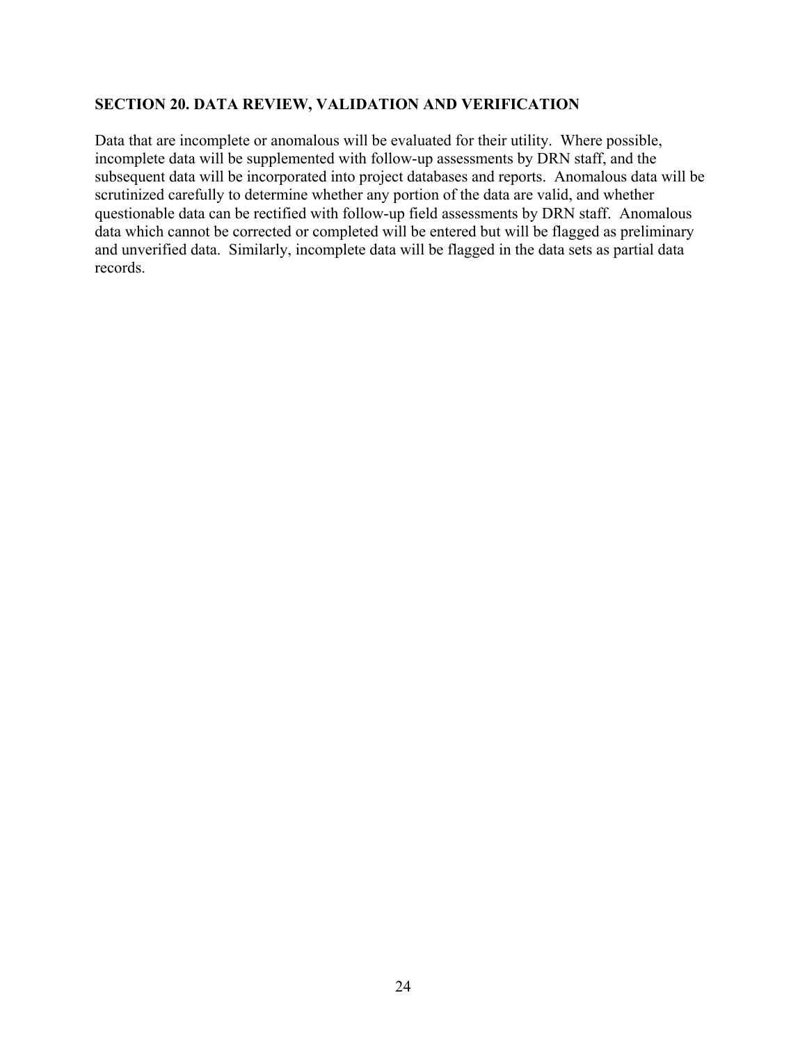## SECTION 20. DATA REVIEW, VALIDATION AND VERIFICATION

Data that are incomplete or anomalous will be evaluated for their utility. Where possible, incomplete data will be supplemented with follow-up assessments by DRN staff, and the subsequent data will be incorporated into project databases and reports. Anomalous data will be scrutinized carefully to determine whether any portion of the data are valid, and whether questionable data can be rectified with follow-up field assessments by DRN staff. Anomalous data which cannot be corrected or completed will be entered but will be flagged as preliminary and unverified data. Similarly, incomplete data will be flagged in the data sets as partial data records.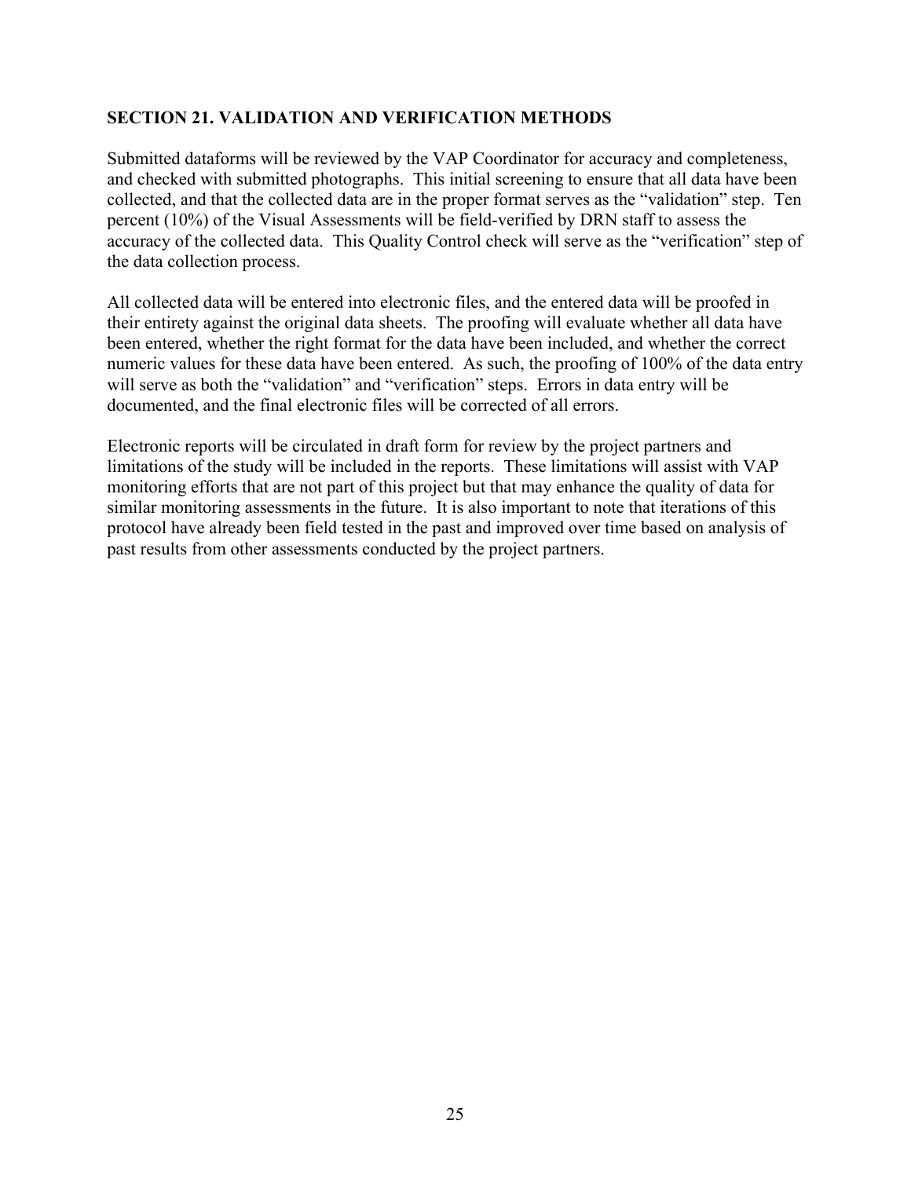## SECTION 21. VALIDATION AND VERIFICATION METHODS

Submitted dataforms will be reviewed by the VAP Coordinator for accuracy and completeness, and checked with submitted photographs. This initial screening to ensure that all data have been collected, and that the collected data are in the proper format serves as the "validation" step. Ten percent (10%) of the Visual Assessments will be field-verified by DRN staff to assess the accuracy of the collected data. This Quality Control check will serve as the "verification" step of the data collection process.

All collected data will be entered into electronic files, and the entered data will be proofed in their entirety against the original data sheets. The proofing will evaluate whether all data have been entered, whether the right format for the data have been included, and whether the correct numeric values for these data have been entered. As such, the proofing of 100% of the data entry will serve as both the "validation" and "verification" steps. Errors in data entry will be documented, and the final electronic files will be corrected of all errors.

Electronic reports will be circulated in draft form for review by the project partners and limitations of the study will be included in the reports. These limitations will assist with VAP monitoring efforts that are not part of this project but that may enhance the quality of data for similar monitoring assessments in the future. It is also important to note that iterations of this protocol have already been field tested in the past and improved over time based on analysis of past results from other assessments conducted by the project partners.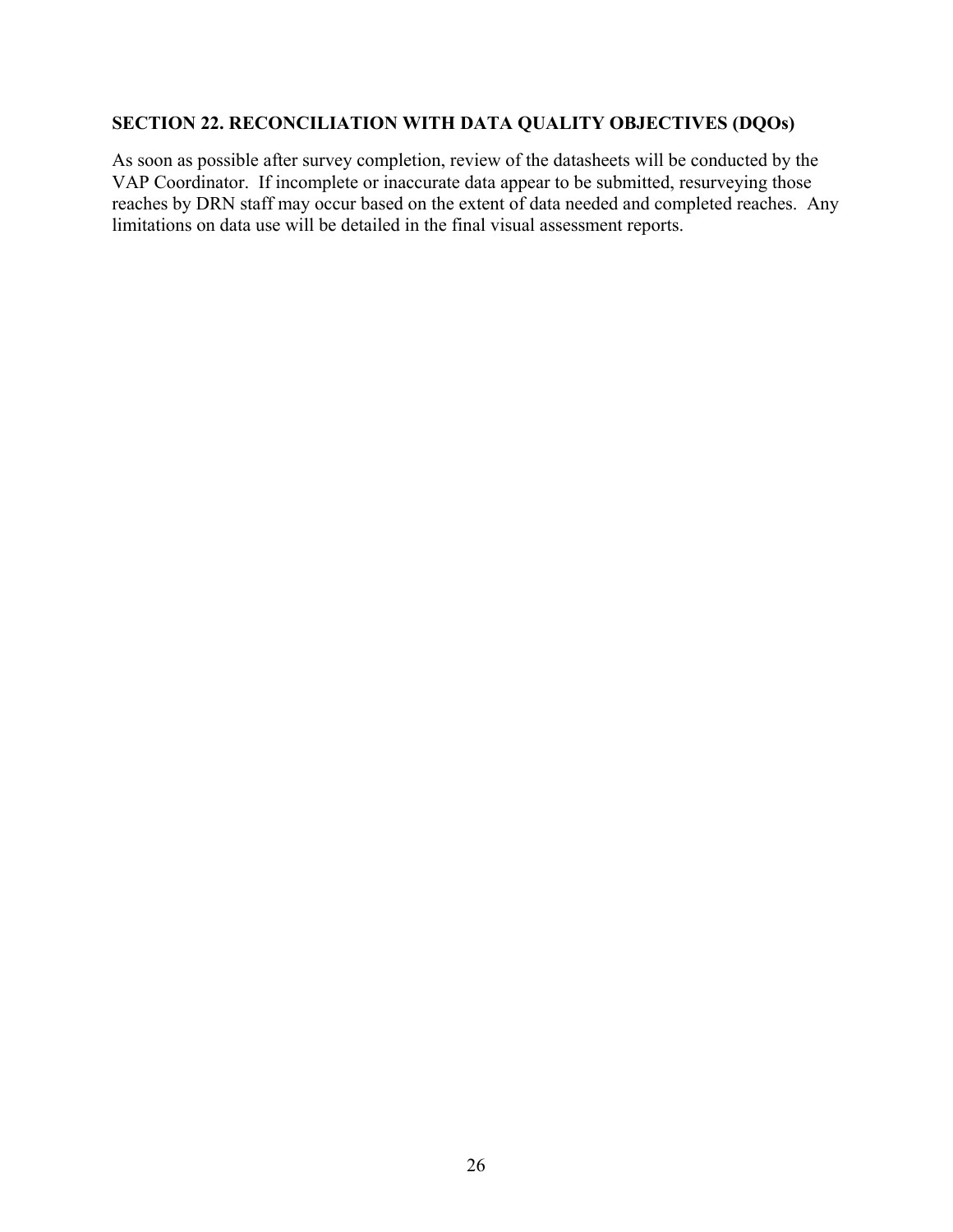## SECTION 22. RECONCILIATION WITH DATA QUALITY OBJECTIVES (DQOs)

As soon as possible after survey completion, review of the datasheets will be conducted by the VAP Coordinator. If incomplete or inaccurate data appear to be submitted, resurveying those reaches by DRN staff may occur based on the extent of data needed and completed reaches. Any limitations on data use will be detailed in the final visual assessment reports.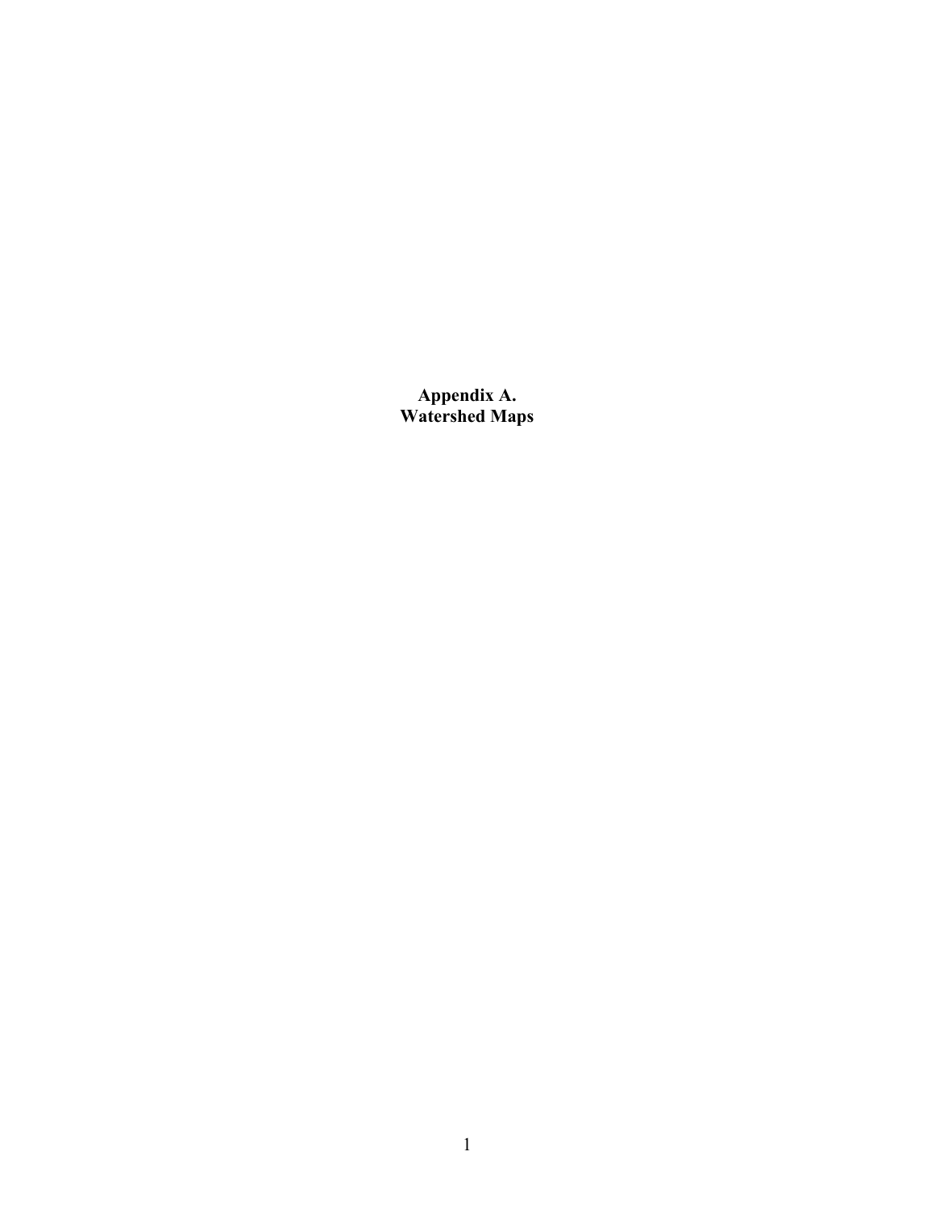# Appendix A.
# Watershed Maps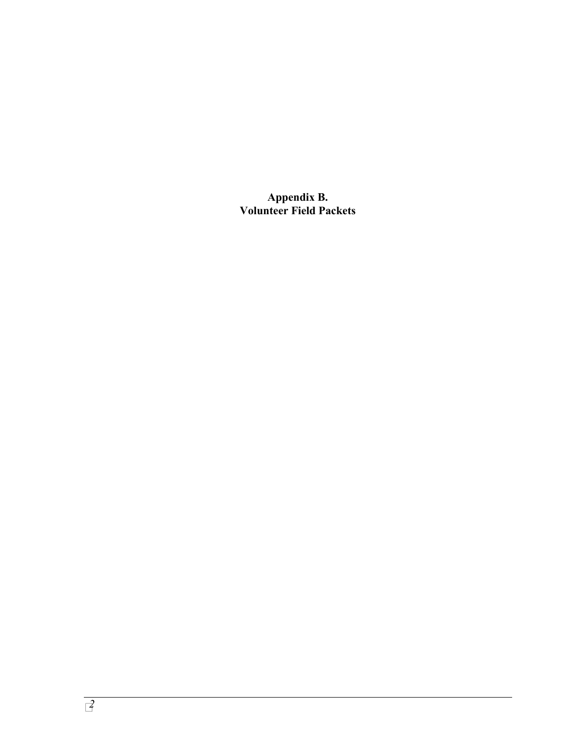# Appendix B.
# Volunteer Field Packets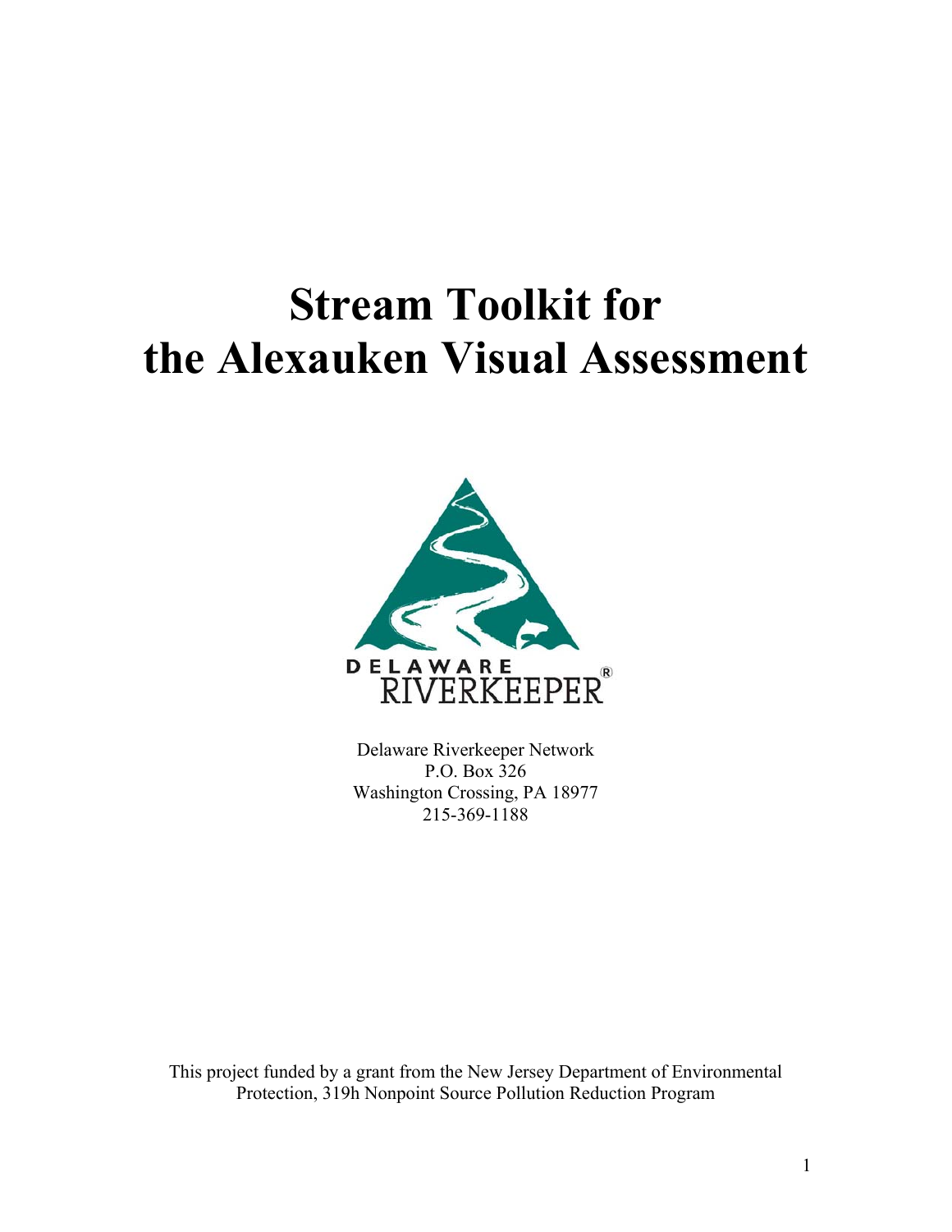# Stream Toolkit for the Alexauken Visual Assessment

DELAWARE RIVERKEEPER®

Delaware Riverkeeper Network
P.O. Box 326
Washington Crossing, PA 18977
215-369-1188

This project funded by a grant from the New Jersey Department of Environmental Protection, 319h Nonpoint Source Pollution Reduction Program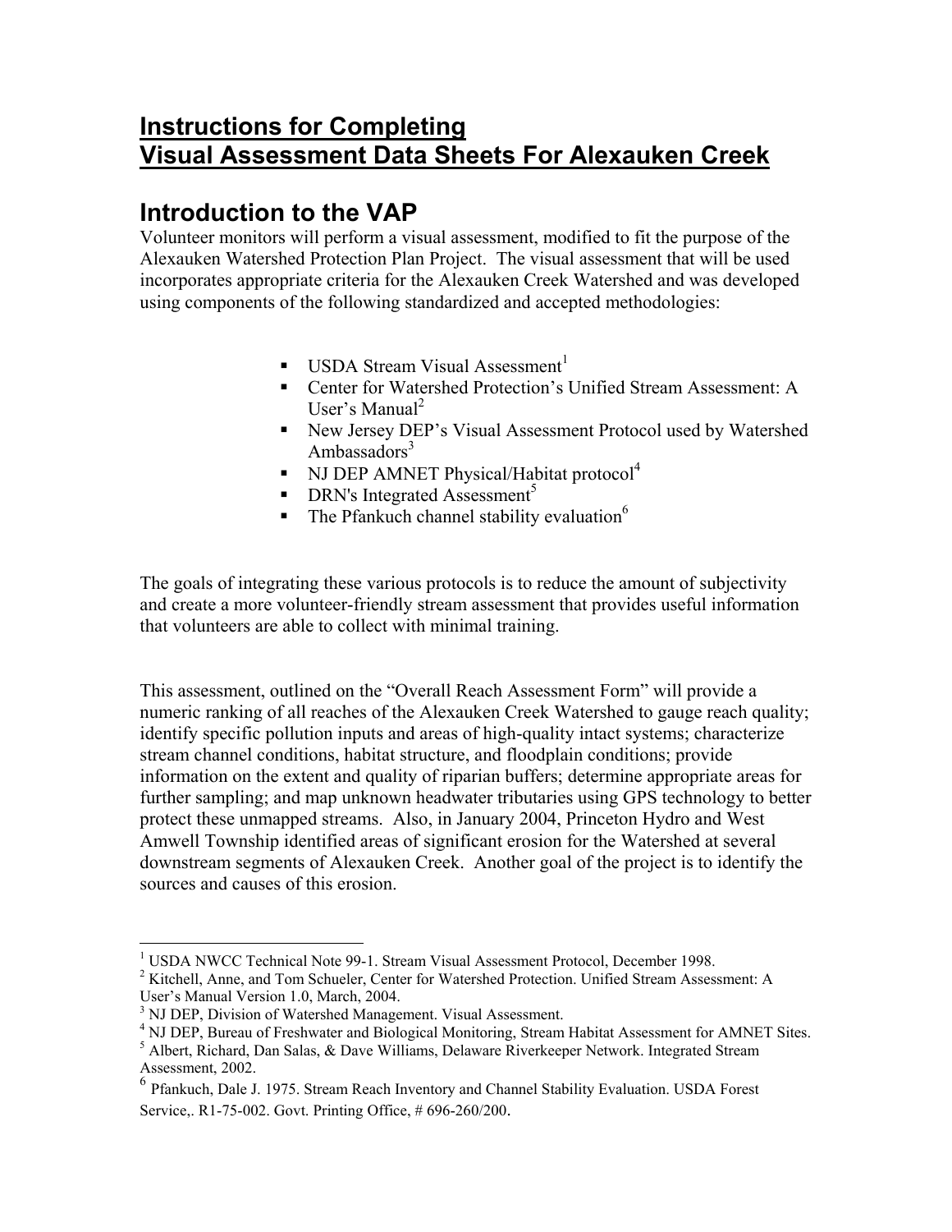# Instructions for Completing Visual Assessment Data Sheets For Alexauken Creek

## Introduction to the VAP

Volunteer monitors will perform a visual assessment, modified to fit the purpose of the Alexauken Watershed Protection Plan Project. The visual assessment that will be used incorporates appropriate criteria for the Alexauken Creek Watershed and was developed using components of the following standardized and accepted methodologies:

- USDA Stream Visual Assessment[1]
- Center for Watershed Protection's Unified Stream Assessment: A User's Manual[2]
- New Jersey DEP's Visual Assessment Protocol used by Watershed Ambassadors[3]
- NJ DEP AMNET Physical/Habitat protocol[4]
- DRN's Integrated Assessment[5]
- The Pfankuch channel stability evaluation[6]

The goals of integrating these various protocols is to reduce the amount of subjectivity and create a more volunteer-friendly stream assessment that provides useful information that volunteers are able to collect with minimal training.

This assessment, outlined on the "Overall Reach Assessment Form" will provide a numeric ranking of all reaches of the Alexauken Creek Watershed to gauge reach quality; identify specific pollution inputs and areas of high-quality intact systems; characterize stream channel conditions, habitat structure, and floodplain conditions; provide information on the extent and quality of riparian buffers; determine appropriate areas for further sampling; and map unknown headwater tributaries using GPS technology to better protect these unmapped streams. Also, in January 2004, Princeton Hydro and West Amwell Township identified areas of significant erosion for the Watershed at several downstream segments of Alexauken Creek. Another goal of the project is to identify the sources and causes of this erosion.

---

[1] USDA NWCC Technical Note 99-1. Stream Visual Assessment Protocol, December 1998.

[2] Kitchell, Anne, and Tom Schueler, Center for Watershed Protection. Unified Stream Assessment: A User's Manual Version 1.0, March, 2004.

[3] NJ DEP, Division of Watershed Management. Visual Assessment.

[4] NJ DEP, Bureau of Freshwater and Biological Monitoring, Stream Habitat Assessment for AMNET Sites.

[5] Albert, Richard, Dan Salas, & Dave Williams, Delaware Riverkeeper Network. Integrated Stream Assessment, 2002.

[6] Pfankuch, Dale J. 1975. Stream Reach Inventory and Channel Stability Evaluation. USDA Forest Service,. R1-75-002. Govt. Printing Office, # 696-260/200.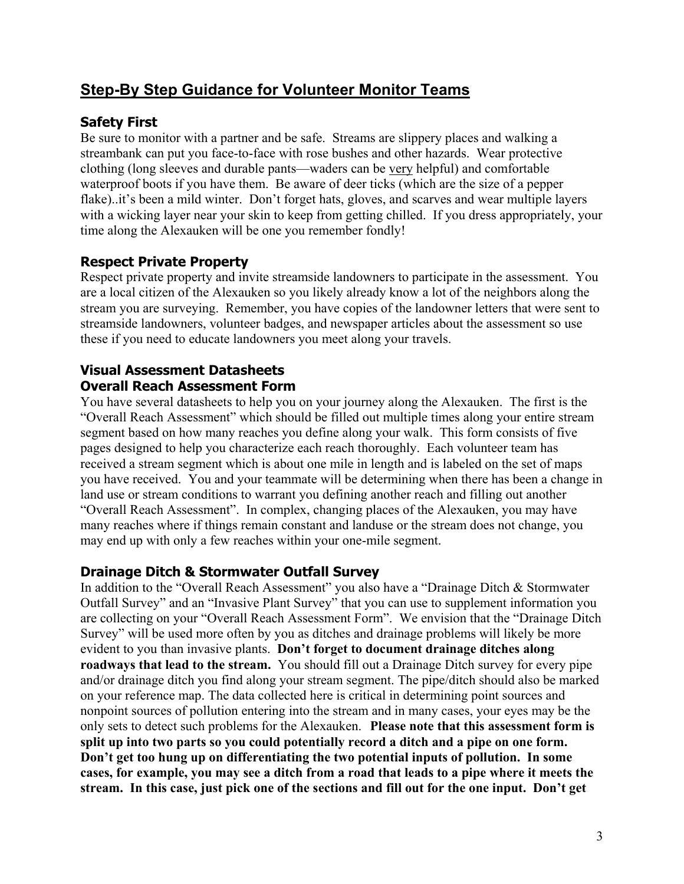## Step-By Step Guidance for Volunteer Monitor Teams

### Safety First

Be sure to monitor with a partner and be safe. Streams are slippery places and walking a streambank can put you face-to-face with rose bushes and other hazards. Wear protective clothing (long sleeves and durable pants—waders can be very helpful) and comfortable waterproof boots if you have them. Be aware of deer ticks (which are the size of a pepper flake)..it's been a mild winter. Don't forget hats, gloves, and scarves and wear multiple layers with a wicking layer near your skin to keep from getting chilled. If you dress appropriately, your time along the Alexauken will be one you remember fondly!

### Respect Private Property

Respect private property and invite streamside landowners to participate in the assessment. You are a local citizen of the Alexauken so you likely already know a lot of the neighbors along the stream you are surveying. Remember, you have copies of the landowner letters that were sent to streamside landowners, volunteer badges, and newspaper articles about the assessment so use these if you need to educate landowners you meet along your travels.

### Visual Assessment Datasheets

### Overall Reach Assessment Form

You have several datasheets to help you on your journey along the Alexauken. The first is the "Overall Reach Assessment" which should be filled out multiple times along your entire stream segment based on how many reaches you define along your walk. This form consists of five pages designed to help you characterize each reach thoroughly. Each volunteer team has received a stream segment which is about one mile in length and is labeled on the set of maps you have received. You and your teammate will be determining when there has been a change in land use or stream conditions to warrant you defining another reach and filling out another "Overall Reach Assessment". In complex, changing places of the Alexauken, you may have many reaches where if things remain constant and landuse or the stream does not change, you may end up with only a few reaches within your one-mile segment.

### Drainage Ditch & Stormwater Outfall Survey

In addition to the "Overall Reach Assessment" you also have a "Drainage Ditch & Stormwater Outfall Survey" and an "Invasive Plant Survey" that you can use to supplement information you are collecting on your "Overall Reach Assessment Form". We envision that the "Drainage Ditch Survey" will be used more often by you as ditches and drainage problems will likely be more evident to you than invasive plants. **Don't forget to document drainage ditches along roadways that lead to the stream.** You should fill out a Drainage Ditch survey for every pipe and/or drainage ditch you find along your stream segment. The pipe/ditch should also be marked on your reference map. The data collected here is critical in determining point sources and nonpoint sources of pollution entering into the stream and in many cases, your eyes may be the only sets to detect such problems for the Alexauken. **Please note that this assessment form is split up into two parts so you could potentially record a ditch and a pipe on one form. Don't get too hung up on differentiating the two potential inputs of pollution. In some cases, for example, you may see a ditch from a road that leads to a pipe where it meets the stream. In this case, just pick one of the sections and fill out for the one input. Don't get**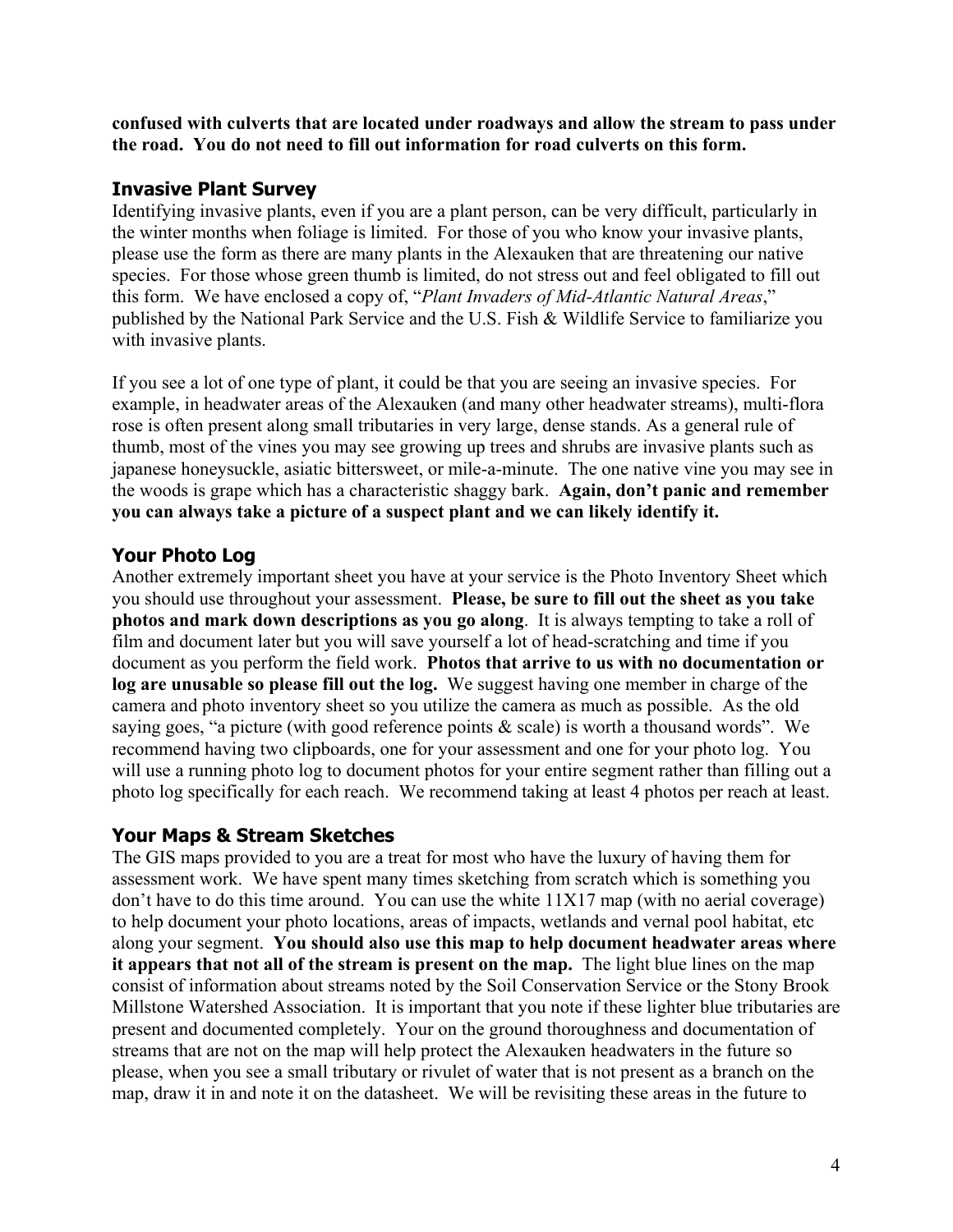**confused with culverts that are located under roadways and allow the stream to pass under the road. You do not need to fill out information for road culverts on this form.**

## Invasive Plant Survey

Identifying invasive plants, even if you are a plant person, can be very difficult, particularly in the winter months when foliage is limited. For those of you who know your invasive plants, please use the form as there are many plants in the Alexauken that are threatening our native species. For those whose green thumb is limited, do not stress out and feel obligated to fill out this form. We have enclosed a copy of, "*Plant Invaders of Mid-Atlantic Natural Areas*," published by the National Park Service and the U.S. Fish & Wildlife Service to familiarize you with invasive plants.

If you see a lot of one type of plant, it could be that you are seeing an invasive species. For example, in headwater areas of the Alexauken (and many other headwater streams), multi-flora rose is often present along small tributaries in very large, dense stands. As a general rule of thumb, most of the vines you may see growing up trees and shrubs are invasive plants such as japanese honeysuckle, asiatic bittersweet, or mile-a-minute. The one native vine you may see in the woods is grape which has a characteristic shaggy bark. **Again, don't panic and remember you can always take a picture of a suspect plant and we can likely identify it.**

## Your Photo Log

Another extremely important sheet you have at your service is the Photo Inventory Sheet which you should use throughout your assessment. **Please, be sure to fill out the sheet as you take photos and mark down descriptions as you go along**. It is always tempting to take a roll of film and document later but you will save yourself a lot of head-scratching and time if you document as you perform the field work. **Photos that arrive to us with no documentation or log are unusable so please fill out the log.** We suggest having one member in charge of the camera and photo inventory sheet so you utilize the camera as much as possible. As the old saying goes, "a picture (with good reference points & scale) is worth a thousand words". We recommend having two clipboards, one for your assessment and one for your photo log. You will use a running photo log to document photos for your entire segment rather than filling out a photo log specifically for each reach. We recommend taking at least 4 photos per reach at least.

## Your Maps & Stream Sketches

The GIS maps provided to you are a treat for most who have the luxury of having them for assessment work. We have spent many times sketching from scratch which is something you don't have to do this time around. You can use the white 11X17 map (with no aerial coverage) to help document your photo locations, areas of impacts, wetlands and vernal pool habitat, etc along your segment. **You should also use this map to help document headwater areas where it appears that not all of the stream is present on the map.** The light blue lines on the map consist of information about streams noted by the Soil Conservation Service or the Stony Brook Millstone Watershed Association. It is important that you note if these lighter blue tributaries are present and documented completely. Your on the ground thoroughness and documentation of streams that are not on the map will help protect the Alexauken headwaters in the future so please, when you see a small tributary or rivulet of water that is not present as a branch on the map, draw it in and note it on the datasheet. We will be revisiting these areas in the future to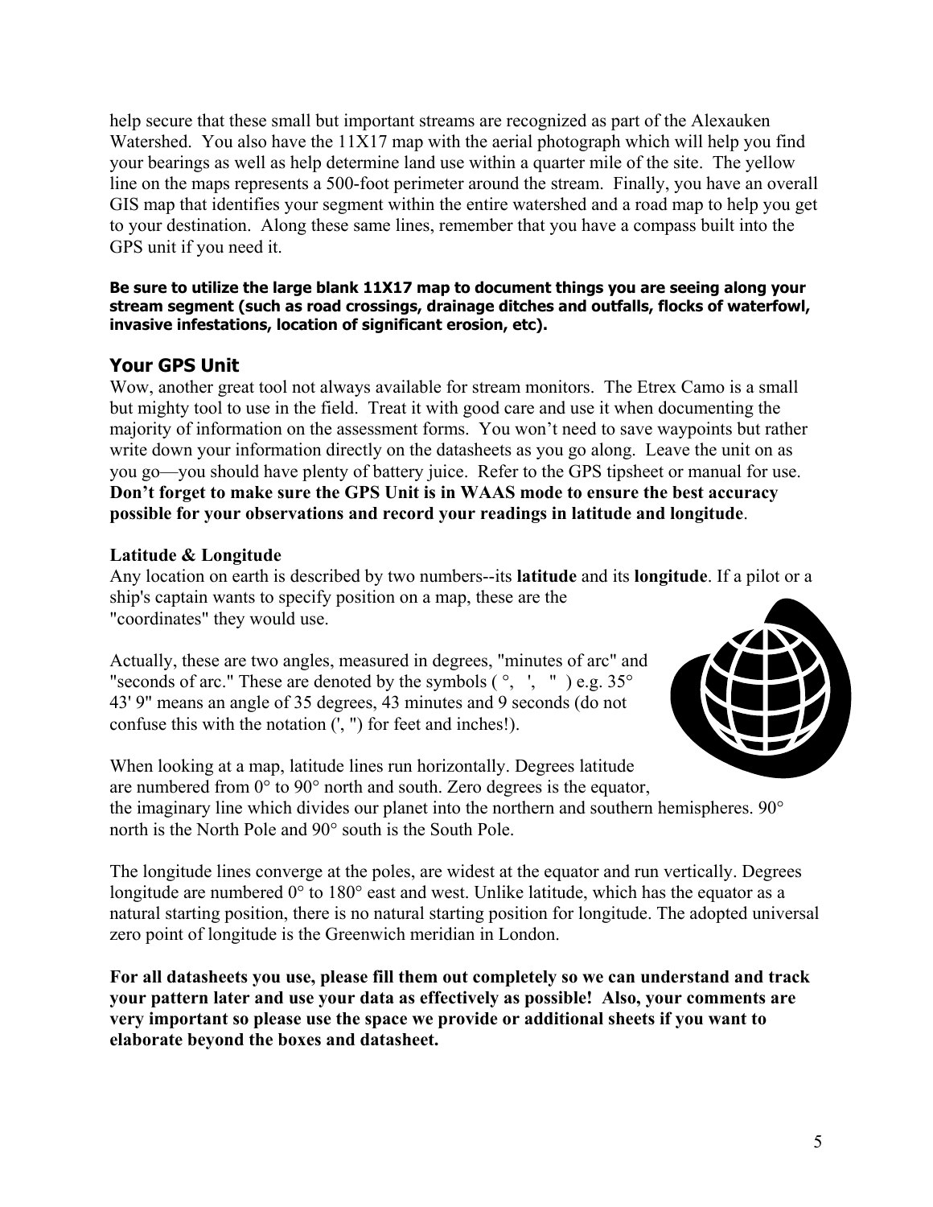help secure that these small but important streams are recognized as part of the Alexauken Watershed. You also have the 11X17 map with the aerial photograph which will help you find your bearings as well as help determine land use within a quarter mile of the site. The yellow line on the maps represents a 500-foot perimeter around the stream. Finally, you have an overall GIS map that identifies your segment within the entire watershed and a road map to help you get to your destination. Along these same lines, remember that you have a compass built into the GPS unit if you need it.

**Be sure to utilize the large blank 11X17 map to document things you are seeing along your stream segment (such as road crossings, drainage ditches and outfalls, flocks of waterfowl, invasive infestations, location of significant erosion, etc).**

## Your GPS Unit

Wow, another great tool not always available for stream monitors. The Etrex Camo is a small but mighty tool to use in the field. Treat it with good care and use it when documenting the majority of information on the assessment forms. You won't need to save waypoints but rather write down your information directly on the datasheets as you go along. Leave the unit on as you go—you should have plenty of battery juice. Refer to the GPS tipsheet or manual for use. **Don't forget to make sure the GPS Unit is in WAAS mode to ensure the best accuracy possible for your observations and record your readings in latitude and longitude**.

### Latitude & Longitude

Any location on earth is described by two numbers--its **latitude** and its **longitude**. If a pilot or a ship's captain wants to specify position on a map, these are the "coordinates" they would use.

Actually, these are two angles, measured in degrees, "minutes of arc" and "seconds of arc." These are denoted by the symbols ( °, ', " ) e.g. 35° 43' 9" means an angle of 35 degrees, 43 minutes and 9 seconds (do not confuse this with the notation (', ") for feet and inches!).

When looking at a map, latitude lines run horizontally. Degrees latitude are numbered from 0° to 90° north and south. Zero degrees is the equator, the imaginary line which divides our planet into the northern and southern hemispheres. 90° north is the North Pole and 90° south is the South Pole.

The longitude lines converge at the poles, are widest at the equator and run vertically. Degrees longitude are numbered 0° to 180° east and west. Unlike latitude, which has the equator as a natural starting position, there is no natural starting position for longitude. The adopted universal zero point of longitude is the Greenwich meridian in London.

**For all datasheets you use, please fill them out completely so we can understand and track your pattern later and use your data as effectively as possible! Also, your comments are very important so please use the space we provide or additional sheets if you want to elaborate beyond the boxes and datasheet.**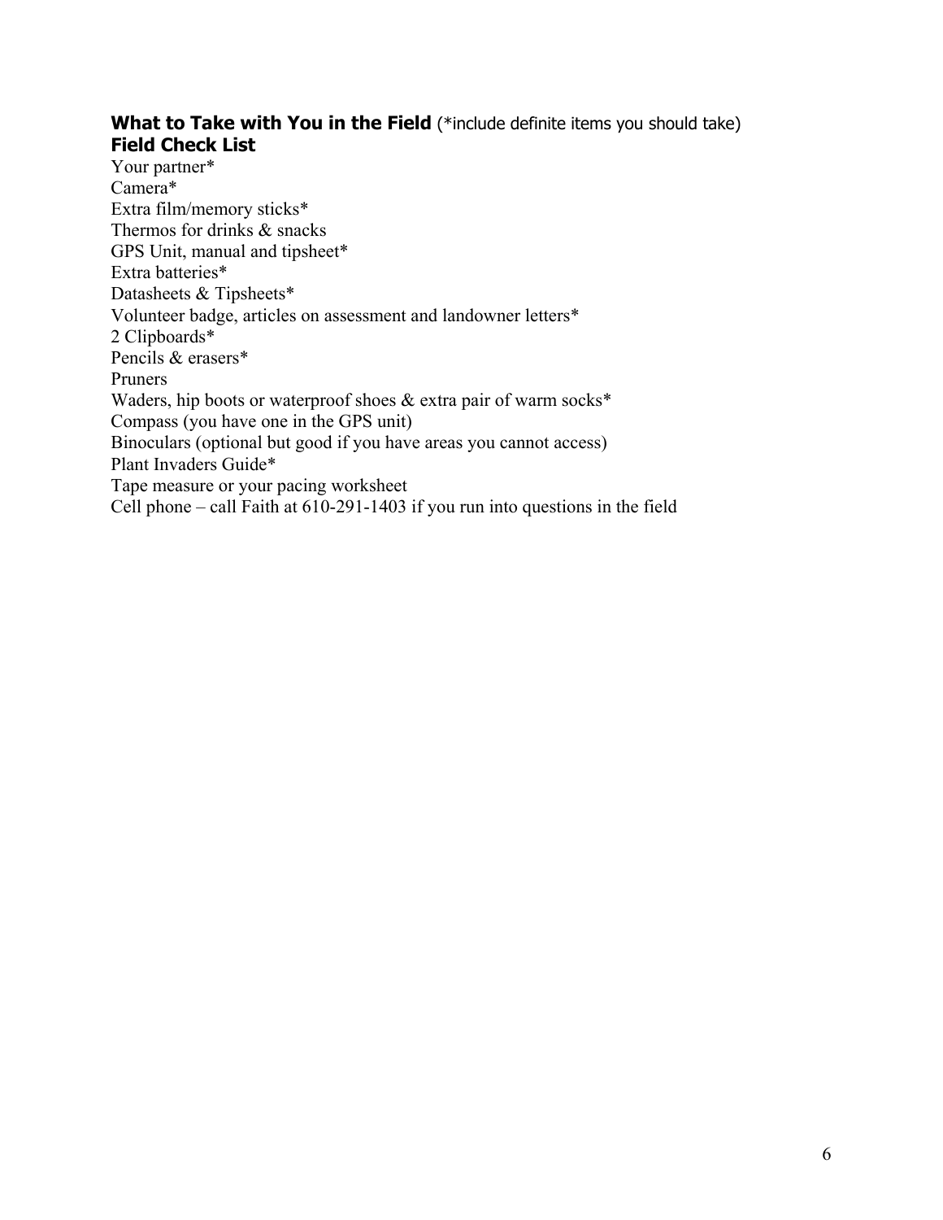### **What to Take with You in the Field** (*include definite items you should take)

### **Field Check List**

Your partner*
Camera*
Extra film/memory sticks*
Thermos for drinks & snacks
GPS Unit, manual and tipsheet*
Extra batteries*
Datasheets & Tipsheets*
Volunteer badge, articles on assessment and landowner letters*
2 Clipboards*
Pencils & erasers*
Pruners
Waders, hip boots or waterproof shoes & extra pair of warm socks*
Compass (you have one in the GPS unit)
Binoculars (optional but good if you have areas you cannot access)
Plant Invaders Guide*
Tape measure or your pacing worksheet
Cell phone – call Faith at 610-291-1403 if you run into questions in the field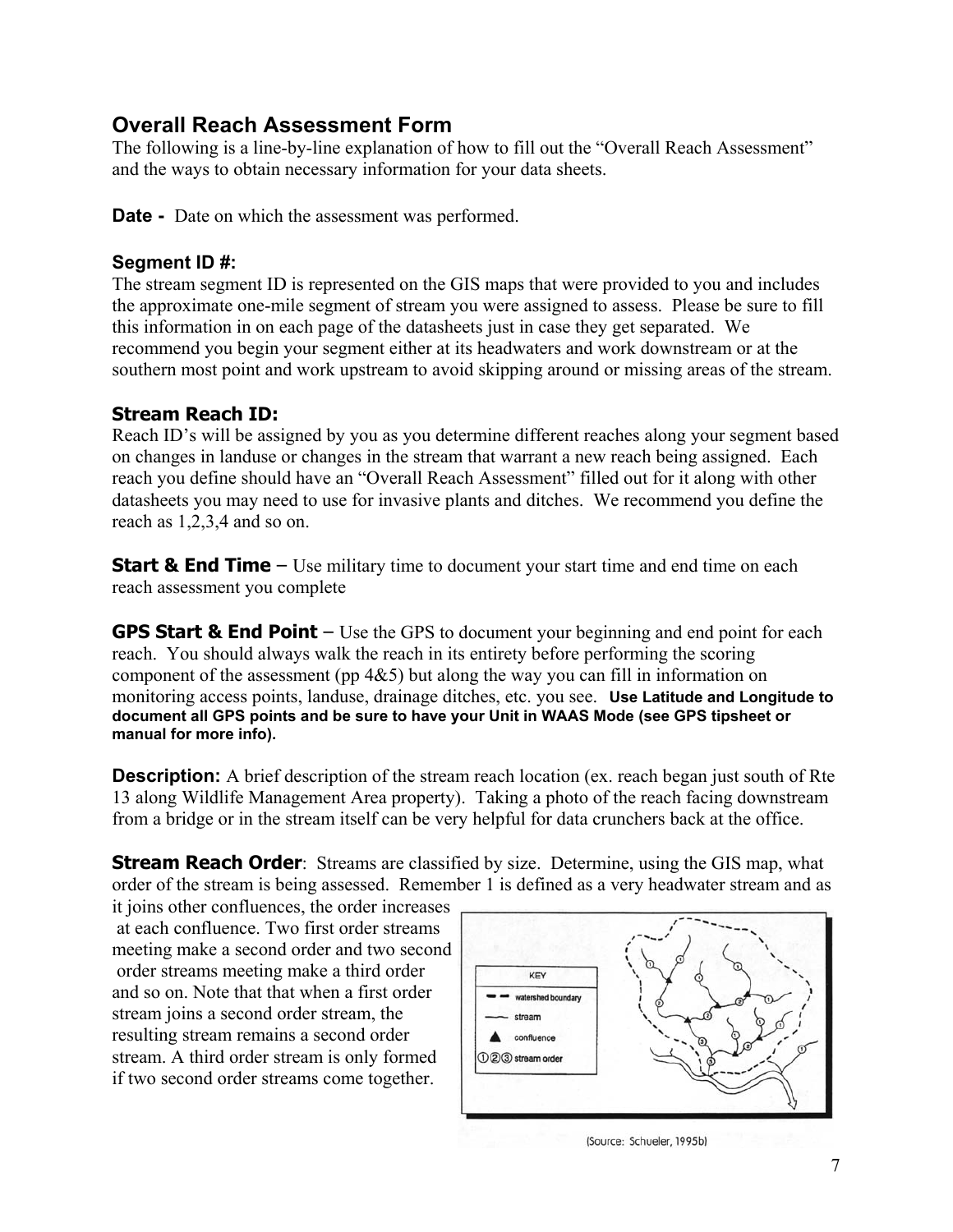## Overall Reach Assessment Form

The following is a line-by-line explanation of how to fill out the "Overall Reach Assessment" and the ways to obtain necessary information for your data sheets.

**Date -** Date on which the assessment was performed.

### Segment ID #:

The stream segment ID is represented on the GIS maps that were provided to you and includes the approximate one-mile segment of stream you were assigned to assess. Please be sure to fill this information in on each page of the datasheets just in case they get separated. We recommend you begin your segment either at its headwaters and work downstream or at the southern most point and work upstream to avoid skipping around or missing areas of the stream.

### Stream Reach ID:

Reach ID's will be assigned by you as you determine different reaches along your segment based on changes in landuse or changes in the stream that warrant a new reach being assigned. Each reach you define should have an "Overall Reach Assessment" filled out for it along with other datasheets you may need to use for invasive plants and ditches. We recommend you define the reach as 1,2,3,4 and so on.

**Start & End Time** – Use military time to document your start time and end time on each reach assessment you complete

**GPS Start & End Point** – Use the GPS to document your beginning and end point for each reach. You should always walk the reach in its entirety before performing the scoring component of the assessment (pp 4&5) but along the way you can fill in information on monitoring access points, landuse, drainage ditches, etc. you see. **Use Latitude and Longitude to document all GPS points and be sure to have your Unit in WAAS Mode (see GPS tipsheet or manual for more info).**

**Description:** A brief description of the stream reach location (ex. reach began just south of Rte 13 along Wildlife Management Area property). Taking a photo of the reach facing downstream from a bridge or in the stream itself can be very helpful for data crunchers back at the office.

**Stream Reach Order**: Streams are classified by size. Determine, using the GIS map, what order of the stream is being assessed. Remember 1 is defined as a very headwater stream and as it joins other confluences, the order increases at each confluence. Two first order streams meeting make a second order and two second order streams meeting make a third order and so on. Note that that when a first order stream joins a second order stream, the resulting stream remains a second order stream. A third order stream is only formed if two second order streams come together.

(Source: Schueler, 1995b)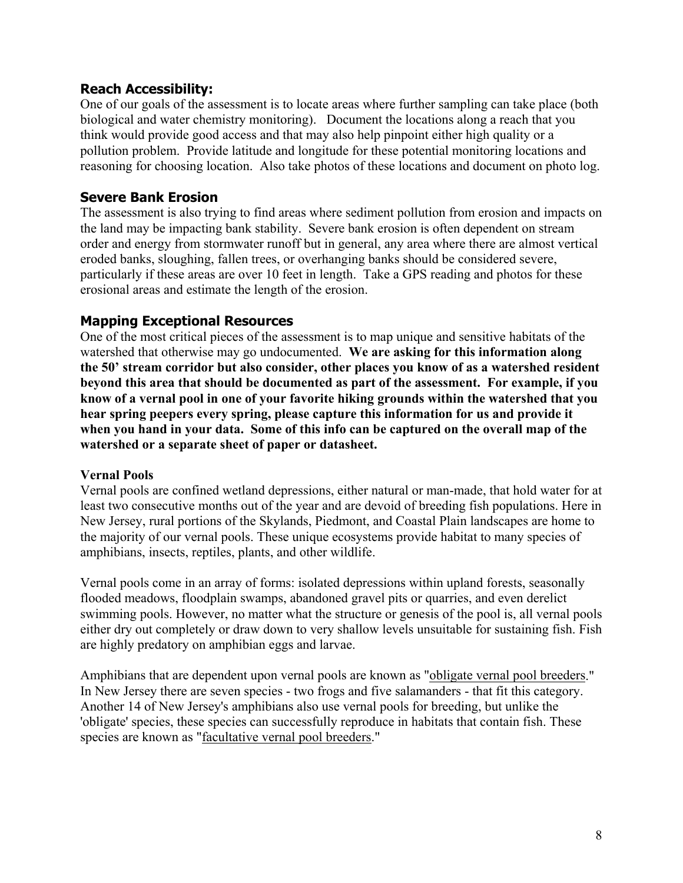## Reach Accessibility:

One of our goals of the assessment is to locate areas where further sampling can take place (both biological and water chemistry monitoring). Document the locations along a reach that you think would provide good access and that may also help pinpoint either high quality or a pollution problem. Provide latitude and longitude for these potential monitoring locations and reasoning for choosing location. Also take photos of these locations and document on photo log.

## Severe Bank Erosion

The assessment is also trying to find areas where sediment pollution from erosion and impacts on the land may be impacting bank stability. Severe bank erosion is often dependent on stream order and energy from stormwater runoff but in general, any area where there are almost vertical eroded banks, sloughing, fallen trees, or overhanging banks should be considered severe, particularly if these areas are over 10 feet in length. Take a GPS reading and photos for these erosional areas and estimate the length of the erosion.

## Mapping Exceptional Resources

One of the most critical pieces of the assessment is to map unique and sensitive habitats of the watershed that otherwise may go undocumented. **We are asking for this information along the 50' stream corridor but also consider, other places you know of as a watershed resident beyond this area that should be documented as part of the assessment. For example, if you know of a vernal pool in one of your favorite hiking grounds within the watershed that you hear spring peepers every spring, please capture this information for us and provide it when you hand in your data. Some of this info can be captured on the overall map of the watershed or a separate sheet of paper or datasheet.**

### Vernal Pools

Vernal pools are confined wetland depressions, either natural or man-made, that hold water for at least two consecutive months out of the year and are devoid of breeding fish populations. Here in New Jersey, rural portions of the Skylands, Piedmont, and Coastal Plain landscapes are home to the majority of our vernal pools. These unique ecosystems provide habitat to many species of amphibians, insects, reptiles, plants, and other wildlife.

Vernal pools come in an array of forms: isolated depressions within upland forests, seasonally flooded meadows, floodplain swamps, abandoned gravel pits or quarries, and even derelict swimming pools. However, no matter what the structure or genesis of the pool is, all vernal pools either dry out completely or draw down to very shallow levels unsuitable for sustaining fish. Fish are highly predatory on amphibian eggs and larvae.

Amphibians that are dependent upon vernal pools are known as "obligate vernal pool breeders." In New Jersey there are seven species - two frogs and five salamanders - that fit this category. Another 14 of New Jersey's amphibians also use vernal pools for breeding, but unlike the 'obligate' species, these species can successfully reproduce in habitats that contain fish. These species are known as "facultative vernal pool breeders."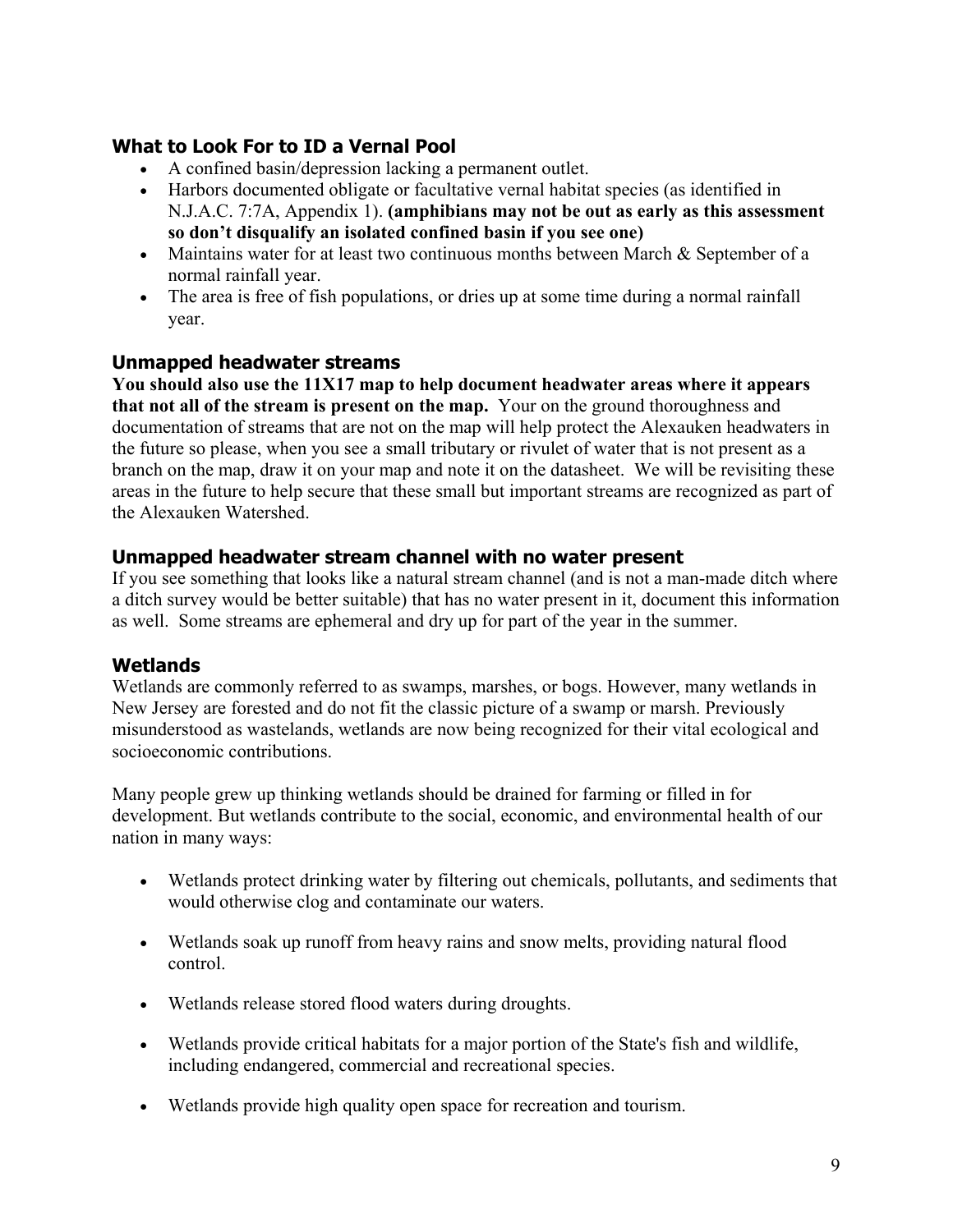### What to Look For to ID a Vernal Pool

- A confined basin/depression lacking a permanent outlet.
- Harbors documented obligate or facultative vernal habitat species (as identified in N.J.A.C. 7:7A, Appendix 1). **(amphibians may not be out as early as this assessment so don't disqualify an isolated confined basin if you see one)**
- Maintains water for at least two continuous months between March & September of a normal rainfall year.
- The area is free of fish populations, or dries up at some time during a normal rainfall year.

### Unmapped headwater streams

**You should also use the 11X17 map to help document headwater areas where it appears that not all of the stream is present on the map.** Your on the ground thoroughness and documentation of streams that are not on the map will help protect the Alexauken headwaters in the future so please, when you see a small tributary or rivulet of water that is not present as a branch on the map, draw it on your map and note it on the datasheet. We will be revisiting these areas in the future to help secure that these small but important streams are recognized as part of the Alexauken Watershed.

### Unmapped headwater stream channel with no water present

If you see something that looks like a natural stream channel (and is not a man-made ditch where a ditch survey would be better suitable) that has no water present in it, document this information as well. Some streams are ephemeral and dry up for part of the year in the summer.

### Wetlands

Wetlands are commonly referred to as swamps, marshes, or bogs. However, many wetlands in New Jersey are forested and do not fit the classic picture of a swamp or marsh. Previously misunderstood as wastelands, wetlands are now being recognized for their vital ecological and socioeconomic contributions.

Many people grew up thinking wetlands should be drained for farming or filled in for development. But wetlands contribute to the social, economic, and environmental health of our nation in many ways:

- Wetlands protect drinking water by filtering out chemicals, pollutants, and sediments that would otherwise clog and contaminate our waters.

- Wetlands soak up runoff from heavy rains and snow melts, providing natural flood control.

- Wetlands release stored flood waters during droughts.

- Wetlands provide critical habitats for a major portion of the State's fish and wildlife, including endangered, commercial and recreational species.

- Wetlands provide high quality open space for recreation and tourism.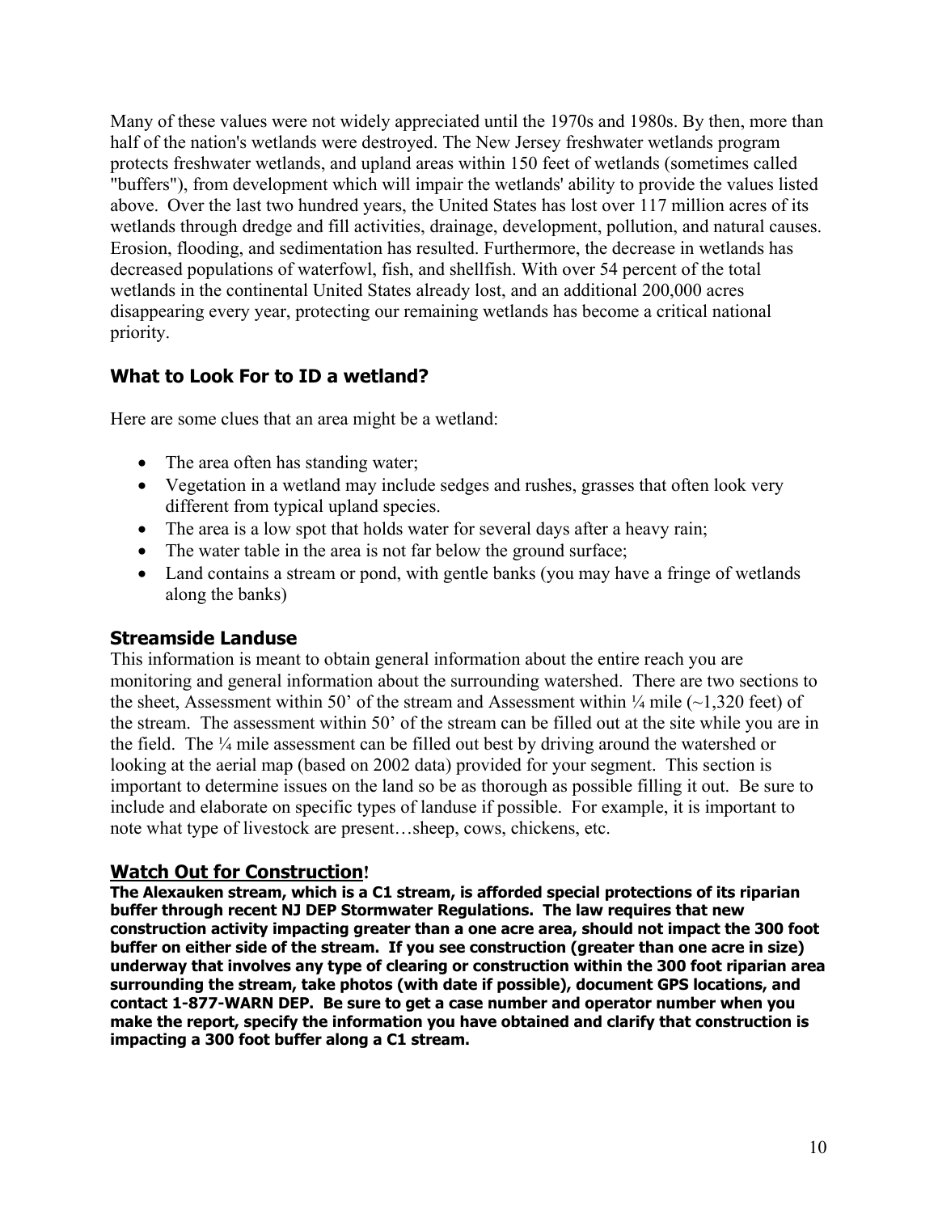Many of these values were not widely appreciated until the 1970s and 1980s. By then, more than half of the nation's wetlands were destroyed. The New Jersey freshwater wetlands program protects freshwater wetlands, and upland areas within 150 feet of wetlands (sometimes called "buffers"), from development which will impair the wetlands' ability to provide the values listed above. Over the last two hundred years, the United States has lost over 117 million acres of its wetlands through dredge and fill activities, drainage, development, pollution, and natural causes. Erosion, flooding, and sedimentation has resulted. Furthermore, the decrease in wetlands has decreased populations of waterfowl, fish, and shellfish. With over 54 percent of the total wetlands in the continental United States already lost, and an additional 200,000 acres disappearing every year, protecting our remaining wetlands has become a critical national priority.

## What to Look For to ID a wetland?

Here are some clues that an area might be a wetland:

- The area often has standing water;
- Vegetation in a wetland may include sedges and rushes, grasses that often look very different from typical upland species.
- The area is a low spot that holds water for several days after a heavy rain;
- The water table in the area is not far below the ground surface;
- Land contains a stream or pond, with gentle banks (you may have a fringe of wetlands along the banks)

## Streamside Landuse

This information is meant to obtain general information about the entire reach you are monitoring and general information about the surrounding watershed. There are two sections to the sheet, Assessment within 50' of the stream and Assessment within ¼ mile (~1,320 feet) of the stream. The assessment within 50' of the stream can be filled out at the site while you are in the field. The ¼ mile assessment can be filled out best by driving around the watershed or looking at the aerial map (based on 2002 data) provided for your segment. This section is important to determine issues on the land so be as thorough as possible filling it out. Be sure to include and elaborate on specific types of landuse if possible. For example, it is important to note what type of livestock are present…sheep, cows, chickens, etc.

## <u>Watch Out for Construction</u>!

**The Alexauken stream, which is a C1 stream, is afforded special protections of its riparian buffer through recent NJ DEP Stormwater Regulations. The law requires that new construction activity impacting greater than a one acre area, should not impact the 300 foot buffer on either side of the stream. If you see construction (greater than one acre in size) underway that involves any type of clearing or construction within the 300 foot riparian area surrounding the stream, take photos (with date if possible), document GPS locations, and contact 1-877-WARN DEP. Be sure to get a case number and operator number when you make the report, specify the information you have obtained and clarify that construction is impacting a 300 foot buffer along a C1 stream.**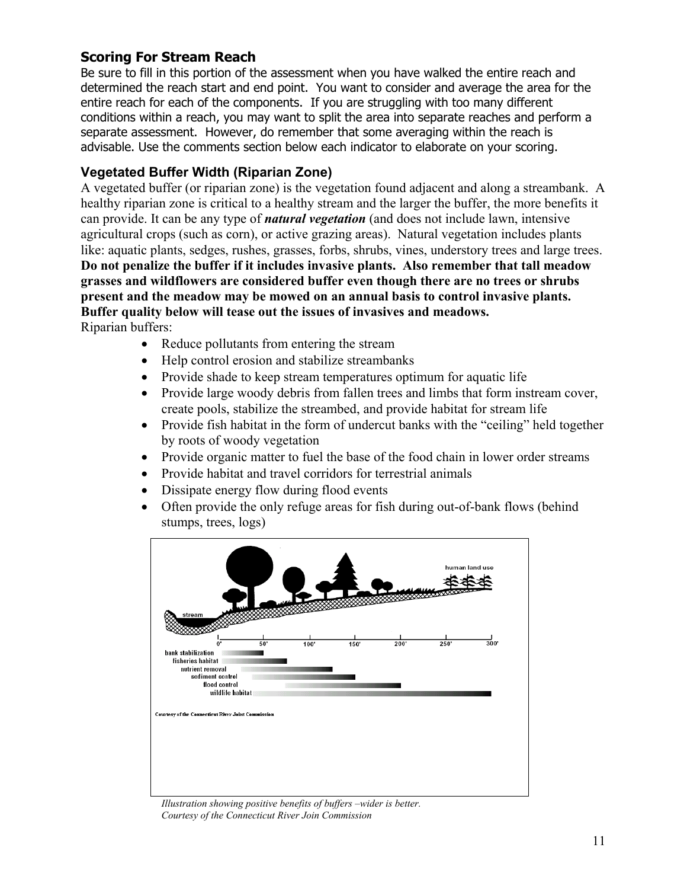### Scoring For Stream Reach

Be sure to fill in this portion of the assessment when you have walked the entire reach and determined the reach start and end point. You want to consider and average the area for the entire reach for each of the components. If you are struggling with too many different conditions within a reach, you may want to split the area into separate reaches and perform a separate assessment. However, do remember that some averaging within the reach is advisable. Use the comments section below each indicator to elaborate on your scoring.

### Vegetated Buffer Width (Riparian Zone)

A vegetated buffer (or riparian zone) is the vegetation found adjacent and along a streambank. A healthy riparian zone is critical to a healthy stream and the larger the buffer, the more benefits it can provide. It can be any type of ***natural vegetation*** (and does not include lawn, intensive agricultural crops (such as corn), or active grazing areas). Natural vegetation includes plants like: aquatic plants, sedges, rushes, grasses, forbs, shrubs, vines, understory trees and large trees. **Do not penalize the buffer if it includes invasive plants. Also remember that tall meadow grasses and wildflowers are considered buffer even though there are no trees or shrubs present and the meadow may be mowed on an annual basis to control invasive plants. Buffer quality below will tease out the issues of invasives and meadows.**

Riparian buffers:

- Reduce pollutants from entering the stream
- Help control erosion and stabilize streambanks
- Provide shade to keep stream temperatures optimum for aquatic life
- Provide large woody debris from fallen trees and limbs that form instream cover, create pools, stabilize the streambed, and provide habitat for stream life
- Provide fish habitat in the form of undercut banks with the "ceiling" held together by roots of woody vegetation
- Provide organic matter to fuel the base of the food chain in lower order streams
- Provide habitat and travel corridors for terrestrial animals
- Dissipate energy flow during flood events
- Often provide the only refuge areas for fish during out-of-bank flows (behind stumps, trees, logs)

*Illustration showing positive benefits of buffers –wider is better.*
*Courtesy of the Connecticut River Join Commission*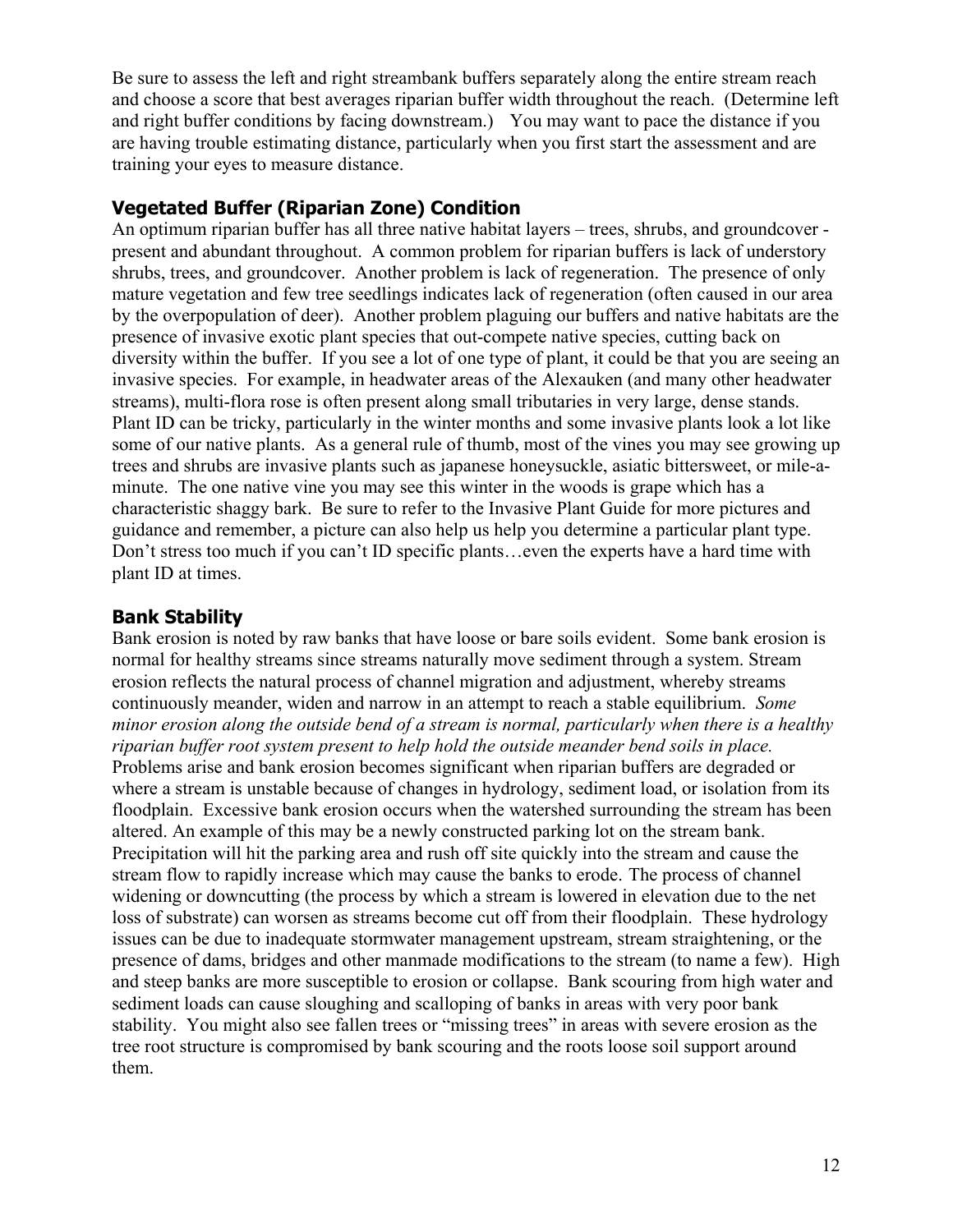Be sure to assess the left and right streambank buffers separately along the entire stream reach and choose a score that best averages riparian buffer width throughout the reach. (Determine left and right buffer conditions by facing downstream.) You may want to pace the distance if you are having trouble estimating distance, particularly when you first start the assessment and are training your eyes to measure distance.

## Vegetated Buffer (Riparian Zone) Condition

An optimum riparian buffer has all three native habitat layers – trees, shrubs, and groundcover - present and abundant throughout. A common problem for riparian buffers is lack of understory shrubs, trees, and groundcover. Another problem is lack of regeneration. The presence of only mature vegetation and few tree seedlings indicates lack of regeneration (often caused in our area by the overpopulation of deer). Another problem plaguing our buffers and native habitats are the presence of invasive exotic plant species that out-compete native species, cutting back on diversity within the buffer. If you see a lot of one type of plant, it could be that you are seeing an invasive species. For example, in headwater areas of the Alexauken (and many other headwater streams), multi-flora rose is often present along small tributaries in very large, dense stands. Plant ID can be tricky, particularly in the winter months and some invasive plants look a lot like some of our native plants. As a general rule of thumb, most of the vines you may see growing up trees and shrubs are invasive plants such as japanese honeysuckle, asiatic bittersweet, or mile-a-minute. The one native vine you may see this winter in the woods is grape which has a characteristic shaggy bark. Be sure to refer to the Invasive Plant Guide for more pictures and guidance and remember, a picture can also help us help you determine a particular plant type. Don't stress too much if you can't ID specific plants…even the experts have a hard time with plant ID at times.

## Bank Stability

Bank erosion is noted by raw banks that have loose or bare soils evident. Some bank erosion is normal for healthy streams since streams naturally move sediment through a system. Stream erosion reflects the natural process of channel migration and adjustment, whereby streams continuously meander, widen and narrow in an attempt to reach a stable equilibrium. *Some minor erosion along the outside bend of a stream is normal, particularly when there is a healthy riparian buffer root system present to help hold the outside meander bend soils in place.* Problems arise and bank erosion becomes significant when riparian buffers are degraded or where a stream is unstable because of changes in hydrology, sediment load, or isolation from its floodplain. Excessive bank erosion occurs when the watershed surrounding the stream has been altered. An example of this may be a newly constructed parking lot on the stream bank. Precipitation will hit the parking area and rush off site quickly into the stream and cause the stream flow to rapidly increase which may cause the banks to erode. The process of channel widening or downcutting (the process by which a stream is lowered in elevation due to the net loss of substrate) can worsen as streams become cut off from their floodplain. These hydrology issues can be due to inadequate stormwater management upstream, stream straightening, or the presence of dams, bridges and other manmade modifications to the stream (to name a few). High and steep banks are more susceptible to erosion or collapse. Bank scouring from high water and sediment loads can cause sloughing and scalloping of banks in areas with very poor bank stability. You might also see fallen trees or "missing trees" in areas with severe erosion as the tree root structure is compromised by bank scouring and the roots loose soil support around them.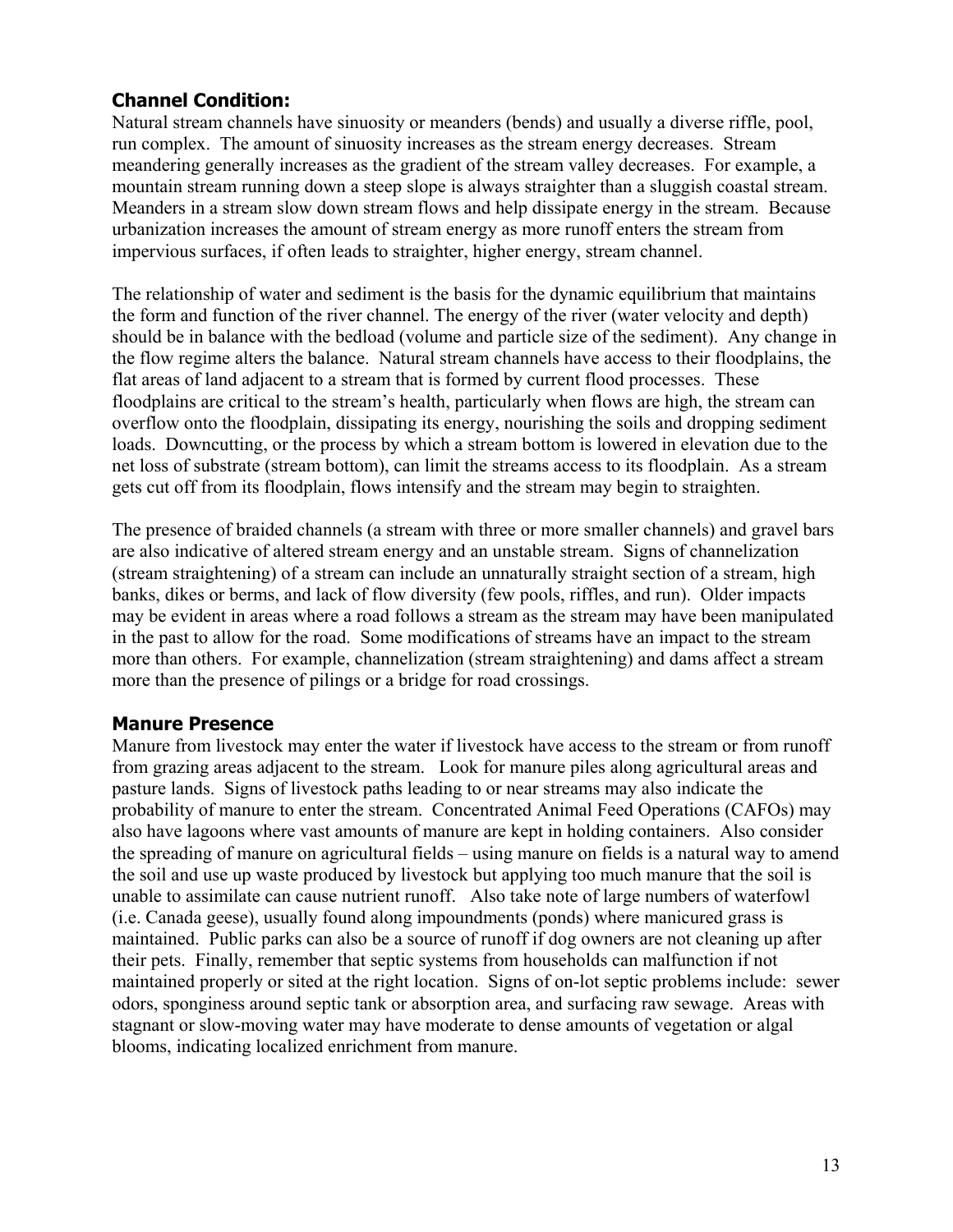## Channel Condition:

Natural stream channels have sinuosity or meanders (bends) and usually a diverse riffle, pool, run complex. The amount of sinuosity increases as the stream energy decreases. Stream meandering generally increases as the gradient of the stream valley decreases. For example, a mountain stream running down a steep slope is always straighter than a sluggish coastal stream. Meanders in a stream slow down stream flows and help dissipate energy in the stream. Because urbanization increases the amount of stream energy as more runoff enters the stream from impervious surfaces, if often leads to straighter, higher energy, stream channel.

The relationship of water and sediment is the basis for the dynamic equilibrium that maintains the form and function of the river channel. The energy of the river (water velocity and depth) should be in balance with the bedload (volume and particle size of the sediment). Any change in the flow regime alters the balance. Natural stream channels have access to their floodplains, the flat areas of land adjacent to a stream that is formed by current flood processes. These floodplains are critical to the stream's health, particularly when flows are high, the stream can overflow onto the floodplain, dissipating its energy, nourishing the soils and dropping sediment loads. Downcutting, or the process by which a stream bottom is lowered in elevation due to the net loss of substrate (stream bottom), can limit the streams access to its floodplain. As a stream gets cut off from its floodplain, flows intensify and the stream may begin to straighten.

The presence of braided channels (a stream with three or more smaller channels) and gravel bars are also indicative of altered stream energy and an unstable stream. Signs of channelization (stream straightening) of a stream can include an unnaturally straight section of a stream, high banks, dikes or berms, and lack of flow diversity (few pools, riffles, and run). Older impacts may be evident in areas where a road follows a stream as the stream may have been manipulated in the past to allow for the road. Some modifications of streams have an impact to the stream more than others. For example, channelization (stream straightening) and dams affect a stream more than the presence of pilings or a bridge for road crossings.

## Manure Presence

Manure from livestock may enter the water if livestock have access to the stream or from runoff from grazing areas adjacent to the stream. Look for manure piles along agricultural areas and pasture lands. Signs of livestock paths leading to or near streams may also indicate the probability of manure to enter the stream. Concentrated Animal Feed Operations (CAFOs) may also have lagoons where vast amounts of manure are kept in holding containers. Also consider the spreading of manure on agricultural fields – using manure on fields is a natural way to amend the soil and use up waste produced by livestock but applying too much manure that the soil is unable to assimilate can cause nutrient runoff. Also take note of large numbers of waterfowl (i.e. Canada geese), usually found along impoundments (ponds) where manicured grass is maintained. Public parks can also be a source of runoff if dog owners are not cleaning up after their pets. Finally, remember that septic systems from households can malfunction if not maintained properly or sited at the right location. Signs of on-lot septic problems include: sewer odors, sponginess around septic tank or absorption area, and surfacing raw sewage. Areas with stagnant or slow-moving water may have moderate to dense amounts of vegetation or algal blooms, indicating localized enrichment from manure.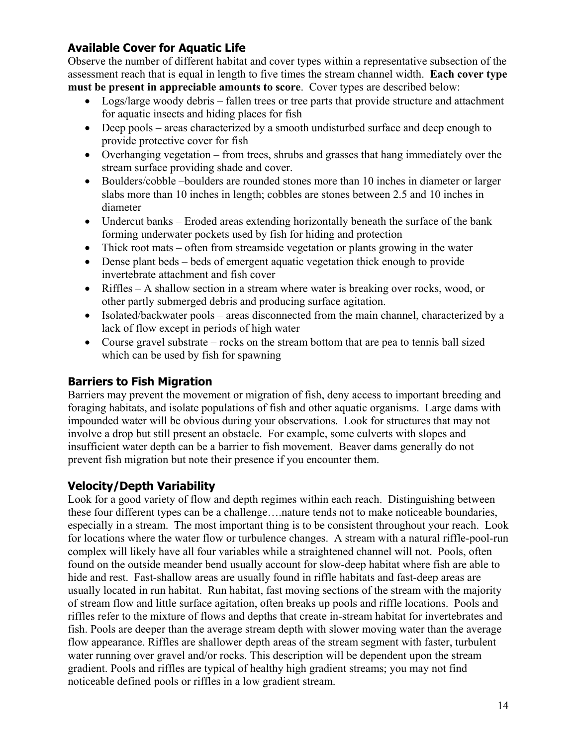### Available Cover for Aquatic Life

Observe the number of different habitat and cover types within a representative subsection of the assessment reach that is equal in length to five times the stream channel width. **Each cover type must be present in appreciable amounts to score**. Cover types are described below:

- Logs/large woody debris – fallen trees or tree parts that provide structure and attachment for aquatic insects and hiding places for fish
- Deep pools – areas characterized by a smooth undisturbed surface and deep enough to provide protective cover for fish
- Overhanging vegetation – from trees, shrubs and grasses that hang immediately over the stream surface providing shade and cover.
- Boulders/cobble –boulders are rounded stones more than 10 inches in diameter or larger slabs more than 10 inches in length; cobbles are stones between 2.5 and 10 inches in diameter
- Undercut banks – Eroded areas extending horizontally beneath the surface of the bank forming underwater pockets used by fish for hiding and protection
- Thick root mats – often from streamside vegetation or plants growing in the water
- Dense plant beds – beds of emergent aquatic vegetation thick enough to provide invertebrate attachment and fish cover
- Riffles – A shallow section in a stream where water is breaking over rocks, wood, or other partly submerged debris and producing surface agitation.
- Isolated/backwater pools – areas disconnected from the main channel, characterized by a lack of flow except in periods of high water
- Course gravel substrate – rocks on the stream bottom that are pea to tennis ball sized which can be used by fish for spawning

### Barriers to Fish Migration

Barriers may prevent the movement or migration of fish, deny access to important breeding and foraging habitats, and isolate populations of fish and other aquatic organisms. Large dams with impounded water will be obvious during your observations. Look for structures that may not involve a drop but still present an obstacle. For example, some culverts with slopes and insufficient water depth can be a barrier to fish movement. Beaver dams generally do not prevent fish migration but note their presence if you encounter them.

### Velocity/Depth Variability

Look for a good variety of flow and depth regimes within each reach. Distinguishing between these four different types can be a challenge….nature tends not to make noticeable boundaries, especially in a stream. The most important thing is to be consistent throughout your reach. Look for locations where the water flow or turbulence changes. A stream with a natural riffle-pool-run complex will likely have all four variables while a straightened channel will not. Pools, often found on the outside meander bend usually account for slow-deep habitat where fish are able to hide and rest. Fast-shallow areas are usually found in riffle habitats and fast-deep areas are usually located in run habitat. Run habitat, fast moving sections of the stream with the majority of stream flow and little surface agitation, often breaks up pools and riffle locations. Pools and riffles refer to the mixture of flows and depths that create in-stream habitat for invertebrates and fish. Pools are deeper than the average stream depth with slower moving water than the average flow appearance. Riffles are shallower depth areas of the stream segment with faster, turbulent water running over gravel and/or rocks. This description will be dependent upon the stream gradient. Pools and riffles are typical of healthy high gradient streams; you may not find noticeable defined pools or riffles in a low gradient stream.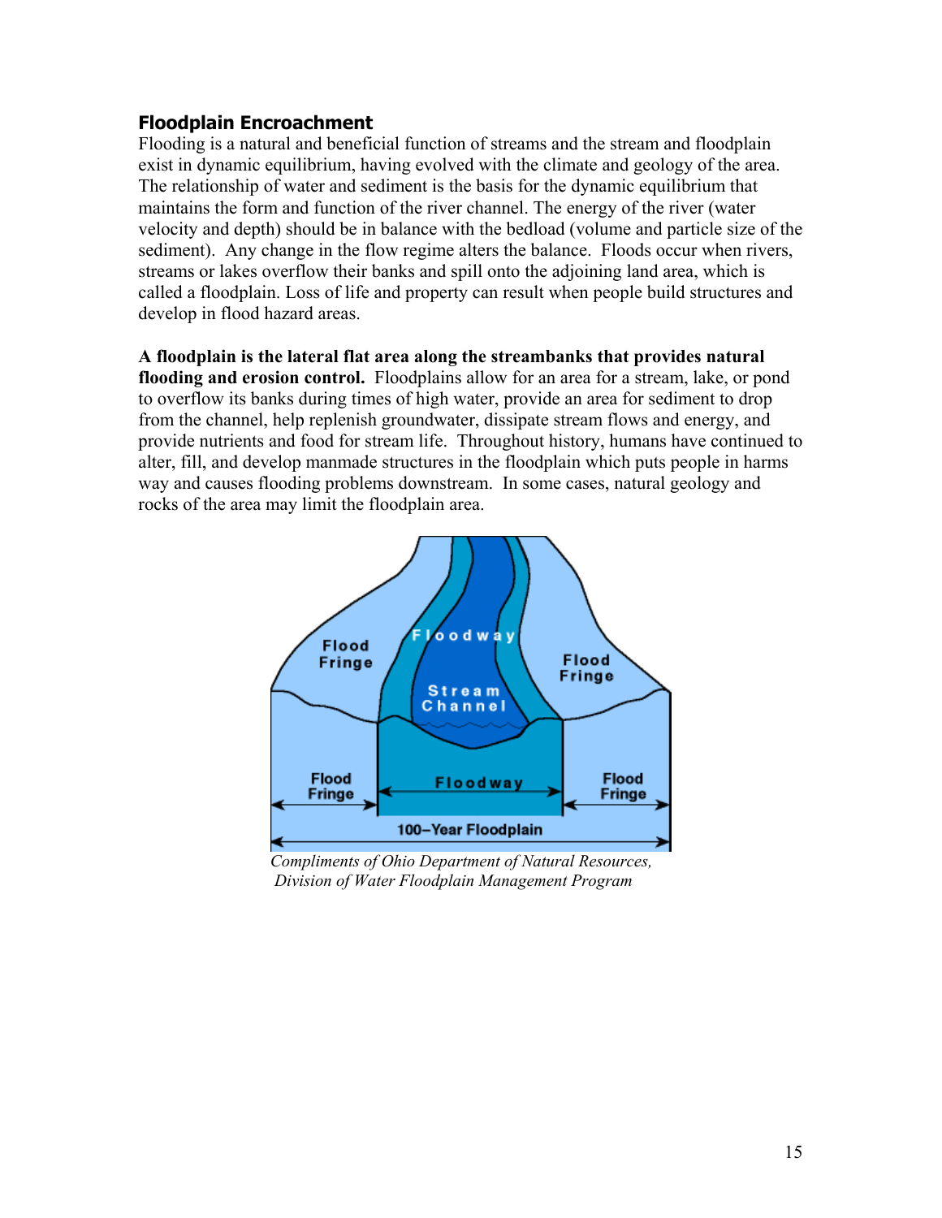## Floodplain Encroachment

Flooding is a natural and beneficial function of streams and the stream and floodplain exist in dynamic equilibrium, having evolved with the climate and geology of the area. The relationship of water and sediment is the basis for the dynamic equilibrium that maintains the form and function of the river channel. The energy of the river (water velocity and depth) should be in balance with the bedload (volume and particle size of the sediment). Any change in the flow regime alters the balance. Floods occur when rivers, streams or lakes overflow their banks and spill onto the adjoining land area, which is called a floodplain. Loss of life and property can result when people build structures and develop in flood hazard areas.

**A floodplain is the lateral flat area along the streambanks that provides natural flooding and erosion control.** Floodplains allow for an area for a stream, lake, or pond to overflow its banks during times of high water, provide an area for sediment to drop from the channel, help replenish groundwater, dissipate stream flows and energy, and provide nutrients and food for stream life. Throughout history, humans have continued to alter, fill, and develop manmade structures in the floodplain which puts people in harms way and causes flooding problems downstream. In some cases, natural geology and rocks of the area may limit the floodplain area.

*Compliments of Ohio Department of Natural Resources, Division of Water Floodplain Management Program*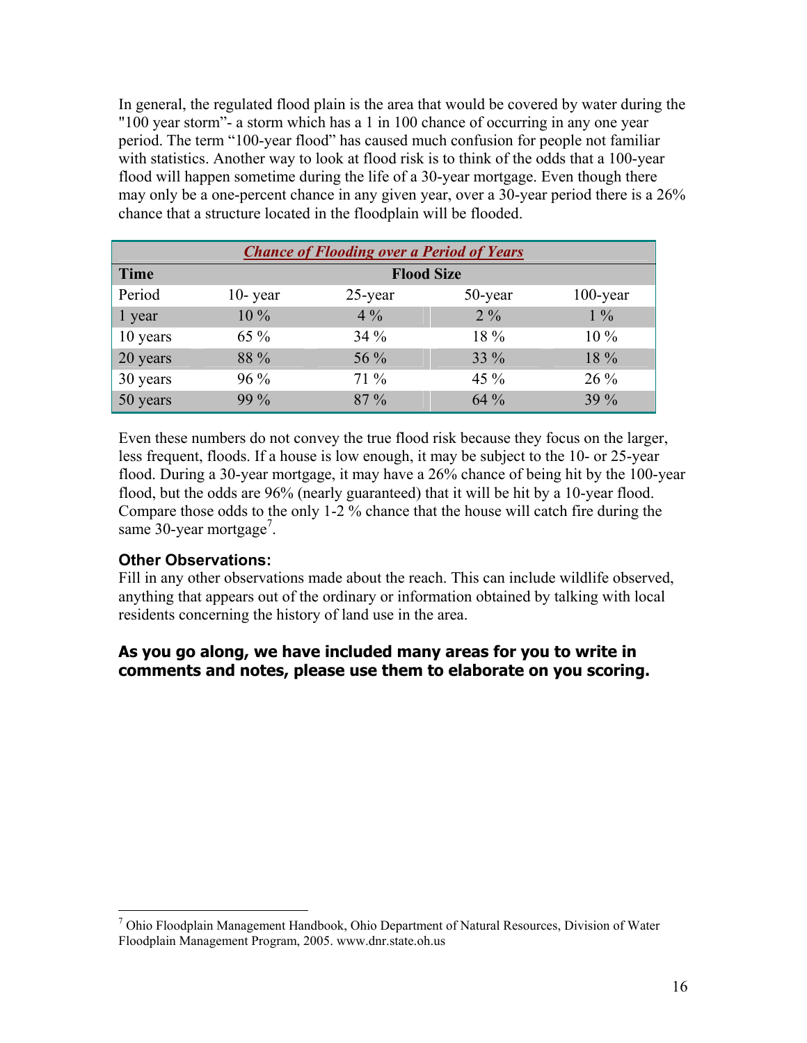In general, the regulated flood plain is the area that would be covered by water during the "100 year storm"- a storm which has a 1 in 100 chance of occurring in any one year period. The term "100-year flood" has caused much confusion for people not familiar with statistics. Another way to look at flood risk is to think of the odds that a 100-year flood will happen sometime during the life of a 30-year mortgage. Even though there may only be a one-percent chance in any given year, over a 30-year period there is a 26% chance that a structure located in the floodplain will be flooded.

| ***Chance of Flooding over a Period of Years*** | | | | |
|---|---|---|---|---|
| **Time** | **Flood Size** | | | |
| Period | 10- year | 25-year | 50-year | 100-year |
| 1 year | 10 % | 4 % | 2 % | 1 % |
| 10 years | 65 % | 34 % | 18 % | 10 % |
| 20 years | 88 % | 56 % | 33 % | 18 % |
| 30 years | 96 % | 71 % | 45 % | 26 % |
| 50 years | 99 % | 87 % | 64 % | 39 % |

Even these numbers do not convey the true flood risk because they focus on the larger, less frequent, floods. If a house is low enough, it may be subject to the 10- or 25-year flood. During a 30-year mortgage, it may have a 26% chance of being hit by the 100-year flood, but the odds are 96% (nearly guaranteed) that it will be hit by a 10-year flood. Compare those odds to the only 1-2 % chance that the house will catch fire during the same 30-year mortgage[7].

### Other Observations:

Fill in any other observations made about the reach. This can include wildlife observed, anything that appears out of the ordinary or information obtained by talking with local residents concerning the history of land use in the area.

**As you go along, we have included many areas for you to write in comments and notes, please use them to elaborate on you scoring.**

---

[7] Ohio Floodplain Management Handbook, Ohio Department of Natural Resources, Division of Water Floodplain Management Program, 2005. www.dnr.state.oh.us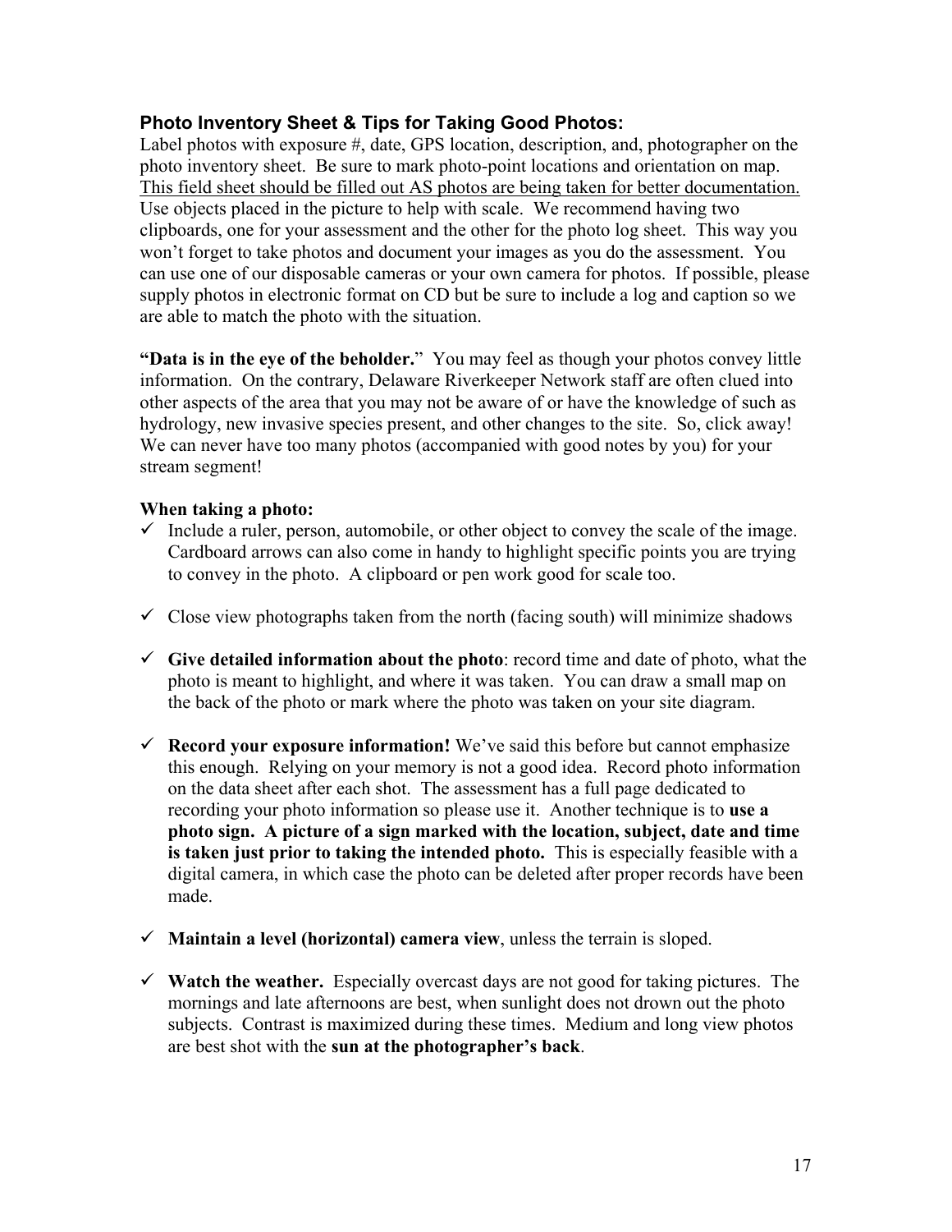### Photo Inventory Sheet & Tips for Taking Good Photos:

Label photos with exposure #, date, GPS location, description, and, photographer on the photo inventory sheet. Be sure to mark photo-point locations and orientation on map. <u>This field sheet should be filled out AS photos are being taken for better documentation.</u> Use objects placed in the picture to help with scale. We recommend having two clipboards, one for your assessment and the other for the photo log sheet. This way you won't forget to take photos and document your images as you do the assessment. You can use one of our disposable cameras or your own camera for photos. If possible, please supply photos in electronic format on CD but be sure to include a log and caption so we are able to match the photo with the situation.

**"Data is in the eye of the beholder."** You may feel as though your photos convey little information. On the contrary, Delaware Riverkeeper Network staff are often clued into other aspects of the area that you may not be aware of or have the knowledge of such as hydrology, new invasive species present, and other changes to the site. So, click away! We can never have too many photos (accompanied with good notes by you) for your stream segment!

**When taking a photo:**

- ✓ Include a ruler, person, automobile, or other object to convey the scale of the image. Cardboard arrows can also come in handy to highlight specific points you are trying to convey in the photo. A clipboard or pen work good for scale too.
- ✓ Close view photographs taken from the north (facing south) will minimize shadows
- ✓ **Give detailed information about the photo**: record time and date of photo, what the photo is meant to highlight, and where it was taken. You can draw a small map on the back of the photo or mark where the photo was taken on your site diagram.
- ✓ **Record your exposure information!** We've said this before but cannot emphasize this enough. Relying on your memory is not a good idea. Record photo information on the data sheet after each shot. The assessment has a full page dedicated to recording your photo information so please use it. Another technique is to **use a photo sign. A picture of a sign marked with the location, subject, date and time is taken just prior to taking the intended photo.** This is especially feasible with a digital camera, in which case the photo can be deleted after proper records have been made.
- ✓ **Maintain a level (horizontal) camera view**, unless the terrain is sloped.
- ✓ **Watch the weather.** Especially overcast days are not good for taking pictures. The mornings and late afternoons are best, when sunlight does not drown out the photo subjects. Contrast is maximized during these times. Medium and long view photos are best shot with the **sun at the photographer's back**.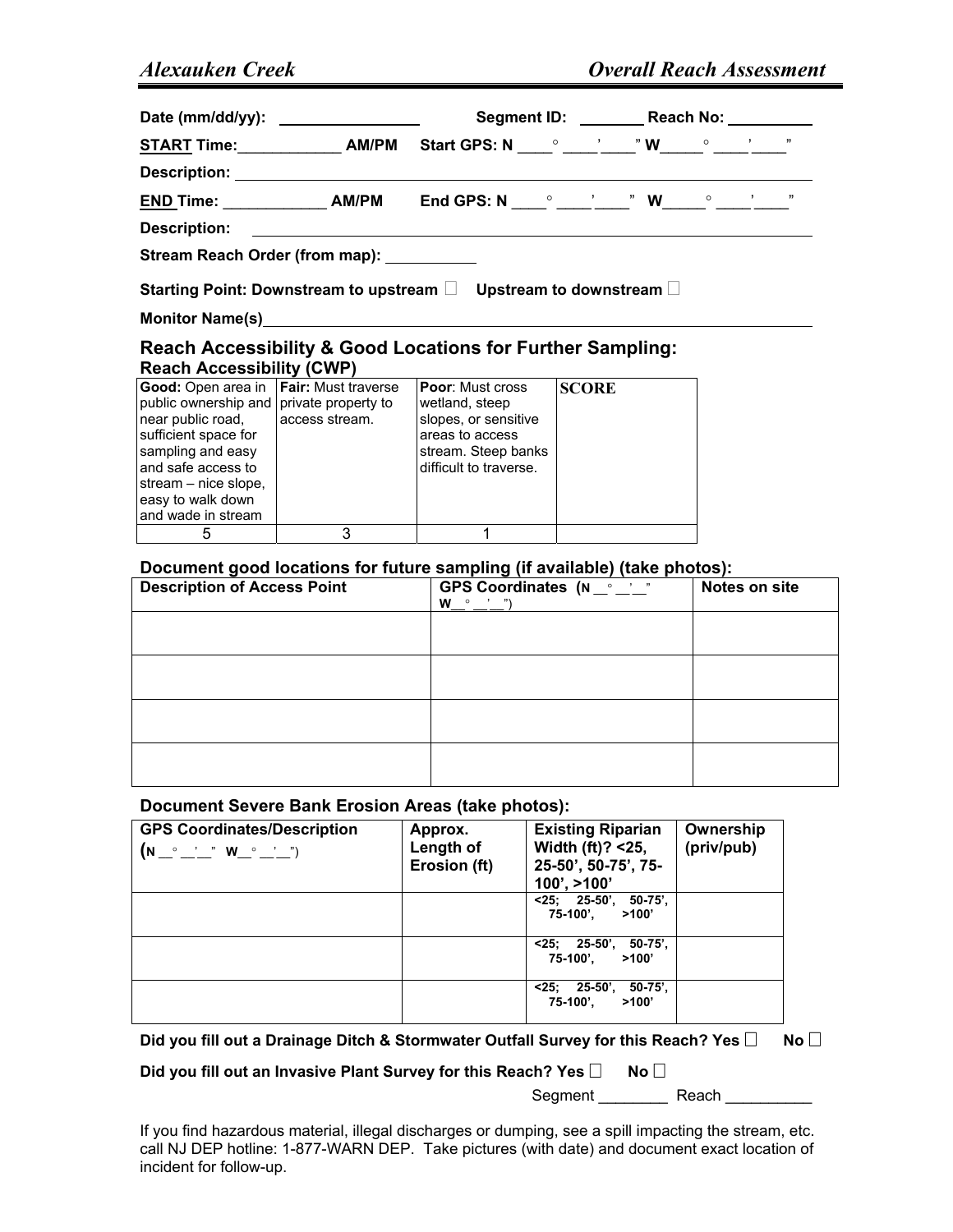*Alexauken Creek* *Overall Reach Assessment*

**Date (mm/dd/yy):** ________________ **Segment ID:** _______ **Reach No:** _________

**START Time:**____________ **AM/PM** **Start GPS: N** ____° ____'____" **W**_____° ____'____"

**Description:** ____________________________________________

**END Time:** ____________ **AM/PM** **End GPS: N** ____° ____'____" **W**_____° ____'____"

**Description:** ____________________________________________

**Stream Reach Order (from map):** __________

**Starting Point: Downstream to upstream** ☐ **Upstream to downstream** ☐

**Monitor Name(s)**____________________________________________

## Reach Accessibility & Good Locations for Further Sampling:

### Reach Accessibility (CWP)

| **Good:** Open area in public ownership and near public road, sufficient space for sampling and easy and safe access to stream – nice slope, easy to walk down and wade in stream | **Fair:** Must traverse private property to access stream. | **Poor:** Must cross wetland, steep slopes, or sensitive areas to access stream. Steep banks difficult to traverse. | **SCORE** |
|---|---|---|---|
| 5 | 3 | 1 | |

### Document good locations for future sampling (if available) (take photos):

| Description of Access Point | GPS Coordinates (N __° __'__" W__° __'__") | Notes on site |
|---|---|---|
| | | |
| | | |
| | | |
| | | |

### Document Severe Bank Erosion Areas (take photos):

| GPS Coordinates/Description (N __° __'__" W__° __'__") | Approx. Length of Erosion (ft) | Existing Riparian Width (ft)? <25, 25-50', 50-75', 75-100', >100' | Ownership (priv/pub) |
|---|---|---|---|
| | | <25; 25-50', 50-75', 75-100', >100' | |
| | | <25; 25-50', 50-75', 75-100', >100' | |
| | | <25; 25-50', 50-75', 75-100', >100' | |

**Did you fill out a Drainage Ditch & Stormwater Outfall Survey for this Reach? Yes** ☐ **No** ☐

**Did you fill out an Invasive Plant Survey for this Reach? Yes** ☐ **No** ☐

Segment ________ Reach __________

If you find hazardous material, illegal discharges or dumping, see a spill impacting the stream, etc. call NJ DEP hotline: 1-877-WARN DEP. Take pictures (with date) and document exact location of incident for follow-up.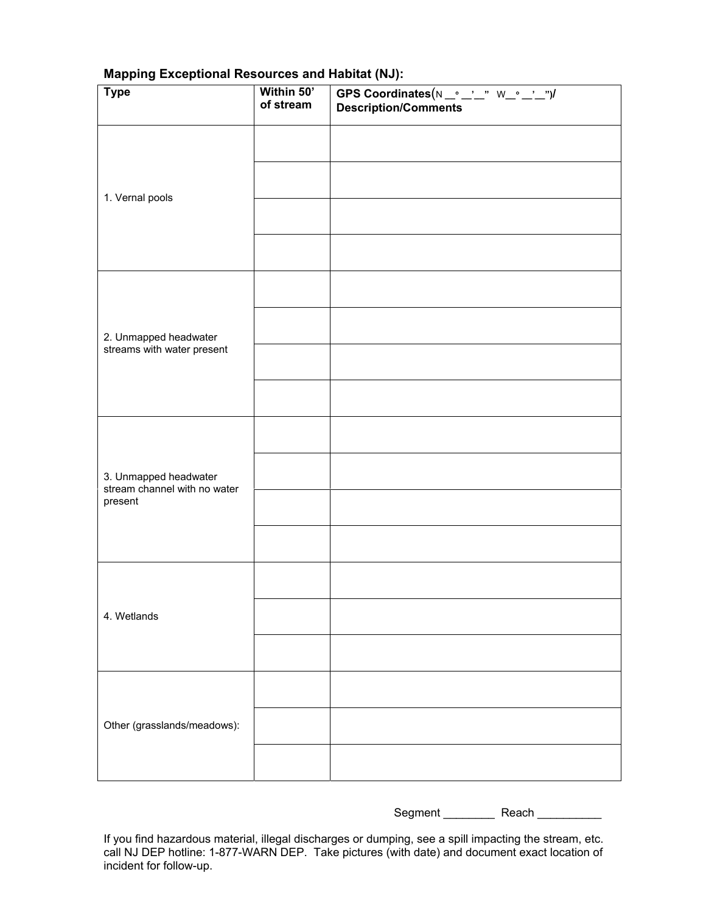**Mapping Exceptional Resources and Habitat (NJ):**

| Type | Within 50' of stream | GPS Coordinates(N __° __'__" W__° __'__")/ Description/Comments |
|---|---|---|
| 1. Vernal pools | | |
| | | |
| | | |
| | | |
| 2. Unmapped headwater streams with water present | | |
| | | |
| | | |
| | | |
| 3. Unmapped headwater stream channel with no water present | | |
| | | |
| | | |
| | | |
| 4. Wetlands | | |
| | | |
| | | |
| Other (grasslands/meadows): | | |
| | | |
| | | |

Segment ________ Reach __________

If you find hazardous material, illegal discharges or dumping, see a spill impacting the stream, etc. call NJ DEP hotline: 1-877-WARN DEP. Take pictures (with date) and document exact location of incident for follow-up.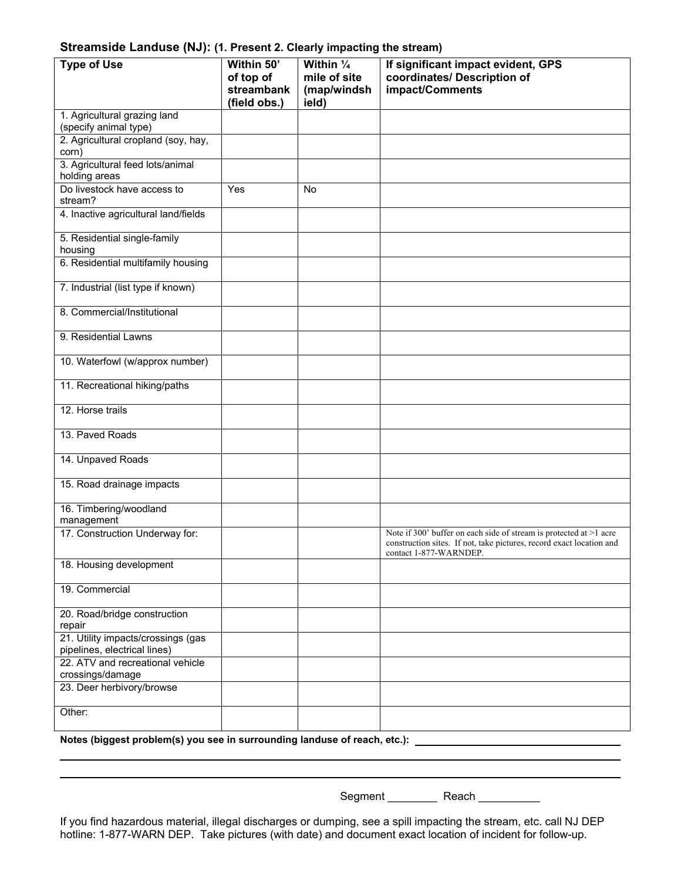### Streamside Landuse (NJ): (1. Present 2. Clearly impacting the stream)

| Type of Use | Within 50' of top of streambank (field obs.) | Within ¼ mile of site (map/windshield) | If significant impact evident, GPS coordinates/ Description of impact/Comments |
|---|---|---|---|
| 1. Agricultural grazing land (specify animal type) | | | |
| 2. Agricultural cropland (soy, hay, corn) | | | |
| 3. Agricultural feed lots/animal holding areas | | | |
| Do livestock have access to stream? | Yes | No | |
| 4. Inactive agricultural land/fields | | | |
| 5. Residential single-family housing | | | |
| 6. Residential multifamily housing | | | |
| 7. Industrial (list type if known) | | | |
| 8. Commercial/Institutional | | | |
| 9. Residential Lawns | | | |
| 10. Waterfowl (w/approx number) | | | |
| 11. Recreational hiking/paths | | | |
| 12. Horse trails | | | |
| 13. Paved Roads | | | |
| 14. Unpaved Roads | | | |
| 15. Road drainage impacts | | | |
| 16. Timbering/woodland management | | | |
| 17. Construction Underway for: | | | Note if 300' buffer on each side of stream is protected at >1 acre construction sites. If not, take pictures, record exact location and contact 1-877-WARNDEP. |
| 18. Housing development | | | |
| 19. Commercial | | | |
| 20. Road/bridge construction repair | | | |
| 21. Utility impacts/crossings (gas pipelines, electrical lines) | | | |
| 22. ATV and recreational vehicle crossings/damage | | | |
| 23. Deer herbivory/browse | | | |
| Other: | | | |

**Notes (biggest problem(s) you see in surrounding landuse of reach, etc.):** ____________________

____________________

____________________

Segment ________ Reach __________

If you find hazardous material, illegal discharges or dumping, see a spill impacting the stream, etc. call NJ DEP hotline: 1-877-WARN DEP. Take pictures (with date) and document exact location of incident for follow-up.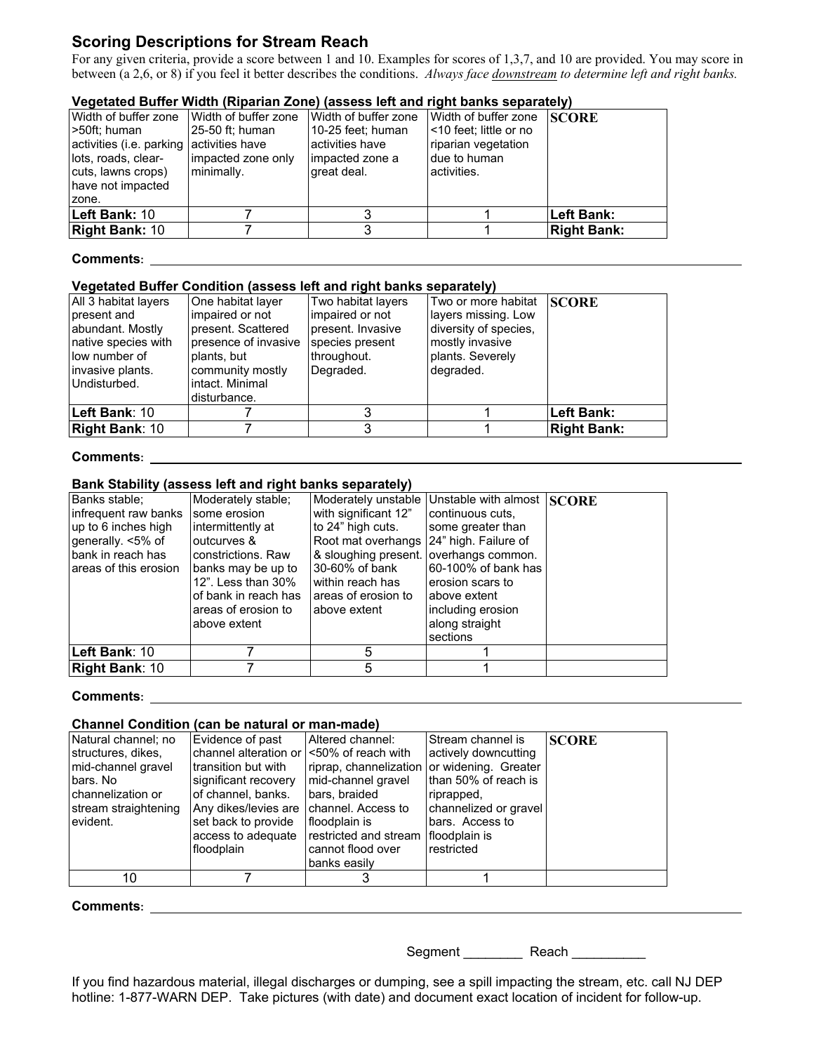## Scoring Descriptions for Stream Reach

For any given criteria, provide a score between 1 and 10. Examples for scores of 1,3,7, and 10 are provided. You may score in between (a 2,6, or 8) if you feel it better describes the conditions. *Always face* ***downstream*** *to determine left and right banks.*

### Vegetated Buffer Width (Riparian Zone) (assess left and right banks separately)

| Width of buffer zone >50ft; human activities (i.e. parking lots, roads, clear-cuts, lawns crops) have not impacted zone. | Width of buffer zone 25-50 ft; human activities have impacted zone only minimally. | Width of buffer zone 10-25 feet; human activities have impacted zone a great deal. | Width of buffer zone <10 feet; little or no riparian vegetation due to human activities. | **SCORE** |
|---|---|---|---|---|
| **Left Bank:** 10 | 7 | 3 | 1 | **Left Bank:** |
| **Right Bank:** 10 | 7 | 3 | 1 | **Right Bank:** |

**Comments:** ________________________________________________

### Vegetated Buffer Condition (assess left and right banks separately)

| All 3 habitat layers present and abundant. Mostly native species with low number of invasive plants. Undisturbed. | One habitat layer impaired or not present. Scattered presence of invasive plants, but community mostly intact. Minimal disturbance. | Two habitat layers impaired or not present. Invasive species present throughout. Degraded. | Two or more habitat layers missing. Low diversity of species, mostly invasive plants. Severely degraded. | **SCORE** |
|---|---|---|---|---|
| **Left Bank**: 10 | 7 | 3 | 1 | **Left Bank:** |
| **Right Bank**: 10 | 7 | 3 | 1 | **Right Bank:** |

**Comments:** ________________________________________________

### Bank Stability (assess left and right banks separately)

| Banks stable; infrequent raw banks up to 6 inches high generally. <5% of bank in reach has areas of this erosion | Moderately stable; some erosion intermittently at outcurves & constrictions. Raw banks may be up to 12". Less than 30% of bank in reach has areas of erosion to above extent | Moderately unstable with significant 12" to 24" high cuts. Root mat overhangs & sloughing present. 30-60% of bank within reach has areas of erosion to above extent | Unstable with almost continuous cuts, some greater than 24" high. Failure of overhangs common. 60-100% of bank has erosion scars to above extent including erosion along straight sections | **SCORE** |
|---|---|---|---|---|
| **Left Bank**: 10 | 7 | 5 | 1 | |
| **Right Bank**: 10 | 7 | 5 | 1 | |

**Comments:** ________________________________________________

### Channel Condition (can be natural or man-made)

| Natural channel; no structures, dikes, mid-channel gravel bars. No channelization or stream straightening evident. | Evidence of past channel alteration or transition but with significant recovery of channel, banks. Any dikes/levies are set back to provide access to adequate floodplain | Altered channel: <50% of reach with riprap, channelization mid-channel gravel bars, braided channel. Access to floodplain is restricted and stream cannot flood over banks easily | Stream channel is actively downcutting or widening. Greater than 50% of reach is riprapped, channelized or gravel bars. Access to floodplain is restricted | **SCORE** |
|---|---|---|---|---|
| 10 | 7 | 3 | 1 | |

**Comments:** ________________________________________________

Segment ________ Reach __________

If you find hazardous material, illegal discharges or dumping, see a spill impacting the stream, etc. call NJ DEP hotline: 1-877-WARN DEP. Take pictures (with date) and document exact location of incident for follow-up.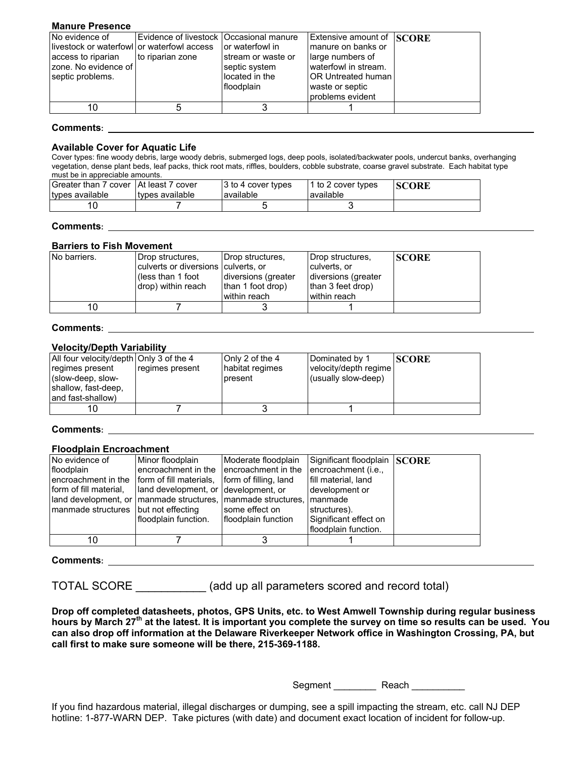**Manure Presence**

| No evidence of livestock or waterfowl access to riparian zone. No evidence of septic problems. | Evidence of livestock or waterfowl access to riparian zone | Occasional manure or waterfowl in stream or waste or septic system located in the floodplain | Extensive amount of manure on banks or large numbers of waterfowl in stream. OR Untreated human waste or septic problems evident | **SCORE** |
|---|---|---|---|---|
| 10 | 5 | 3 | 1 | |

**Comments:** ___________________________________________

**Available Cover for Aquatic Life**

Cover types: fine woody debris, large woody debris, submerged logs, deep pools, isolated/backwater pools, undercut banks, overhanging vegetation, dense plant beds, leaf packs, thick root mats, riffles, boulders, cobble substrate, coarse gravel substrate. Each habitat type must be in appreciable amounts.

| Greater than 7 cover types available | At least 7 cover types available | 3 to 4 cover types available | 1 to 2 cover types available | **SCORE** |
|---|---|---|---|---|
| 10 | 7 | 5 | 3 | |

**Comments:** ___________________________________________

**Barriers to Fish Movement**

| No barriers. | Drop structures, culverts or diversions (less than 1 foot drop) within reach | Drop structures, culverts, or diversions (greater than 1 foot drop) within reach | Drop structures, culverts, or diversions (greater than 3 feet drop) within reach | **SCORE** |
|---|---|---|---|---|
| 10 | 7 | 3 | 1 | |

**Comments:** ___________________________________________

**Velocity/Depth Variability**

| All four velocity/depth regimes present (slow-deep, slow-shallow, fast-deep, and fast-shallow) | Only 3 of the 4 regimes present | Only 2 of the 4 habitat regimes present | Dominated by 1 velocity/depth regime (usually slow-deep) | **SCORE** |
|---|---|---|---|---|
| 10 | 7 | 3 | 1 | |

**Comments:** ___________________________________________

**Floodplain Encroachment**

| No evidence of floodplain encroachment in the form of fill material, land development, or manmade structures | Minor floodplain encroachment in the form of fill materials, land development, or manmade structures, but not effecting floodplain function. | Moderate floodplain encroachment in the form of filling, land development, or manmade structures, some effect on floodplain function | Significant floodplain encroachment (i.e., fill material, land development or manmade structures). Significant effect on floodplain function. | **SCORE** |
|---|---|---|---|---|
| 10 | 7 | 3 | 1 | |

**Comments:** ___________________________________________

TOTAL SCORE ___________ (add up all parameters scored and record total)

**Drop off completed datasheets, photos, GPS Units, etc. to West Amwell Township during regular business hours by March 27th at the latest. It is important you complete the survey on time so results can be used. You can also drop off information at the Delaware Riverkeeper Network office in Washington Crossing, PA, but call first to make sure someone will be there, 215-369-1188.**

Segment ________ Reach __________

If you find hazardous material, illegal discharges or dumping, see a spill impacting the stream, etc. call NJ DEP hotline: 1-877-WARN DEP. Take pictures (with date) and document exact location of incident for follow-up.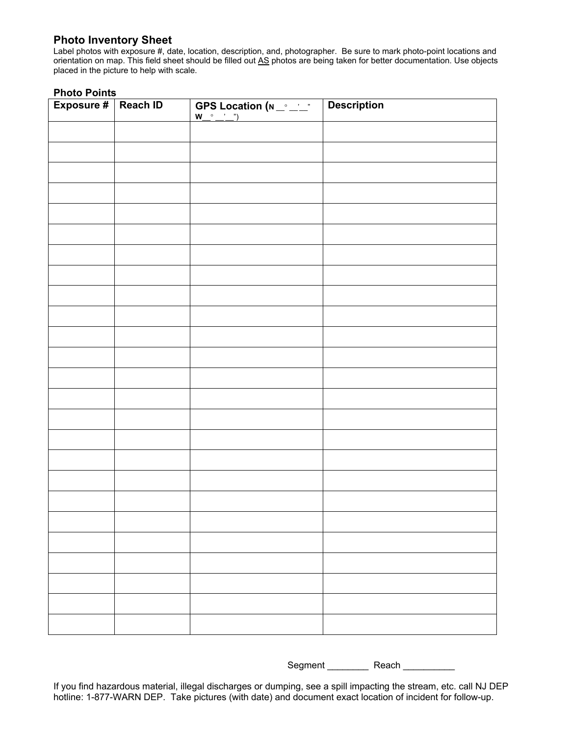## Photo Inventory Sheet

Label photos with exposure #, date, location, description, and, photographer. Be sure to mark photo-point locations and orientation on map. This field sheet should be filled out AS photos are being taken for better documentation. Use objects placed in the picture to help with scale.

### Photo Points

| Exposure # | Reach ID | GPS Location (N __° __' __" W__° __' __") | Description |
|---|---|---|---|
| | | | |
| | | | |
| | | | |
| | | | |
| | | | |
| | | | |
| | | | |
| | | | |
| | | | |
| | | | |
| | | | |
| | | | |
| | | | |
| | | | |
| | | | |
| | | | |
| | | | |
| | | | |
| | | | |
| | | | |
| | | | |
| | | | |
| | | | |
| | | | |
| | | | |

Segment ________ Reach __________

If you find hazardous material, illegal discharges or dumping, see a spill impacting the stream, etc. call NJ DEP hotline: 1-877-WARN DEP. Take pictures (with date) and document exact location of incident for follow-up.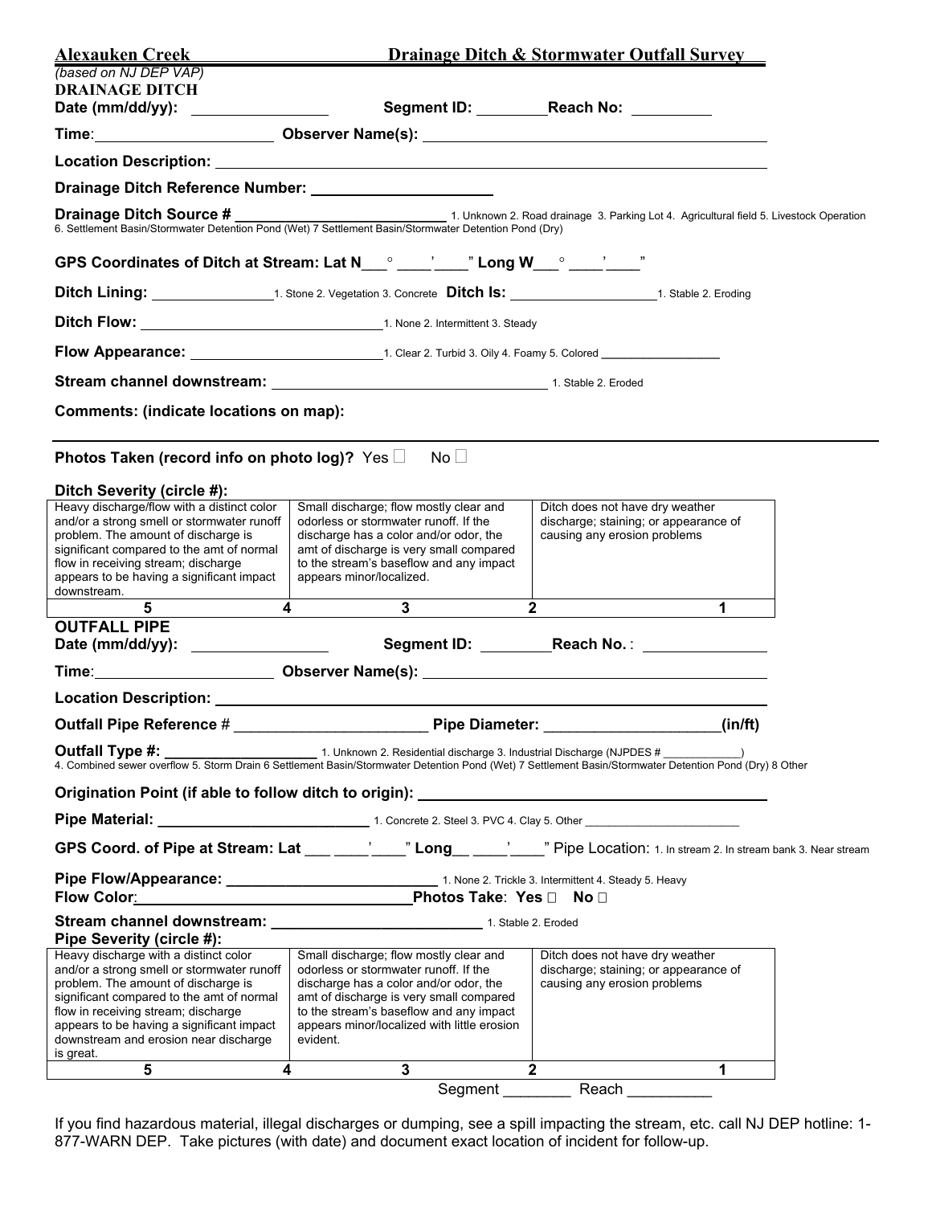**Alexauken Creek** **Drainage Ditch & Stormwater Outfall Survey**

*(based on NJ DEP VAP)*

**DRAINAGE DITCH**

**Date (mm/dd/yy):** ______________ **Segment ID:** ________ **Reach No:** _________

**Time**: ____________________ **Observer Name(s):** ________________________________________

**Location Description:** ____________________________________________________________

**Drainage Ditch Reference Number:** ____________________

**Drainage Ditch Source #** ________________________ 1. Unknown 2. Road drainage 3. Parking Lot 4. Agricultural field 5. Livestock Operation 6. Settlement Basin/Stormwater Detention Pond (Wet) 7 Settlement Basin/Stormwater Detention Pond (Dry)

**GPS Coordinates of Ditch at Stream: Lat N**___° ____' ____" **Long W**___° ____' ____"

**Ditch Lining:** _______________ 1. Stone 2. Vegetation 3. Concrete **Ditch Is:** __________________ 1. Stable 2. Eroding

**Ditch Flow:** ______________________________ 1. None 2. Intermittent 3. Steady

**Flow Appearance:** ______________________ 1. Clear 2. Turbid 3. Oily 4. Foamy 5. Colored ________________

**Stream channel downstream:** ________________________________ 1. Stable 2. Eroded

**Comments: (indicate locations on map):**

---

**Photos Taken (record info on photo log)?** Yes ☐ No ☐

**Ditch Severity (circle #):**

| Heavy discharge/flow with a distinct color and/or a strong smell or stormwater runoff problem. The amount of discharge is significant compared to the amt of normal flow in receiving stream; discharge appears to be having a significant impact downstream. | Small discharge; flow mostly clear and odorless or stormwater runoff. If the discharge has a color and/or odor, the amt of discharge is very small compared to the stream's baseflow and any impact appears minor/localized. | Ditch does not have dry weather discharge; staining; or appearance of causing any erosion problems |
|---|---|---|
| 5 &nbsp;&nbsp;&nbsp;&nbsp;&nbsp;&nbsp;&nbsp;&nbsp; 4 | 3 &nbsp;&nbsp;&nbsp;&nbsp;&nbsp;&nbsp;&nbsp;&nbsp; 2 | 1 |

**OUTFALL PIPE**

**Date (mm/dd/yy):** ______________ **Segment ID:** ________ **Reach No.** : ______________

**Time**: ____________________ **Observer Name(s):** ________________________________________

**Location Description:** ____________________________________________________________

**Outfall Pipe Reference #** ______________________ **Pipe Diameter:** ____________________ **(in/ft)**

**Outfall Type #:** __________________ 1. Unknown 2. Residential discharge 3. Industrial Discharge (NJPDES # ____________) 4. Combined sewer overflow 5. Storm Drain 6 Settlement Basin/Stormwater Detention Pond (Wet) 7 Settlement Basin/Stormwater Detention Pond (Dry) 8 Other

**Origination Point (if able to follow ditch to origin):** ________________________________________

**Pipe Material:** ________________________ 1. Concrete 2. Steel 3. PVC 4. Clay 5. Other ______________________

**GPS Coord. of Pipe at Stream: Lat** ___ ____' ____" **Long**__ ____' ____" Pipe Location: 1. In stream 2. In stream bank 3. Near stream

**Pipe Flow/Appearance:** ________________________ 1. None 2. Trickle 3. Intermittent 4. Steady 5. Heavy

**Flow Color**: ______________________________ **Photos Take**: **Yes** ☐ **No** ☐

**Stream channel downstream:** ______________________ 1. Stable 2. Eroded

**Pipe Severity (circle #):**

| Heavy discharge with a distinct color and/or a strong smell or stormwater runoff problem. The amount of discharge is significant compared to the amt of normal flow in receiving stream; discharge appears to be having a significant impact downstream and erosion near discharge is great. | Small discharge; flow mostly clear and odorless or stormwater runoff. If the discharge has a color and/or odor, the amt of discharge is very small compared to the stream's baseflow and any impact appears minor/localized with little erosion evident. | Ditch does not have dry weather discharge; staining; or appearance of causing any erosion problems |
|---|---|---|
| 5 &nbsp;&nbsp;&nbsp;&nbsp;&nbsp;&nbsp;&nbsp;&nbsp; 4 | 3 &nbsp;&nbsp;&nbsp;&nbsp;&nbsp;&nbsp;&nbsp;&nbsp; 2 | 1 |

Segment ________ Reach __________

If you find hazardous material, illegal discharges or dumping, see a spill impacting the stream, etc. call NJ DEP hotline: 1-877-WARN DEP. Take pictures (with date) and document exact location of incident for follow-up.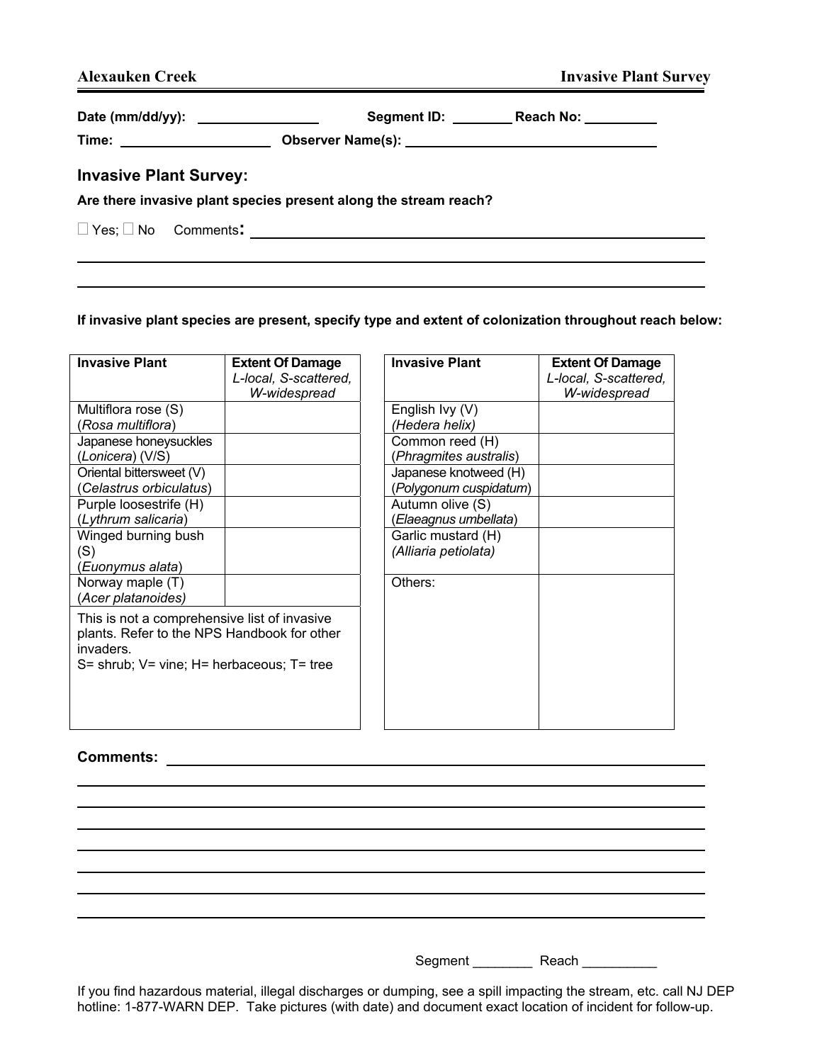**Alexauken Creek** **Invasive Plant Survey**

**Date (mm/dd/yy):** ________________ **Segment ID:** ________ **Reach No:** __________

**Time:** ____________________ **Observer Name(s):** ________________________________

## Invasive Plant Survey:

**Are there invasive plant species present along the stream reach?**

☐ Yes; ☐ No Comments: ____________________________________________

______________________________________________________________________

______________________________________________________________________

**If invasive plant species are present, specify type and extent of colonization throughout reach below:**

| **Invasive Plant** | **Extent Of Damage** *L-local, S-scattered, W-widespread* | **Invasive Plant** | **Extent Of Damage** *L-local, S-scattered, W-widespread* |
|---|---|---|---|
| Multiflora rose (S) (*Rosa multiflora*) | | English Ivy (V) *(Hedera helix)* | |
| Japanese honeysuckles (*Lonicera*) (V/S) | | Common reed (H) (*Phragmites australis*) | |
| Oriental bittersweet (V) (*Celastrus orbiculatus*) | | Japanese knotweed (H) (*Polygonum cuspidatum*) | |
| Purple loosestrife (H) (*Lythrum salicaria*) | | Autumn olive (S) (*Elaeagnus umbellata*) | |
| Winged burning bush (S) (*Euonymus alata*) | | Garlic mustard (H) *(Alliaria petiolata)* | |
| Norway maple (T) (*Acer platanoides)* | | Others: | |
| This is not a comprehensive list of invasive plants. Refer to the NPS Handbook for other invaders. S= shrub; V= vine; H= herbaceous; T= tree | | | |

**Comments:** ____________________________________________________________

______________________________________________________________________

______________________________________________________________________

______________________________________________________________________

______________________________________________________________________

______________________________________________________________________

______________________________________________________________________

______________________________________________________________________

Segment ________ Reach __________

If you find hazardous material, illegal discharges or dumping, see a spill impacting the stream, etc. call NJ DEP hotline: 1-877-WARN DEP. Take pictures (with date) and document exact location of incident for follow-up.